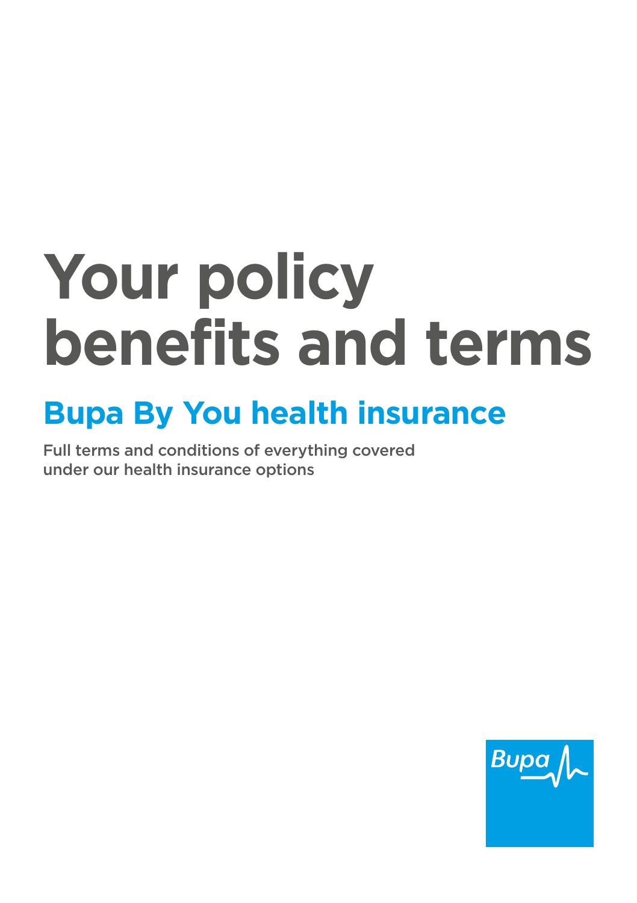# Your policy benefits and terms

## Bupa By You health insurance

Full terms and conditions of everything covered under our health insurance options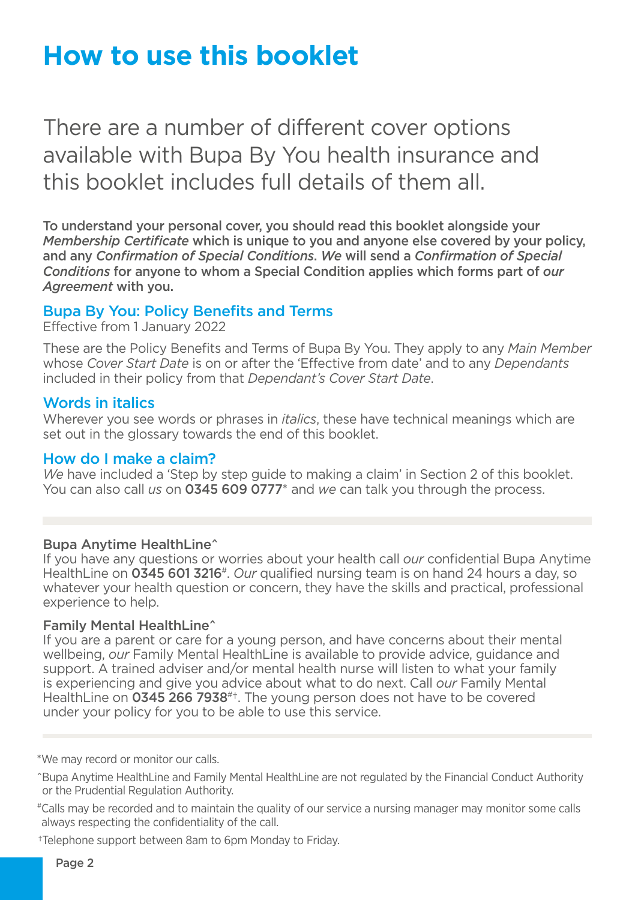# How to use this booklet

There are a number of different cover options available with Bupa By You health insurance and this booklet includes full details of them all.

**To understand your personal cover, you should read this booklet alongside your *Membership Certificate* which is unique to you and anyone else covered by your policy, and any *Confirmation of Special Conditions*. *We* will send a *Confirmation of Special Conditions* for anyone to whom a Special Condition applies which forms part of *our Agreement* with you.**

## Bupa By You: Policy Benefits and Terms

Effective from 1 January 2022

These are the Policy Benefits and Terms of Bupa By You. They apply to any *Main Member* whose *Cover Start Date* is on or after the 'Effective from date' and to any *Dependants* included in their policy from that *Dependant's Cover Start Date*.

## Words in italics

Wherever you see words or phrases in *italics*, these have technical meanings which are set out in the glossary towards the end of this booklet.

## How do I make a claim?

*We* have included a 'Step by step guide to making a claim' in Section 2 of this booklet. You can also call *us* on **0345 609 0777*** and *we* can talk you through the process.

---

**Bupa Anytime HealthLine^**

If you have any questions or worries about your health call *our* confidential Bupa Anytime HealthLine on **0345 601 3216**#. *Our* qualified nursing team is on hand 24 hours a day, so whatever your health question or concern, they have the skills and practical, professional experience to help.

**Family Mental HealthLine^**

If you are a parent or care for a young person, and have concerns about their mental wellbeing, *our* Family Mental HealthLine is available to provide advice, guidance and support. A trained adviser and/or mental health nurse will listen to what your family is experiencing and give you advice about what to do next. Call *our* Family Mental HealthLine on **0345 266 7938**#†. The young person does not have to be covered under your policy for you to be able to use this service.

---

*We may record or monitor our calls.

^Bupa Anytime HealthLine and Family Mental HealthLine are not regulated by the Financial Conduct Authority or the Prudential Regulation Authority.

#Calls may be recorded and to maintain the quality of our service a nursing manager may monitor some calls always respecting the confidentiality of the call.

†Telephone support between 8am to 6pm Monday to Friday.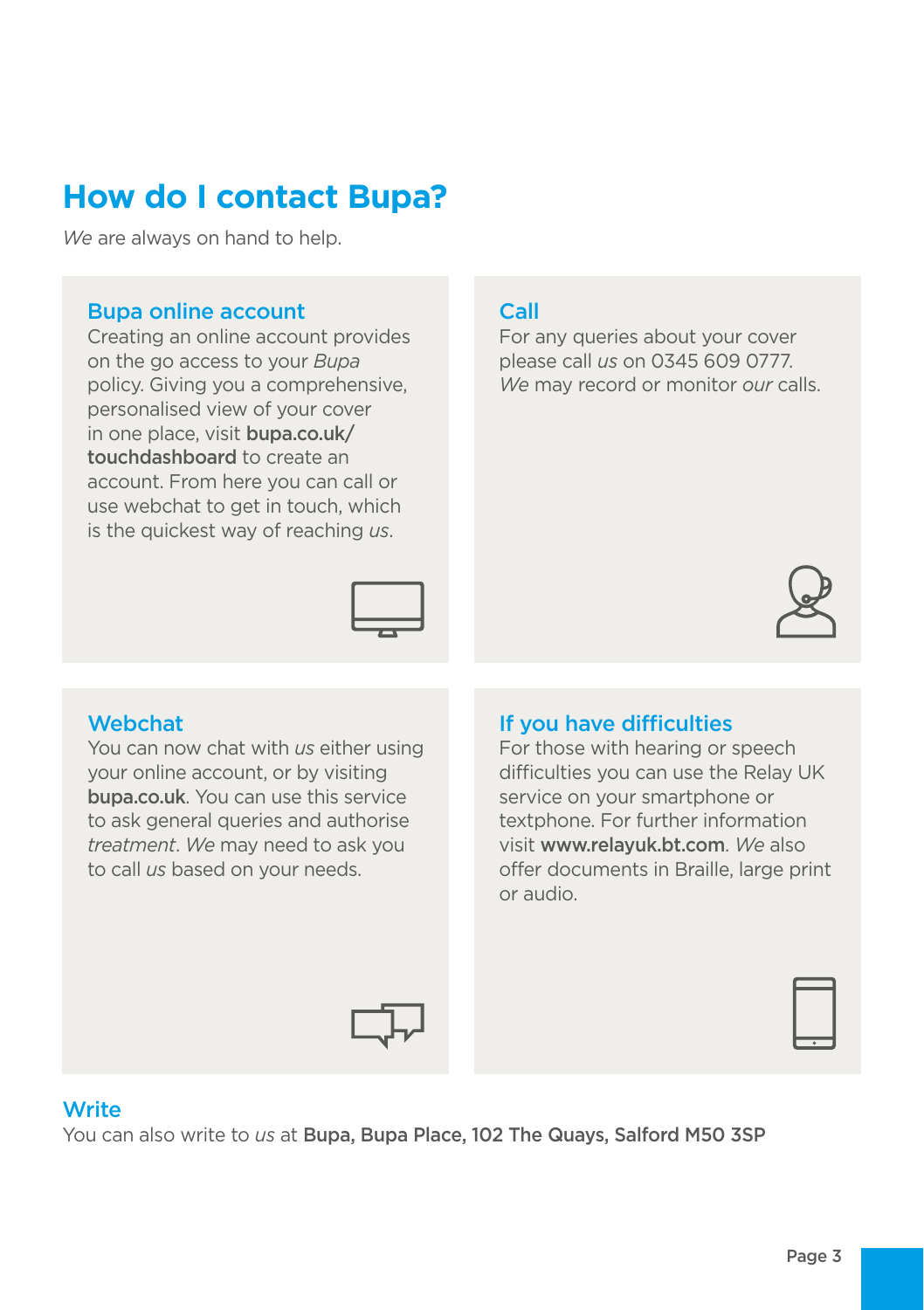# How do I contact Bupa?

*We* are always on hand to help.

## Bupa online account

Creating an online account provides on the go access to your *Bupa* policy. Giving you a comprehensive, personalised view of your cover in one place, visit **bupa.co.uk/touchdashboard** to create an account. From here you can call or use webchat to get in touch, which is the quickest way of reaching *us*.

## Call

For any queries about your cover please call *us* on 0345 609 0777. *We* may record or monitor *our* calls.

## Webchat

You can now chat with *us* either using your online account, or by visiting **bupa.co.uk**. You can use this service to ask general queries and authorise *treatment*. *We* may need to ask you to call *us* based on your needs.

## If you have difficulties

For those with hearing or speech difficulties you can use the Relay UK service on your smartphone or textphone. For further information visit **www.relayuk.bt.com**. *We* also offer documents in Braille, large print or audio.

## Write

You can also write to *us* at **Bupa, Bupa Place, 102 The Quays, Salford M50 3SP**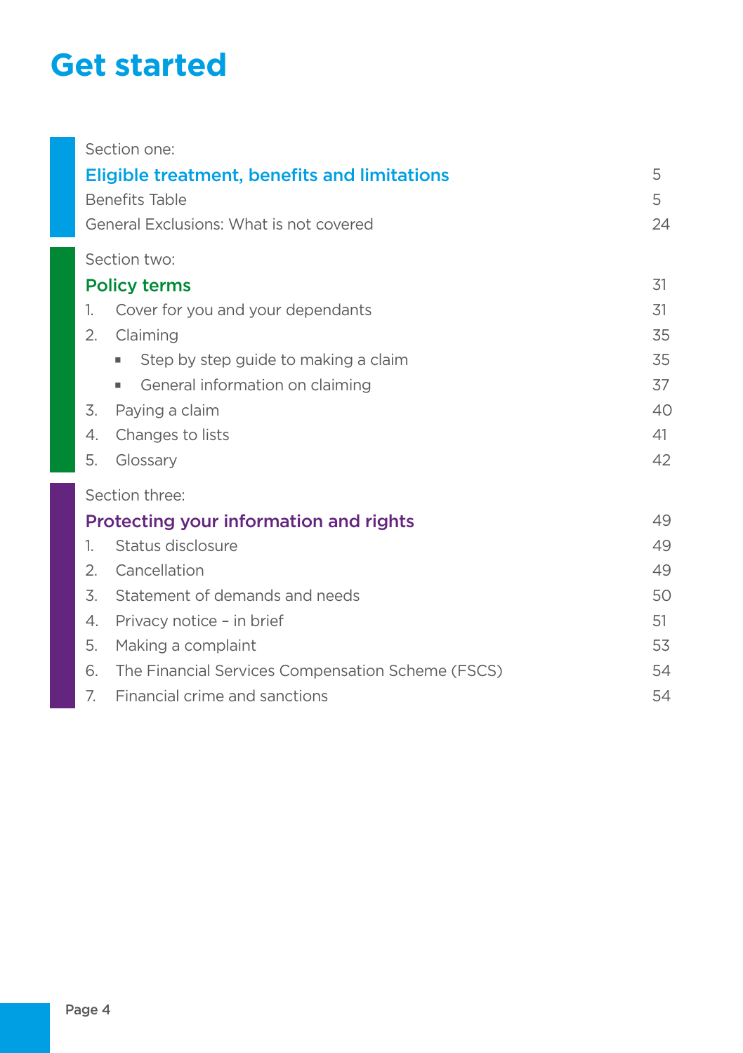# Get started

Section one:

## Eligible treatment, benefits and limitations — 5

- Benefits Table — 5
- General Exclusions: What is not covered — 24

Section two:

## Policy terms — 31

1. Cover for you and your dependants — 31
2. Claiming — 35
   - Step by step guide to making a claim — 35
   - General information on claiming — 37
3. Paying a claim — 40
4. Changes to lists — 41
5. Glossary — 42

Section three:

## Protecting your information and rights — 49

1. Status disclosure — 49
2. Cancellation — 49
3. Statement of demands and needs — 50
4. Privacy notice – in brief — 51
5. Making a complaint — 53
6. The Financial Services Compensation Scheme (FSCS) — 54
7. Financial crime and sanctions — 54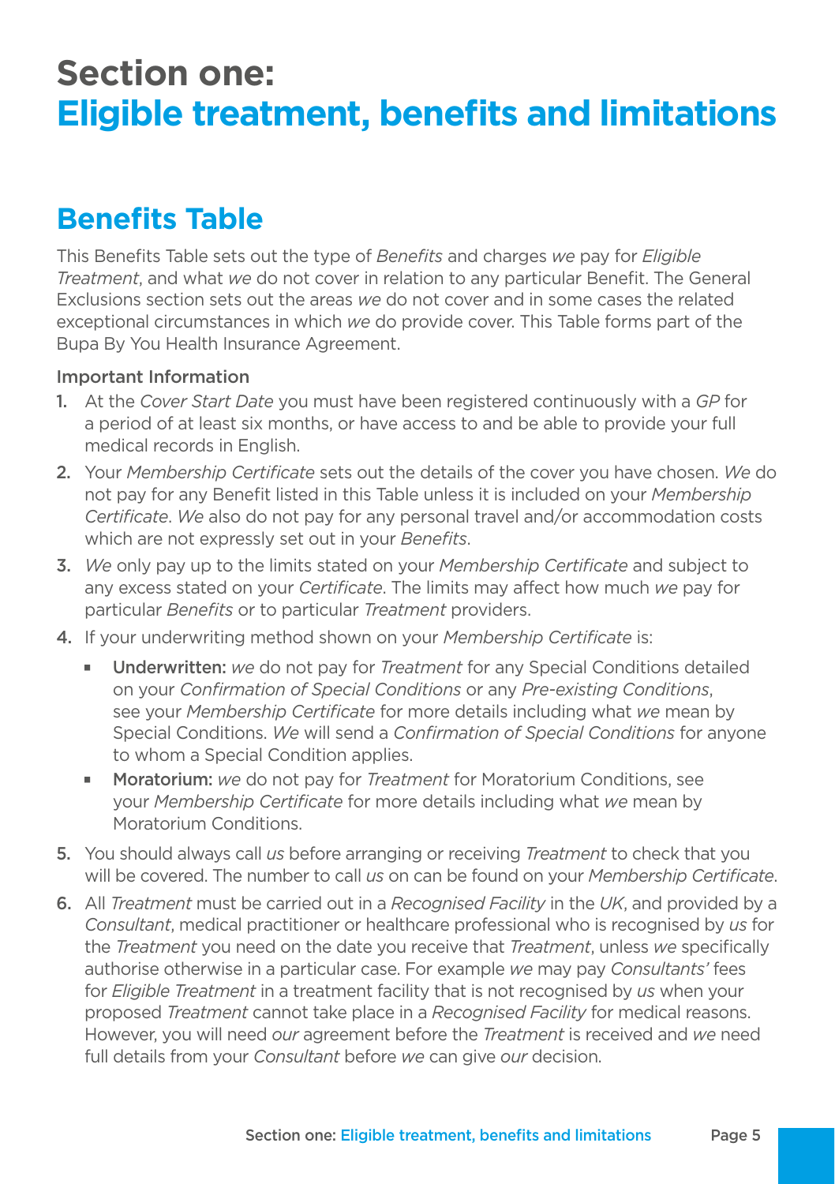# Section one:
# Eligible treatment, benefits and limitations

## Benefits Table

This Benefits Table sets out the type of *Benefits* and charges *we* pay for *Eligible Treatment*, and what *we* do not cover in relation to any particular Benefit. The General Exclusions section sets out the areas *we* do not cover and in some cases the related exceptional circumstances in which *we* do provide cover. This Table forms part of the Bupa By You Health Insurance Agreement.

### Important Information

1. At the *Cover Start Date* you must have been registered continuously with a *GP* for a period of at least six months, or have access to and be able to provide your full medical records in English.
2. Your *Membership Certificate* sets out the details of the cover you have chosen. *We* do not pay for any Benefit listed in this Table unless it is included on your *Membership Certificate*. *We* also do not pay for any personal travel and/or accommodation costs which are not expressly set out in your *Benefits*.
3. *We* only pay up to the limits stated on your *Membership Certificate* and subject to any excess stated on your *Certificate*. The limits may affect how much *we* pay for particular *Benefits* or to particular *Treatment* providers.
4. If your underwriting method shown on your *Membership Certificate* is:
   - **Underwritten:** *we* do not pay for *Treatment* for any Special Conditions detailed on your *Confirmation of Special Conditions* or any *Pre-existing Conditions*, see your *Membership Certificate* for more details including what *we* mean by Special Conditions. *We* will send a *Confirmation of Special Conditions* for anyone to whom a Special Condition applies.
   - **Moratorium:** *we* do not pay for *Treatment* for Moratorium Conditions, see your *Membership Certificate* for more details including what *we* mean by Moratorium Conditions.
5. You should always call *us* before arranging or receiving *Treatment* to check that you will be covered. The number to call *us* on can be found on your *Membership Certificate*.
6. All *Treatment* must be carried out in a *Recognised Facility* in the *UK*, and provided by a *Consultant*, medical practitioner or healthcare professional who is recognised by *us* for the *Treatment* you need on the date you receive that *Treatment*, unless *we* specifically authorise otherwise in a particular case. For example *we* may pay *Consultants'* fees for *Eligible Treatment* in a treatment facility that is not recognised by *us* when your proposed *Treatment* cannot take place in a *Recognised Facility* for medical reasons. However, you will need *our* agreement before the *Treatment* is received and *we* need full details from your *Consultant* before *we* can give *our* decision.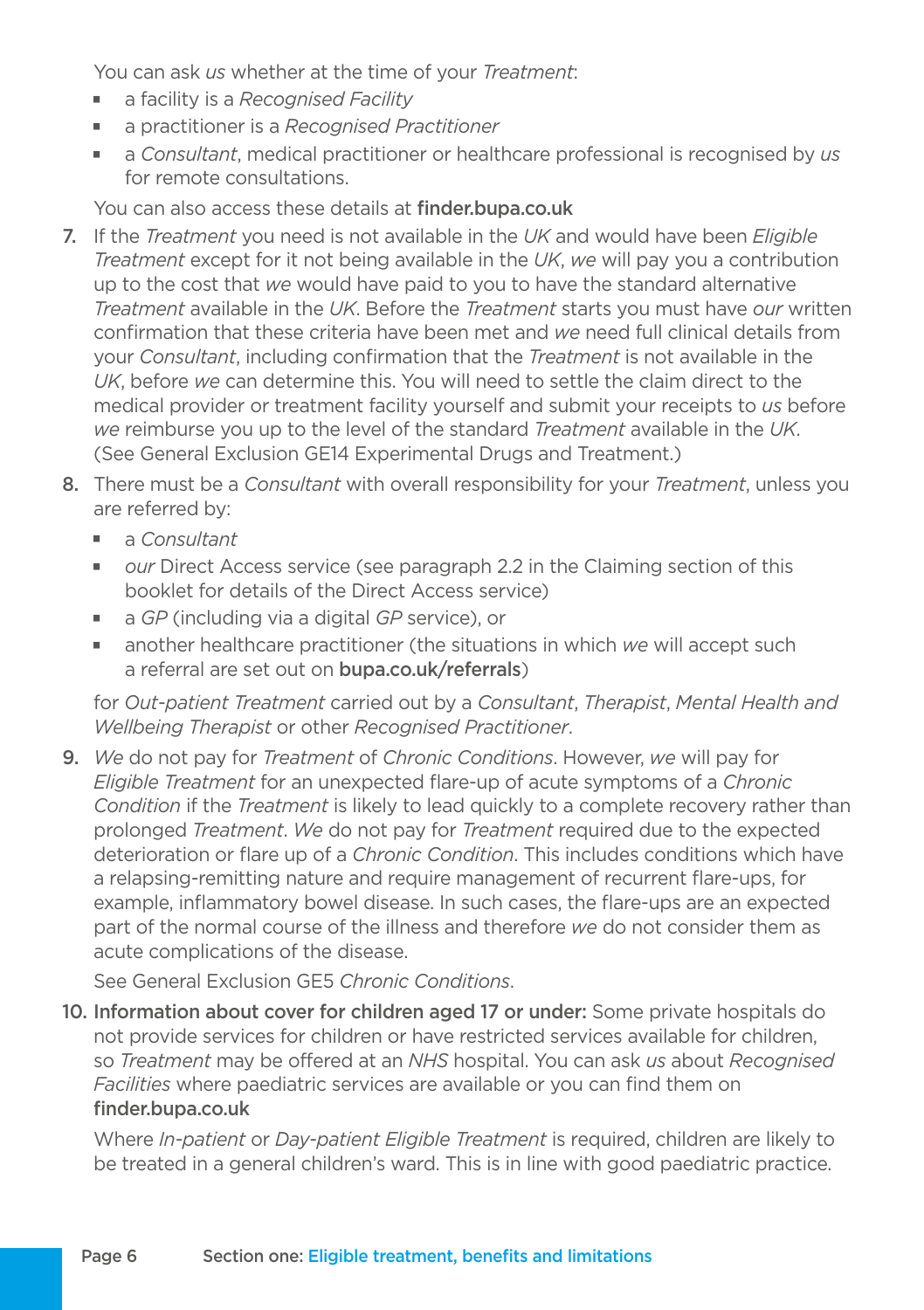You can ask *us* whether at the time of your *Treatment*:

- a facility is a *Recognised Facility*
- a practitioner is a *Recognised Practitioner*
- a *Consultant*, medical practitioner or healthcare professional is recognised by *us* for remote consultations.

You can also access these details at **finder.bupa.co.uk**

7. If the *Treatment* you need is not available in the *UK* and would have been *Eligible Treatment* except for it not being available in the *UK*, *we* will pay you a contribution up to the cost that *we* would have paid to you to have the standard alternative *Treatment* available in the *UK*. Before the *Treatment* starts you must have *our* written confirmation that these criteria have been met and *we* need full clinical details from your *Consultant*, including confirmation that the *Treatment* is not available in the *UK*, before *we* can determine this. You will need to settle the claim direct to the medical provider or treatment facility yourself and submit your receipts to *us* before *we* reimburse you up to the level of the standard *Treatment* available in the *UK*. (See General Exclusion GE14 Experimental Drugs and Treatment.)

8. There must be a *Consultant* with overall responsibility for your *Treatment*, unless you are referred by:

   - a *Consultant*
   - *our* Direct Access service (see paragraph 2.2 in the Claiming section of this booklet for details of the Direct Access service)
   - a *GP* (including via a digital *GP* service), or
   - another healthcare practitioner (the situations in which *we* will accept such a referral are set out on **bupa.co.uk/referrals**)

   for *Out-patient Treatment* carried out by a *Consultant*, *Therapist*, *Mental Health and Wellbeing Therapist* or other *Recognised Practitioner*.

9. *We* do not pay for *Treatment* of *Chronic Conditions*. However, *we* will pay for *Eligible Treatment* for an unexpected flare-up of acute symptoms of a *Chronic Condition* if the *Treatment* is likely to lead quickly to a complete recovery rather than prolonged *Treatment*. *We* do not pay for *Treatment* required due to the expected deterioration or flare up of a *Chronic Condition*. This includes conditions which have a relapsing-remitting nature and require management of recurrent flare-ups, for example, inflammatory bowel disease. In such cases, the flare-ups are an expected part of the normal course of the illness and therefore *we* do not consider them as acute complications of the disease.

   See General Exclusion GE5 *Chronic Conditions*.

10. **Information about cover for children aged 17 or under:** Some private hospitals do not provide services for children or have restricted services available for children, so *Treatment* may be offered at an *NHS* hospital. You can ask *us* about *Recognised Facilities* where paediatric services are available or you can find them on **finder.bupa.co.uk**

    Where *In-patient* or *Day-patient Eligible Treatment* is required, children are likely to be treated in a general children's ward. This is in line with good paediatric practice.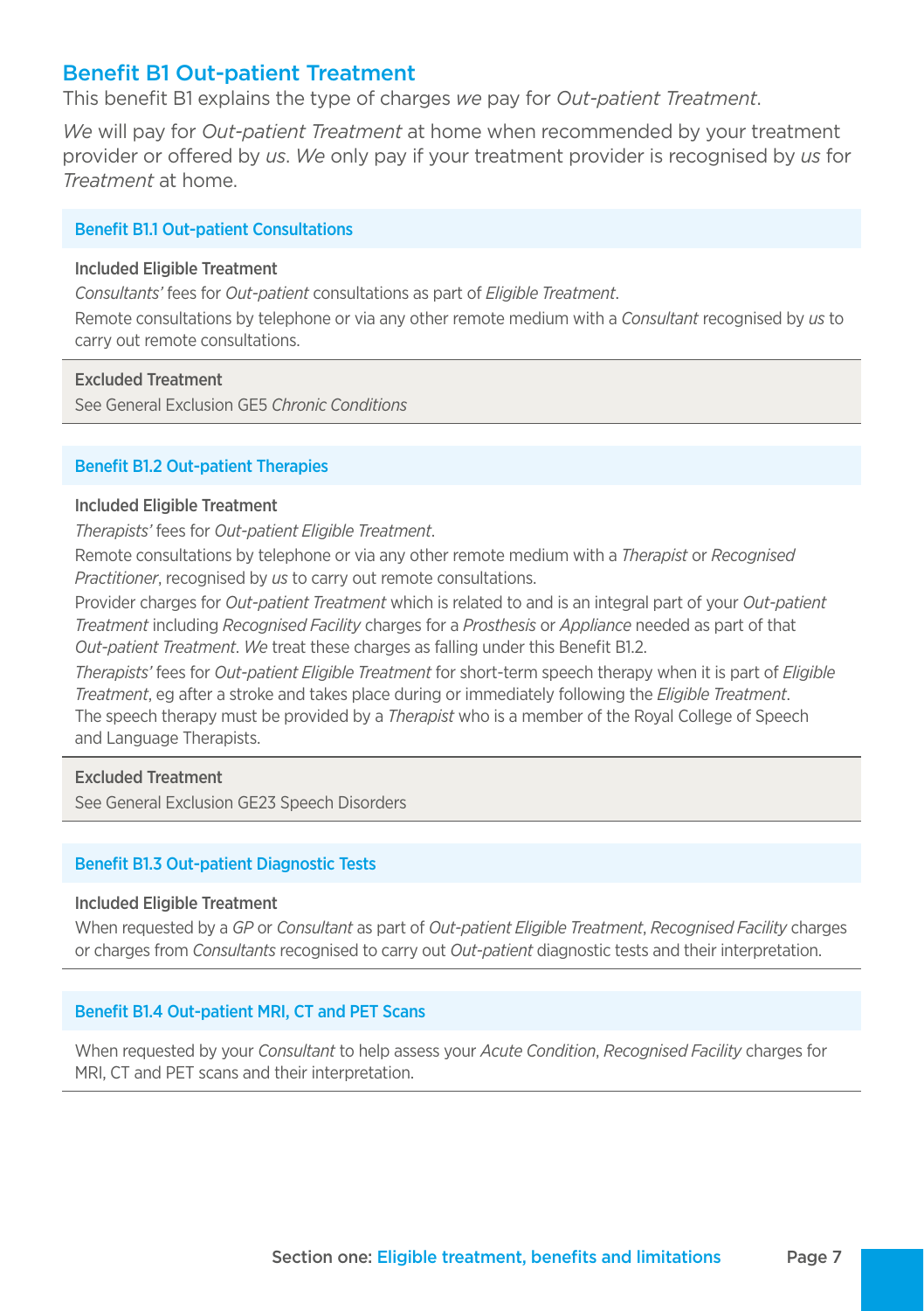## Benefit B1 Out-patient Treatment

This benefit B1 explains the type of charges *we* pay for *Out-patient Treatment*.

*We* will pay for *Out-patient Treatment* at home when recommended by your treatment provider or offered by *us*. *We* only pay if your treatment provider is recognised by *us* for *Treatment* at home.

### Benefit B1.1 Out-patient Consultations

**Included Eligible Treatment**

*Consultants'* fees for *Out-patient* consultations as part of *Eligible Treatment*.

Remote consultations by telephone or via any other remote medium with a *Consultant* recognised by *us* to carry out remote consultations.

**Excluded Treatment**

See General Exclusion GE5 *Chronic Conditions*

### Benefit B1.2 Out-patient Therapies

**Included Eligible Treatment**

*Therapists'* fees for *Out-patient Eligible Treatment*.

Remote consultations by telephone or via any other remote medium with a *Therapist* or *Recognised Practitioner*, recognised by *us* to carry out remote consultations.

Provider charges for *Out-patient Treatment* which is related to and is an integral part of your *Out-patient Treatment* including *Recognised Facility* charges for a *Prosthesis* or *Appliance* needed as part of that *Out-patient Treatment*. *We* treat these charges as falling under this Benefit B1.2.

*Therapists'* fees for *Out-patient Eligible Treatment* for short-term speech therapy when it is part of *Eligible Treatment*, eg after a stroke and takes place during or immediately following the *Eligible Treatment*. The speech therapy must be provided by a *Therapist* who is a member of the Royal College of Speech and Language Therapists.

**Excluded Treatment**

See General Exclusion GE23 Speech Disorders

### Benefit B1.3 Out-patient Diagnostic Tests

**Included Eligible Treatment**

When requested by a *GP* or *Consultant* as part of *Out-patient Eligible Treatment*, *Recognised Facility* charges or charges from *Consultants* recognised to carry out *Out-patient* diagnostic tests and their interpretation.

### Benefit B1.4 Out-patient MRI, CT and PET Scans

When requested by your *Consultant* to help assess your *Acute Condition*, *Recognised Facility* charges for MRI, CT and PET scans and their interpretation.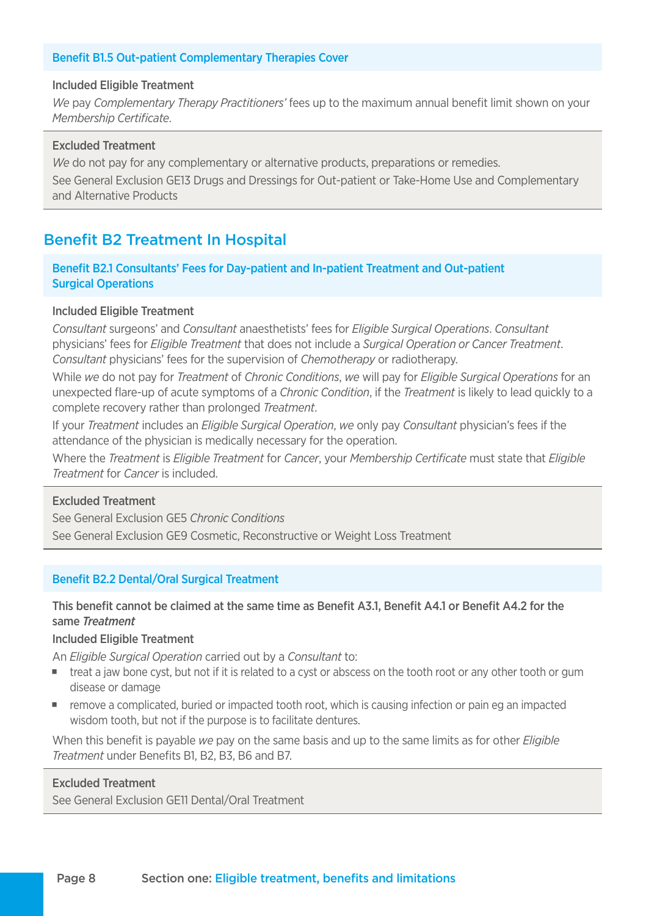### Benefit B1.5 Out-patient Complementary Therapies Cover

**Included Eligible Treatment**

*We* pay *Complementary Therapy Practitioners'* fees up to the maximum annual benefit limit shown on your *Membership Certificate*.

**Excluded Treatment**

*We* do not pay for any complementary or alternative products, preparations or remedies.

See General Exclusion GE13 Drugs and Dressings for Out-patient or Take-Home Use and Complementary and Alternative Products

## Benefit B2 Treatment In Hospital

### Benefit B2.1 Consultants' Fees for Day-patient and In-patient Treatment and Out-patient Surgical Operations

**Included Eligible Treatment**

*Consultant* surgeons' and *Consultant* anaesthetists' fees for *Eligible Surgical Operations*. *Consultant* physicians' fees for *Eligible Treatment* that does not include a *Surgical Operation or Cancer Treatment*. *Consultant* physicians' fees for the supervision of *Chemotherapy* or radiotherapy.

While *we* do not pay for *Treatment* of *Chronic Conditions*, *we* will pay for *Eligible Surgical Operations* for an unexpected flare-up of acute symptoms of a *Chronic Condition*, if the *Treatment* is likely to lead quickly to a complete recovery rather than prolonged *Treatment*.

If your *Treatment* includes an *Eligible Surgical Operation*, *we* only pay *Consultant* physician's fees if the attendance of the physician is medically necessary for the operation.

Where the *Treatment* is *Eligible Treatment* for *Cancer*, your *Membership Certificate* must state that *Eligible Treatment* for *Cancer* is included.

**Excluded Treatment**

See General Exclusion GE5 *Chronic Conditions*

See General Exclusion GE9 Cosmetic, Reconstructive or Weight Loss Treatment

### Benefit B2.2 Dental/Oral Surgical Treatment

**This benefit cannot be claimed at the same time as Benefit A3.1, Benefit A4.1 or Benefit A4.2 for the same *Treatment***

**Included Eligible Treatment**

An *Eligible Surgical Operation* carried out by a *Consultant* to:

- treat a jaw bone cyst, but not if it is related to a cyst or abscess on the tooth root or any other tooth or gum disease or damage
- remove a complicated, buried or impacted tooth root, which is causing infection or pain eg an impacted wisdom tooth, but not if the purpose is to facilitate dentures.

When this benefit is payable *we* pay on the same basis and up to the same limits as for other *Eligible Treatment* under Benefits B1, B2, B3, B6 and B7.

**Excluded Treatment**

See General Exclusion GE11 Dental/Oral Treatment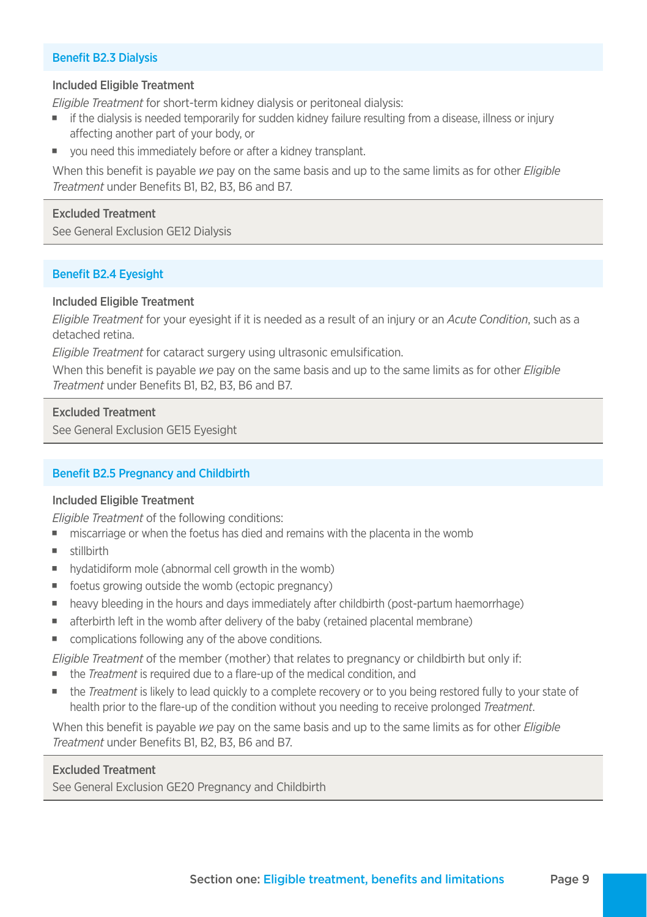### Benefit B2.3 Dialysis

**Included Eligible Treatment**

*Eligible Treatment* for short-term kidney dialysis or peritoneal dialysis:

- if the dialysis is needed temporarily for sudden kidney failure resulting from a disease, illness or injury affecting another part of your body, or
- you need this immediately before or after a kidney transplant.

When this benefit is payable *we* pay on the same basis and up to the same limits as for other *Eligible Treatment* under Benefits B1, B2, B3, B6 and B7.

**Excluded Treatment**

See General Exclusion GE12 Dialysis

### Benefit B2.4 Eyesight

**Included Eligible Treatment**

*Eligible Treatment* for your eyesight if it is needed as a result of an injury or an *Acute Condition*, such as a detached retina.

*Eligible Treatment* for cataract surgery using ultrasonic emulsification.

When this benefit is payable *we* pay on the same basis and up to the same limits as for other *Eligible Treatment* under Benefits B1, B2, B3, B6 and B7.

**Excluded Treatment**

See General Exclusion GE15 Eyesight

### Benefit B2.5 Pregnancy and Childbirth

**Included Eligible Treatment**

*Eligible Treatment* of the following conditions:

- miscarriage or when the foetus has died and remains with the placenta in the womb
- stillbirth
- hydatidiform mole (abnormal cell growth in the womb)
- foetus growing outside the womb (ectopic pregnancy)
- heavy bleeding in the hours and days immediately after childbirth (post-partum haemorrhage)
- afterbirth left in the womb after delivery of the baby (retained placental membrane)
- complications following any of the above conditions.

*Eligible Treatment* of the member (mother) that relates to pregnancy or childbirth but only if:

- the *Treatment* is required due to a flare-up of the medical condition, and
- the *Treatment* is likely to lead quickly to a complete recovery or to you being restored fully to your state of health prior to the flare-up of the condition without you needing to receive prolonged *Treatment*.

When this benefit is payable *we* pay on the same basis and up to the same limits as for other *Eligible Treatment* under Benefits B1, B2, B3, B6 and B7.

**Excluded Treatment**

See General Exclusion GE20 Pregnancy and Childbirth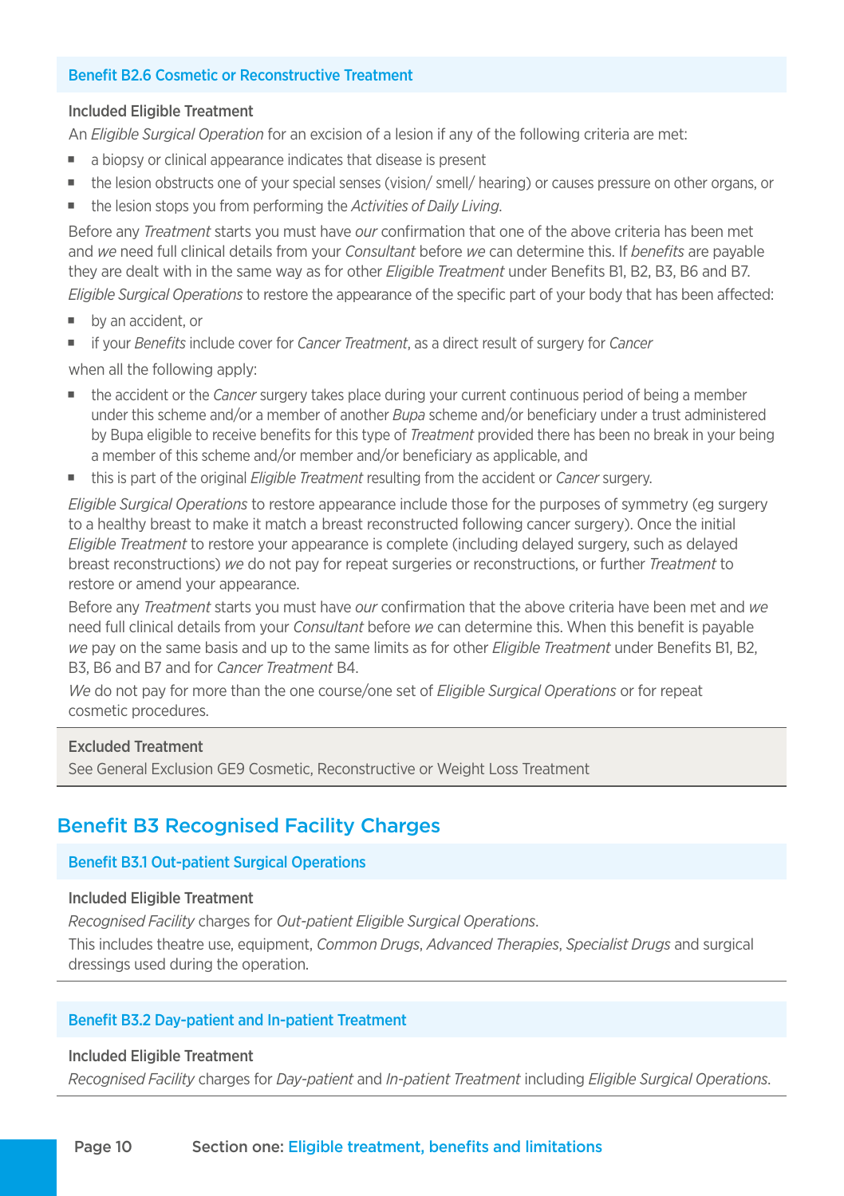### Benefit B2.6 Cosmetic or Reconstructive Treatment

**Included Eligible Treatment**

An *Eligible Surgical Operation* for an excision of a lesion if any of the following criteria are met:

- a biopsy or clinical appearance indicates that disease is present
- the lesion obstructs one of your special senses (vision/ smell/ hearing) or causes pressure on other organs, or
- the lesion stops you from performing the *Activities of Daily Living*.

Before any *Treatment* starts you must have *our* confirmation that one of the above criteria has been met and *we* need full clinical details from your *Consultant* before *we* can determine this. If *benefits* are payable they are dealt with in the same way as for other *Eligible Treatment* under Benefits B1, B2, B3, B6 and B7.

*Eligible Surgical Operations* to restore the appearance of the specific part of your body that has been affected:

- by an accident, or
- if your *Benefits* include cover for *Cancer Treatment*, as a direct result of surgery for *Cancer*

when all the following apply:

- the accident or the *Cancer* surgery takes place during your current continuous period of being a member under this scheme and/or a member of another *Bupa* scheme and/or beneficiary under a trust administered by Bupa eligible to receive benefits for this type of *Treatment* provided there has been no break in your being a member of this scheme and/or member and/or beneficiary as applicable, and
- this is part of the original *Eligible Treatment* resulting from the accident or *Cancer* surgery.

*Eligible Surgical Operations* to restore appearance include those for the purposes of symmetry (eg surgery to a healthy breast to make it match a breast reconstructed following cancer surgery). Once the initial *Eligible Treatment* to restore your appearance is complete (including delayed surgery, such as delayed breast reconstructions) *we* do not pay for repeat surgeries or reconstructions, or further *Treatment* to restore or amend your appearance.

Before any *Treatment* starts you must have *our* confirmation that the above criteria have been met and *we* need full clinical details from your *Consultant* before *we* can determine this. When this benefit is payable *we* pay on the same basis and up to the same limits as for other *Eligible Treatment* under Benefits B1, B2, B3, B6 and B7 and for *Cancer Treatment* B4.

*We* do not pay for more than the one course/one set of *Eligible Surgical Operations* or for repeat cosmetic procedures.

**Excluded Treatment**

See General Exclusion GE9 Cosmetic, Reconstructive or Weight Loss Treatment

## Benefit B3 Recognised Facility Charges

### Benefit B3.1 Out-patient Surgical Operations

**Included Eligible Treatment**

*Recognised Facility* charges for *Out-patient Eligible Surgical Operations*.

This includes theatre use, equipment, *Common Drugs*, *Advanced Therapies*, *Specialist Drugs* and surgical dressings used during the operation.

### Benefit B3.2 Day-patient and In-patient Treatment

**Included Eligible Treatment**

*Recognised Facility* charges for *Day-patient* and *In-patient Treatment* including *Eligible Surgical Operations*.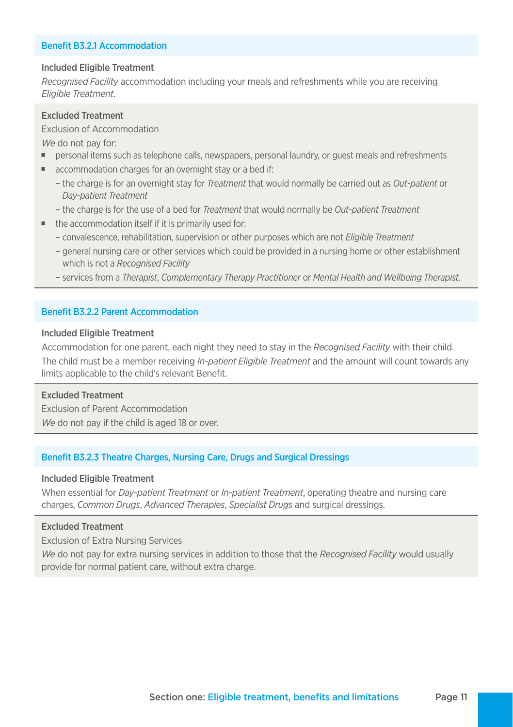### Benefit B3.2.1 Accommodation

**Included Eligible Treatment**

*Recognised Facility* accommodation including your meals and refreshments while you are receiving *Eligible Treatment*.

**Excluded Treatment**

Exclusion of Accommodation

*We* do not pay for:

- personal items such as telephone calls, newspapers, personal laundry, or guest meals and refreshments
- accommodation charges for an overnight stay or a bed if:
  - the charge is for an overnight stay for *Treatment* that would normally be carried out as *Out-patient* or *Day-patient Treatment*
  - the charge is for the use of a bed for *Treatment* that would normally be *Out-patient Treatment*
- the accommodation itself if it is primarily used for:
  - convalescence, rehabilitation, supervision or other purposes which are not *Eligible Treatment*
  - general nursing care or other services which could be provided in a nursing home or other establishment which is not a *Recognised Facility*
  - services from a *Therapist*, *Complementary Therapy Practitioner* or *Mental Health and Wellbeing Therapist*.

### Benefit B3.2.2 Parent Accommodation

**Included Eligible Treatment**

Accommodation for one parent, each night they need to stay in the *Recognised Facility* with their child. The child must be a member receiving *In-patient Eligible Treatment* and the amount will count towards any limits applicable to the child's relevant Benefit.

**Excluded Treatment**

Exclusion of Parent Accommodation

*We* do not pay if the child is aged 18 or over.

### Benefit B3.2.3 Theatre Charges, Nursing Care, Drugs and Surgical Dressings

**Included Eligible Treatment**

When essential for *Day-patient Treatment* or *In-patient Treatment*, operating theatre and nursing care charges, *Common Drugs*, *Advanced Therapies*, *Specialist Drugs* and surgical dressings.

**Excluded Treatment**

Exclusion of Extra Nursing Services

*We* do not pay for extra nursing services in addition to those that the *Recognised Facility* would usually provide for normal patient care, without extra charge.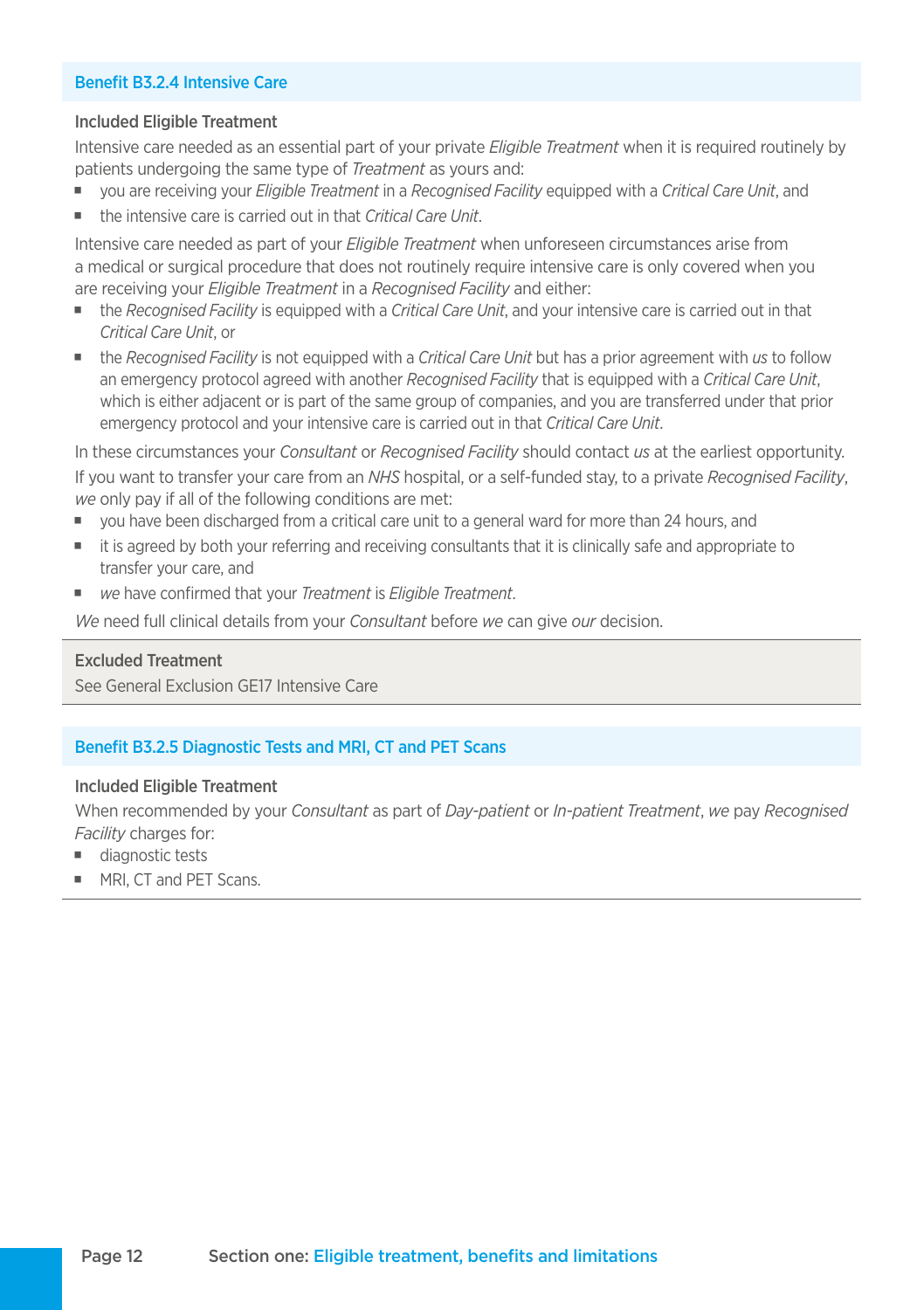### Benefit B3.2.4 Intensive Care

**Included Eligible Treatment**

Intensive care needed as an essential part of your private *Eligible Treatment* when it is required routinely by patients undergoing the same type of *Treatment* as yours and:

- you are receiving your *Eligible Treatment* in a *Recognised Facility* equipped with a *Critical Care Unit*, and
- the intensive care is carried out in that *Critical Care Unit*.

Intensive care needed as part of your *Eligible Treatment* when unforeseen circumstances arise from a medical or surgical procedure that does not routinely require intensive care is only covered when you are receiving your *Eligible Treatment* in a *Recognised Facility* and either:

- the *Recognised Facility* is equipped with a *Critical Care Unit*, and your intensive care is carried out in that *Critical Care Unit*, or
- the *Recognised Facility* is not equipped with a *Critical Care Unit* but has a prior agreement with *us* to follow an emergency protocol agreed with another *Recognised Facility* that is equipped with a *Critical Care Unit*, which is either adjacent or is part of the same group of companies, and you are transferred under that prior emergency protocol and your intensive care is carried out in that *Critical Care Unit*.

In these circumstances your *Consultant* or *Recognised Facility* should contact *us* at the earliest opportunity.

If you want to transfer your care from an *NHS* hospital, or a self-funded stay, to a private *Recognised Facility*, *we* only pay if all of the following conditions are met:

- you have been discharged from a critical care unit to a general ward for more than 24 hours, and
- it is agreed by both your referring and receiving consultants that it is clinically safe and appropriate to transfer your care, and
- *we* have confirmed that your *Treatment* is *Eligible Treatment*.

*We* need full clinical details from your *Consultant* before *we* can give *our* decision.

**Excluded Treatment**

See General Exclusion GE17 Intensive Care

### Benefit B3.2.5 Diagnostic Tests and MRI, CT and PET Scans

**Included Eligible Treatment**

When recommended by your *Consultant* as part of *Day-patient* or *In-patient Treatment*, *we* pay *Recognised Facility* charges for:

- diagnostic tests
- MRI, CT and PET Scans.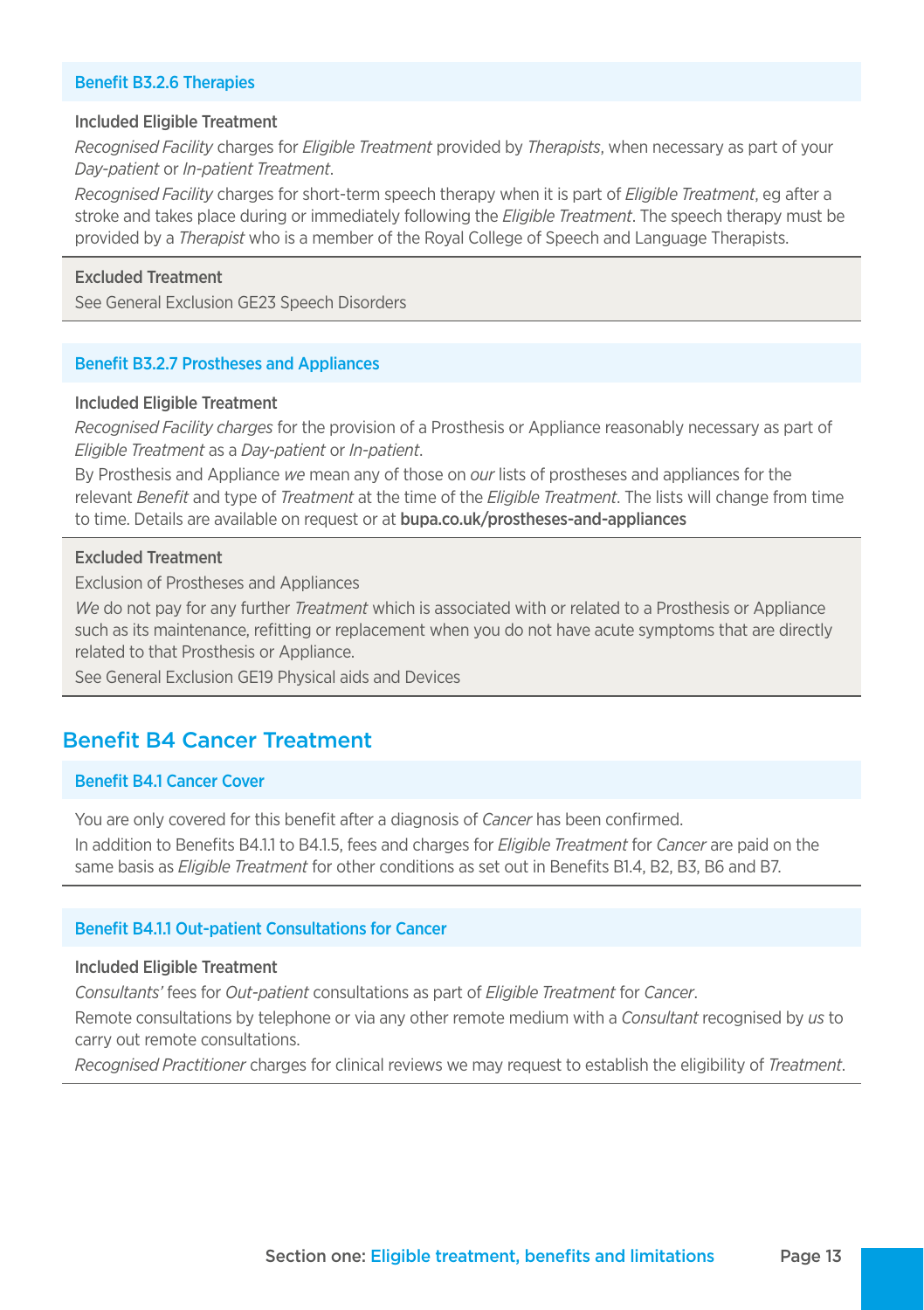### Benefit B3.2.6 Therapies

**Included Eligible Treatment**

*Recognised Facility* charges for *Eligible Treatment* provided by *Therapists*, when necessary as part of your *Day-patient* or *In-patient Treatment*.

*Recognised Facility* charges for short-term speech therapy when it is part of *Eligible Treatment*, eg after a stroke and takes place during or immediately following the *Eligible Treatment*. The speech therapy must be provided by a *Therapist* who is a member of the Royal College of Speech and Language Therapists.

**Excluded Treatment**

See General Exclusion GE23 Speech Disorders

### Benefit B3.2.7 Prostheses and Appliances

**Included Eligible Treatment**

*Recognised Facility charges* for the provision of a Prosthesis or Appliance reasonably necessary as part of *Eligible Treatment* as a *Day-patient* or *In-patient*.

By Prosthesis and Appliance *we* mean any of those on *our* lists of prostheses and appliances for the relevant *Benefit* and type of *Treatment* at the time of the *Eligible Treatment*. The lists will change from time to time. Details are available on request or at **bupa.co.uk/prostheses-and-appliances**

**Excluded Treatment**

Exclusion of Prostheses and Appliances

*We* do not pay for any further *Treatment* which is associated with or related to a Prosthesis or Appliance such as its maintenance, refitting or replacement when you do not have acute symptoms that are directly related to that Prosthesis or Appliance.

See General Exclusion GE19 Physical aids and Devices

## Benefit B4 Cancer Treatment

### Benefit B4.1 Cancer Cover

You are only covered for this benefit after a diagnosis of *Cancer* has been confirmed.

In addition to Benefits B4.1.1 to B4.1.5, fees and charges for *Eligible Treatment* for *Cancer* are paid on the same basis as *Eligible Treatment* for other conditions as set out in Benefits B1.4, B2, B3, B6 and B7.

### Benefit B4.1.1 Out-patient Consultations for Cancer

**Included Eligible Treatment**

*Consultants'* fees for *Out-patient* consultations as part of *Eligible Treatment* for *Cancer*.

Remote consultations by telephone or via any other remote medium with a *Consultant* recognised by *us* to carry out remote consultations.

*Recognised Practitioner* charges for clinical reviews we may request to establish the eligibility of *Treatment*.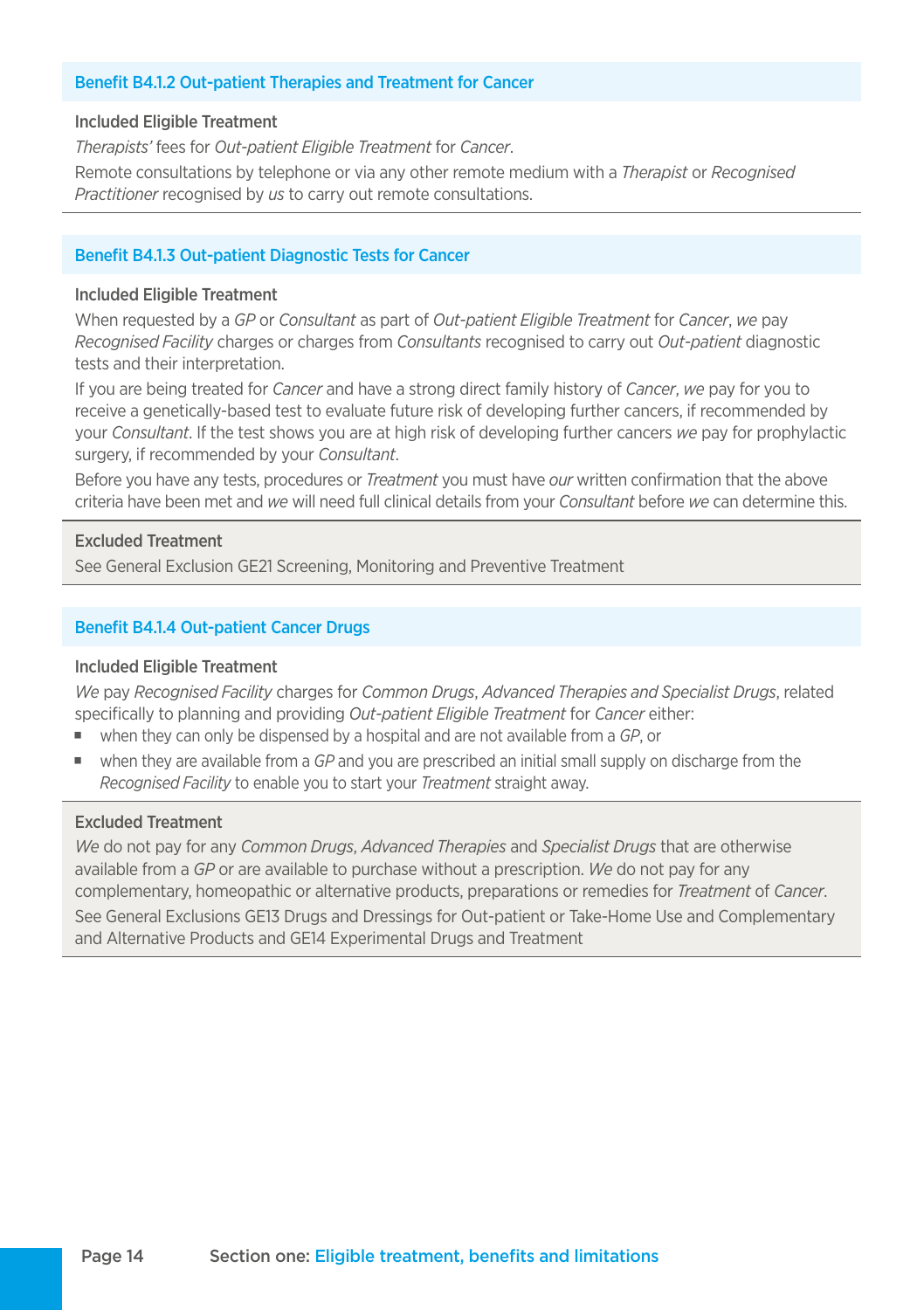### Benefit B4.1.2 Out-patient Therapies and Treatment for Cancer

**Included Eligible Treatment**

*Therapists'* fees for *Out-patient Eligible Treatment* for *Cancer*.

Remote consultations by telephone or via any other remote medium with a *Therapist* or *Recognised Practitioner* recognised by *us* to carry out remote consultations.

### Benefit B4.1.3 Out-patient Diagnostic Tests for Cancer

**Included Eligible Treatment**

When requested by a *GP* or *Consultant* as part of *Out-patient Eligible Treatment* for *Cancer*, *we* pay *Recognised Facility* charges or charges from *Consultants* recognised to carry out *Out-patient* diagnostic tests and their interpretation.

If you are being treated for *Cancer* and have a strong direct family history of *Cancer*, *we* pay for you to receive a genetically-based test to evaluate future risk of developing further cancers, if recommended by your *Consultant*. If the test shows you are at high risk of developing further cancers *we* pay for prophylactic surgery, if recommended by your *Consultant*.

Before you have any tests, procedures or *Treatment* you must have *our* written confirmation that the above criteria have been met and *we* will need full clinical details from your *Consultant* before *we* can determine this.

**Excluded Treatment**

See General Exclusion GE21 Screening, Monitoring and Preventive Treatment

### Benefit B4.1.4 Out-patient Cancer Drugs

**Included Eligible Treatment**

*We* pay *Recognised Facility* charges for *Common Drugs*, *Advanced Therapies and Specialist Drugs*, related specifically to planning and providing *Out-patient Eligible Treatment* for *Cancer* either:

- when they can only be dispensed by a hospital and are not available from a *GP*, or
- when they are available from a *GP* and you are prescribed an initial small supply on discharge from the *Recognised Facility* to enable you to start your *Treatment* straight away.

**Excluded Treatment**

*We* do not pay for any *Common Drugs*, *Advanced Therapies* and *Specialist Drugs* that are otherwise available from a *GP* or are available to purchase without a prescription. *We* do not pay for any complementary, homeopathic or alternative products, preparations or remedies for *Treatment* of *Cancer*.

See General Exclusions GE13 Drugs and Dressings for Out-patient or Take-Home Use and Complementary and Alternative Products and GE14 Experimental Drugs and Treatment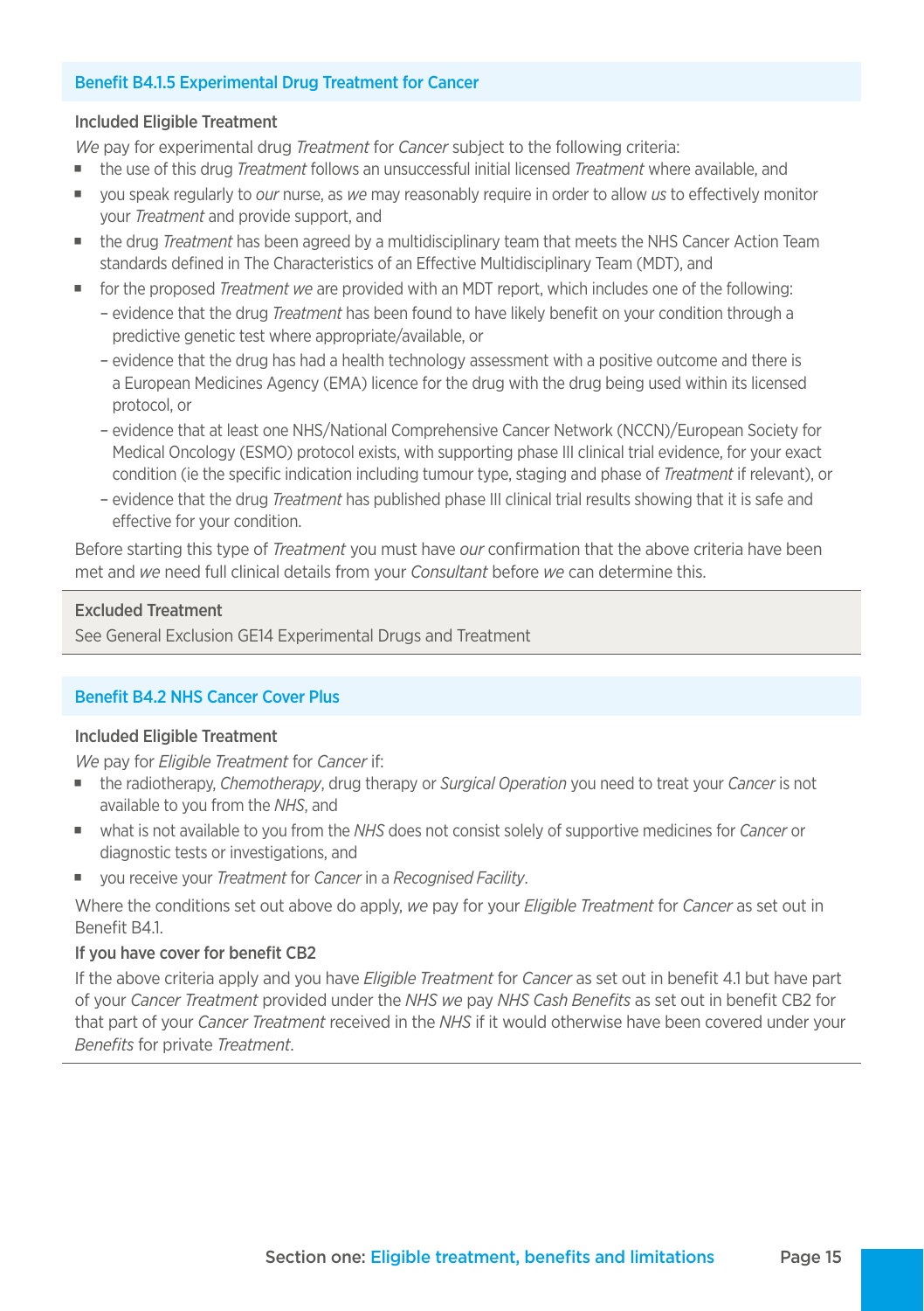### Benefit B4.1.5 Experimental Drug Treatment for Cancer

**Included Eligible Treatment**

*We* pay for experimental drug *Treatment* for *Cancer* subject to the following criteria:

- the use of this drug *Treatment* follows an unsuccessful initial licensed *Treatment* where available, and
- you speak regularly to *our* nurse, as *we* may reasonably require in order to allow *us* to effectively monitor your *Treatment* and provide support, and
- the drug *Treatment* has been agreed by a multidisciplinary team that meets the NHS Cancer Action Team standards defined in The Characteristics of an Effective Multidisciplinary Team (MDT), and
- for the proposed *Treatment we* are provided with an MDT report, which includes one of the following:
  - evidence that the drug *Treatment* has been found to have likely benefit on your condition through a predictive genetic test where appropriate/available, or
  - evidence that the drug has had a health technology assessment with a positive outcome and there is a European Medicines Agency (EMA) licence for the drug with the drug being used within its licensed protocol, or
  - evidence that at least one NHS/National Comprehensive Cancer Network (NCCN)/European Society for Medical Oncology (ESMO) protocol exists, with supporting phase III clinical trial evidence, for your exact condition (ie the specific indication including tumour type, staging and phase of *Treatment* if relevant), or
  - evidence that the drug *Treatment* has published phase III clinical trial results showing that it is safe and effective for your condition.

Before starting this type of *Treatment* you must have *our* confirmation that the above criteria have been met and *we* need full clinical details from your *Consultant* before *we* can determine this.

**Excluded Treatment**

See General Exclusion GE14 Experimental Drugs and Treatment

### Benefit B4.2 NHS Cancer Cover Plus

**Included Eligible Treatment**

*We* pay for *Eligible Treatment* for *Cancer* if:

- the radiotherapy, *Chemotherapy*, drug therapy or *Surgical Operation* you need to treat your *Cancer* is not available to you from the *NHS*, and
- what is not available to you from the *NHS* does not consist solely of supportive medicines for *Cancer* or diagnostic tests or investigations, and
- you receive your *Treatment* for *Cancer* in a *Recognised Facility*.

Where the conditions set out above do apply, *we* pay for your *Eligible Treatment* for *Cancer* as set out in Benefit B4.1.

**If you have cover for benefit CB2**

If the above criteria apply and you have *Eligible Treatment* for *Cancer* as set out in benefit 4.1 but have part of your *Cancer Treatment* provided under the *NHS we* pay *NHS Cash Benefits* as set out in benefit CB2 for that part of your *Cancer Treatment* received in the *NHS* if it would otherwise have been covered under your *Benefits* for private *Treatment*.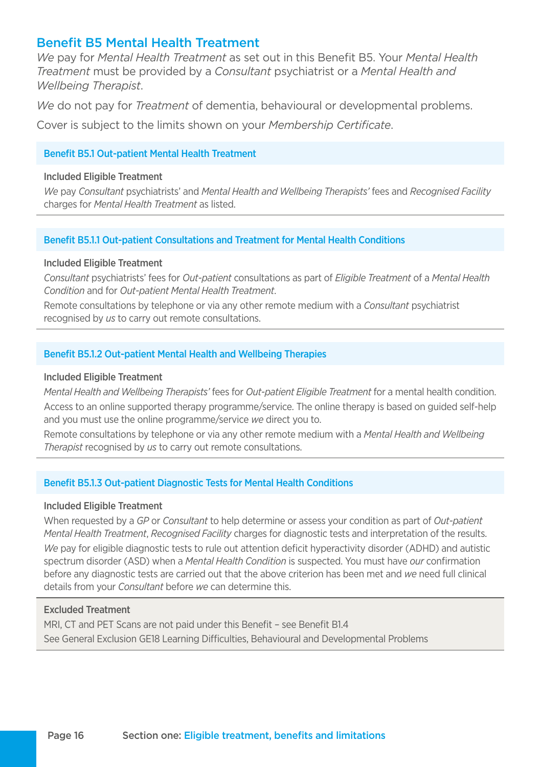## Benefit B5 Mental Health Treatment

*We* pay for *Mental Health Treatment* as set out in this Benefit B5. Your *Mental Health Treatment* must be provided by a *Consultant* psychiatrist or a *Mental Health and Wellbeing Therapist*.

*We* do not pay for *Treatment* of dementia, behavioural or developmental problems.

Cover is subject to the limits shown on your *Membership Certificate*.

### Benefit B5.1 Out-patient Mental Health Treatment

**Included Eligible Treatment**

*We* pay *Consultant* psychiatrists' and *Mental Health and Wellbeing Therapists'* fees and *Recognised Facility* charges for *Mental Health Treatment* as listed.

### Benefit B5.1.1 Out-patient Consultations and Treatment for Mental Health Conditions

**Included Eligible Treatment**

*Consultant* psychiatrists' fees for *Out-patient* consultations as part of *Eligible Treatment* of a *Mental Health Condition* and for *Out-patient Mental Health Treatment*.

Remote consultations by telephone or via any other remote medium with a *Consultant* psychiatrist recognised by *us* to carry out remote consultations.

### Benefit B5.1.2 Out-patient Mental Health and Wellbeing Therapies

**Included Eligible Treatment**

*Mental Health and Wellbeing Therapists'* fees for *Out-patient Eligible Treatment* for a mental health condition.

Access to an online supported therapy programme/service. The online therapy is based on guided self-help and you must use the online programme/service *we* direct you to.

Remote consultations by telephone or via any other remote medium with a *Mental Health and Wellbeing Therapist* recognised by *us* to carry out remote consultations.

### Benefit B5.1.3 Out-patient Diagnostic Tests for Mental Health Conditions

**Included Eligible Treatment**

When requested by a *GP* or *Consultant* to help determine or assess your condition as part of *Out-patient Mental Health Treatment*, *Recognised Facility* charges for diagnostic tests and interpretation of the results.

*We* pay for eligible diagnostic tests to rule out attention deficit hyperactivity disorder (ADHD) and autistic spectrum disorder (ASD) when a *Mental Health Condition* is suspected. You must have *our* confirmation before any diagnostic tests are carried out that the above criterion has been met and *we* need full clinical details from your *Consultant* before *we* can determine this.

**Excluded Treatment**

MRI, CT and PET Scans are not paid under this Benefit – see Benefit B1.4

See General Exclusion GE18 Learning Difficulties, Behavioural and Developmental Problems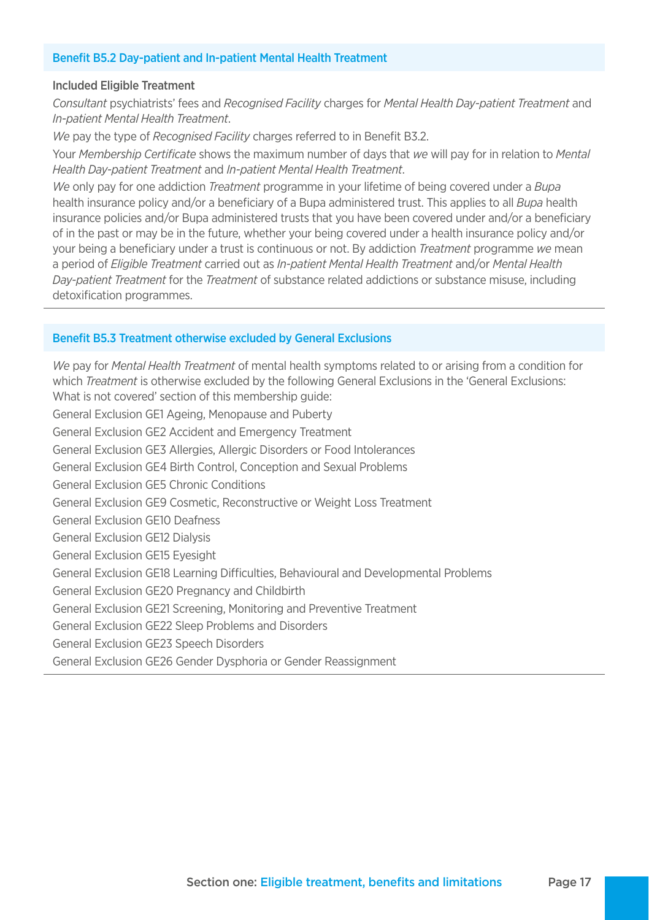### Benefit B5.2 Day-patient and In-patient Mental Health Treatment

**Included Eligible Treatment**

*Consultant* psychiatrists' fees and *Recognised Facility* charges for *Mental Health Day-patient Treatment* and *In-patient Mental Health Treatment*.

*We* pay the type of *Recognised Facility* charges referred to in Benefit B3.2.

Your *Membership Certificate* shows the maximum number of days that *we* will pay for in relation to *Mental Health Day-patient Treatment* and *In-patient Mental Health Treatment*.

*We* only pay for one addiction *Treatment* programme in your lifetime of being covered under a *Bupa* health insurance policy and/or a beneficiary of a Bupa administered trust. This applies to all *Bupa* health insurance policies and/or Bupa administered trusts that you have been covered under and/or a beneficiary of in the past or may be in the future, whether your being covered under a health insurance policy and/or your being a beneficiary under a trust is continuous or not. By addiction *Treatment* programme *we* mean a period of *Eligible Treatment* carried out as *In-patient Mental Health Treatment* and/or *Mental Health Day-patient Treatment* for the *Treatment* of substance related addictions or substance misuse, including detoxification programmes.

### Benefit B5.3 Treatment otherwise excluded by General Exclusions

*We* pay for *Mental Health Treatment* of mental health symptoms related to or arising from a condition for which *Treatment* is otherwise excluded by the following General Exclusions in the 'General Exclusions: What is not covered' section of this membership guide:

General Exclusion GE1 Ageing, Menopause and Puberty

General Exclusion GE2 Accident and Emergency Treatment

General Exclusion GE3 Allergies, Allergic Disorders or Food Intolerances

General Exclusion GE4 Birth Control, Conception and Sexual Problems

General Exclusion GE5 Chronic Conditions

General Exclusion GE9 Cosmetic, Reconstructive or Weight Loss Treatment

General Exclusion GE10 Deafness

General Exclusion GE12 Dialysis

General Exclusion GE15 Eyesight

General Exclusion GE18 Learning Difficulties, Behavioural and Developmental Problems

General Exclusion GE20 Pregnancy and Childbirth

General Exclusion GE21 Screening, Monitoring and Preventive Treatment

General Exclusion GE22 Sleep Problems and Disorders

General Exclusion GE23 Speech Disorders

General Exclusion GE26 Gender Dysphoria or Gender Reassignment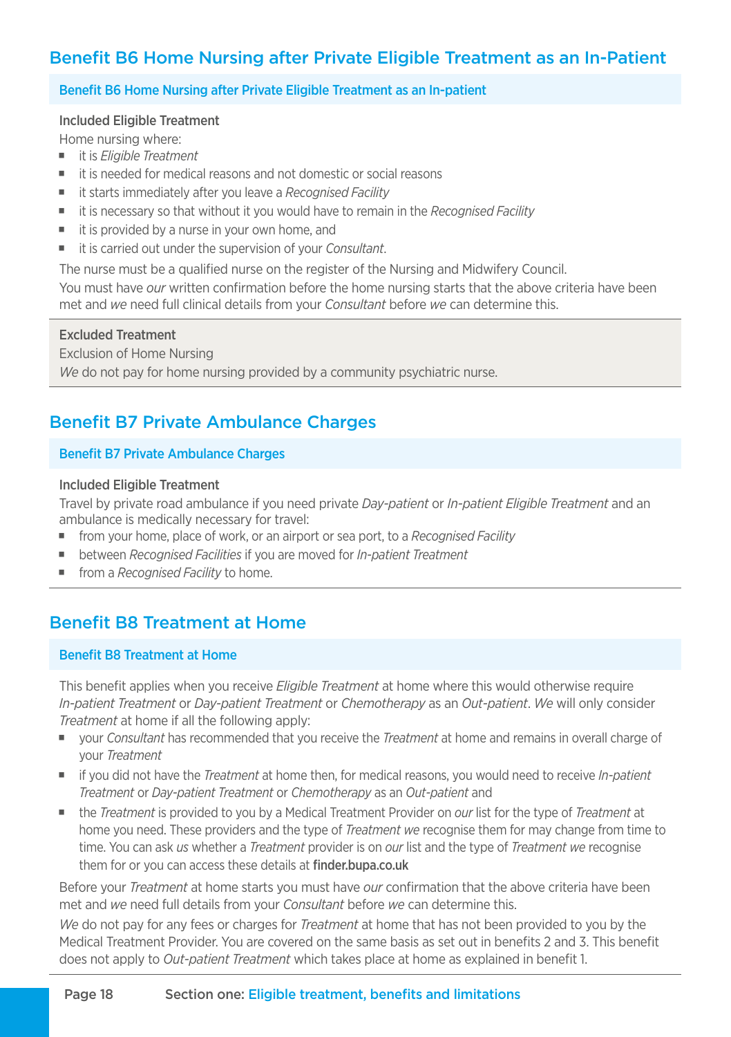## Benefit B6 Home Nursing after Private Eligible Treatment as an In-Patient

### Benefit B6 Home Nursing after Private Eligible Treatment as an In-patient

**Included Eligible Treatment**

Home nursing where:

- it is *Eligible Treatment*
- it is needed for medical reasons and not domestic or social reasons
- it starts immediately after you leave a *Recognised Facility*
- it is necessary so that without it you would have to remain in the *Recognised Facility*
- it is provided by a nurse in your own home, and
- it is carried out under the supervision of your *Consultant*.

The nurse must be a qualified nurse on the register of the Nursing and Midwifery Council.

You must have *our* written confirmation before the home nursing starts that the above criteria have been met and *we* need full clinical details from your *Consultant* before *we* can determine this.

**Excluded Treatment**

Exclusion of Home Nursing

*We* do not pay for home nursing provided by a community psychiatric nurse.

## Benefit B7 Private Ambulance Charges

### Benefit B7 Private Ambulance Charges

**Included Eligible Treatment**

Travel by private road ambulance if you need private *Day-patient* or *In-patient Eligible Treatment* and an ambulance is medically necessary for travel:

- from your home, place of work, or an airport or sea port, to a *Recognised Facility*
- between *Recognised Facilities* if you are moved for *In-patient Treatment*
- from a *Recognised Facility* to home.

## Benefit B8 Treatment at Home

### Benefit B8 Treatment at Home

This benefit applies when you receive *Eligible Treatment* at home where this would otherwise require *In-patient Treatment* or *Day-patient Treatment* or *Chemotherapy* as an *Out-patient*. *We* will only consider *Treatment* at home if all the following apply:

- your *Consultant* has recommended that you receive the *Treatment* at home and remains in overall charge of your *Treatment*
- if you did not have the *Treatment* at home then, for medical reasons, you would need to receive *In-patient Treatment* or *Day-patient Treatment* or *Chemotherapy* as an *Out-patient* and
- the *Treatment* is provided to you by a Medical Treatment Provider on *our* list for the type of *Treatment* at home you need. These providers and the type of *Treatment we* recognise them for may change from time to time. You can ask *us* whether a *Treatment* provider is on *our* list and the type of *Treatment we* recognise them for or you can access these details at **finder.bupa.co.uk**

Before your *Treatment* at home starts you must have *our* confirmation that the above criteria have been met and *we* need full details from your *Consultant* before *we* can determine this.

*We* do not pay for any fees or charges for *Treatment* at home that has not been provided to you by the Medical Treatment Provider. You are covered on the same basis as set out in benefits 2 and 3. This benefit does not apply to *Out-patient Treatment* which takes place at home as explained in benefit 1.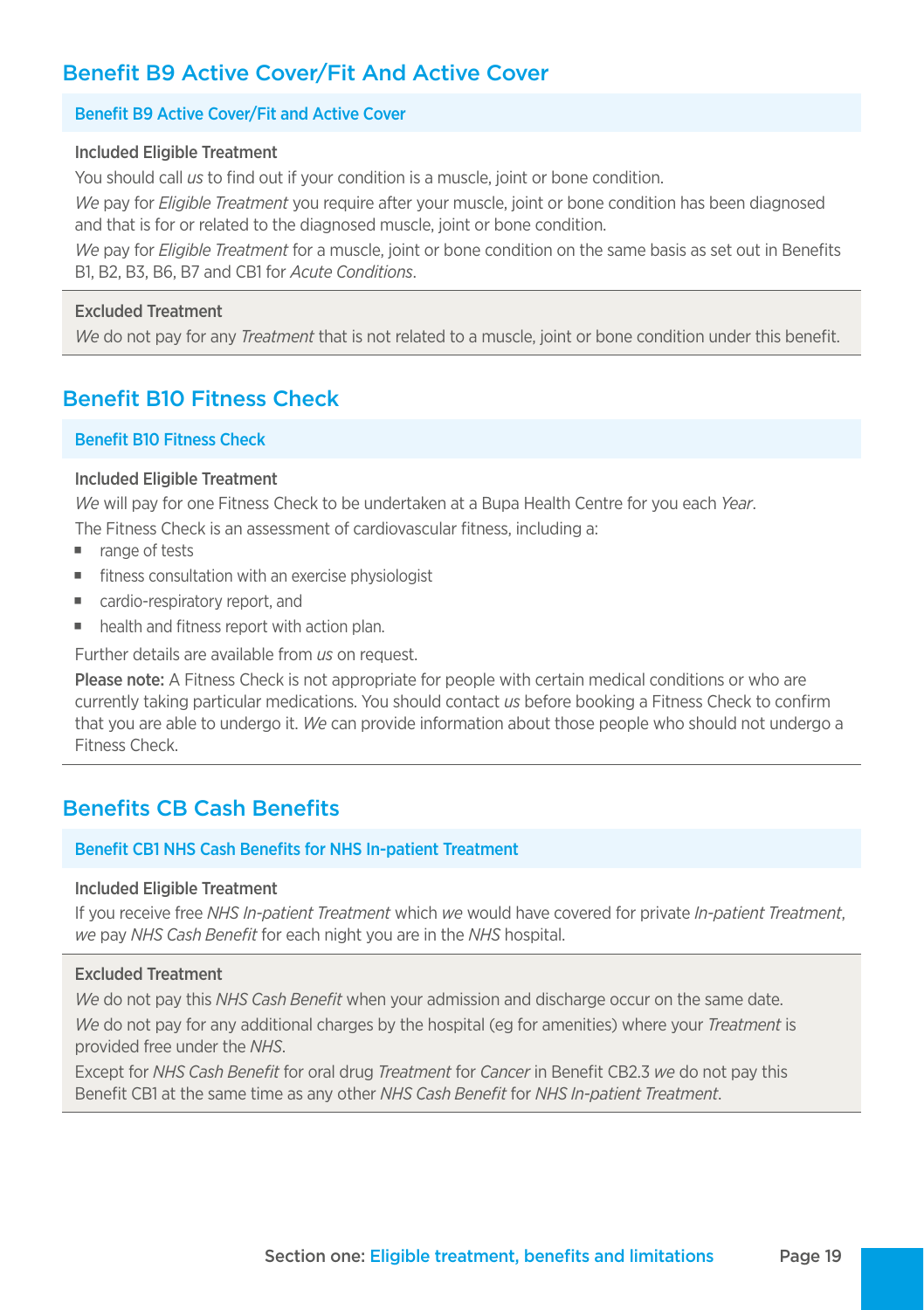## Benefit B9 Active Cover/Fit And Active Cover

### Benefit B9 Active Cover/Fit and Active Cover

**Included Eligible Treatment**

You should call *us* to find out if your condition is a muscle, joint or bone condition.

*We* pay for *Eligible Treatment* you require after your muscle, joint or bone condition has been diagnosed and that is for or related to the diagnosed muscle, joint or bone condition.

*We* pay for *Eligible Treatment* for a muscle, joint or bone condition on the same basis as set out in Benefits B1, B2, B3, B6, B7 and CB1 for *Acute Conditions*.

**Excluded Treatment**

*We* do not pay for any *Treatment* that is not related to a muscle, joint or bone condition under this benefit.

## Benefit B10 Fitness Check

### Benefit B10 Fitness Check

**Included Eligible Treatment**

*We* will pay for one Fitness Check to be undertaken at a Bupa Health Centre for you each *Year*.

The Fitness Check is an assessment of cardiovascular fitness, including a:

- range of tests
- fitness consultation with an exercise physiologist
- cardio-respiratory report, and
- health and fitness report with action plan.

Further details are available from *us* on request.

**Please note:** A Fitness Check is not appropriate for people with certain medical conditions or who are currently taking particular medications. You should contact *us* before booking a Fitness Check to confirm that you are able to undergo it. *We* can provide information about those people who should not undergo a Fitness Check.

## Benefits CB Cash Benefits

### Benefit CB1 NHS Cash Benefits for NHS In-patient Treatment

**Included Eligible Treatment**

If you receive free *NHS In-patient Treatment* which *we* would have covered for private *In-patient Treatment*, *we* pay *NHS Cash Benefit* for each night you are in the *NHS* hospital.

**Excluded Treatment**

*We* do not pay this *NHS Cash Benefit* when your admission and discharge occur on the same date.

*We* do not pay for any additional charges by the hospital (eg for amenities) where your *Treatment* is provided free under the *NHS*.

Except for *NHS Cash Benefit* for oral drug *Treatment* for *Cancer* in Benefit CB2.3 *we* do not pay this Benefit CB1 at the same time as any other *NHS Cash Benefit* for *NHS In-patient Treatment*.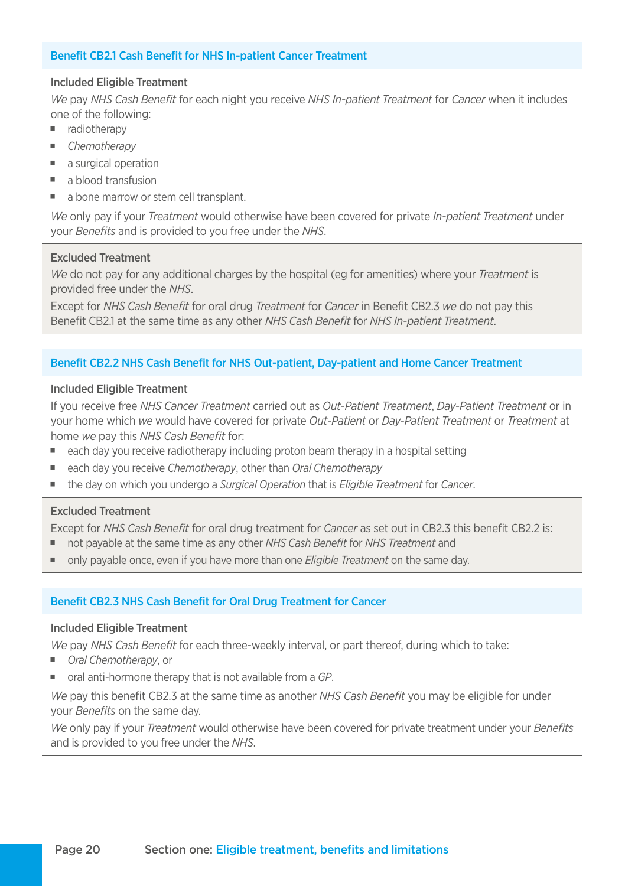## Benefit CB2.1 Cash Benefit for NHS In-patient Cancer Treatment

### Included Eligible Treatment

*We* pay *NHS Cash Benefit* for each night you receive *NHS In-patient Treatment* for *Cancer* when it includes one of the following:

- radiotherapy
- *Chemotherapy*
- a surgical operation
- a blood transfusion
- a bone marrow or stem cell transplant.

*We* only pay if your *Treatment* would otherwise have been covered for private *In-patient Treatment* under your *Benefits* and is provided to you free under the *NHS*.

### Excluded Treatment

*We* do not pay for any additional charges by the hospital (eg for amenities) where your *Treatment* is provided free under the *NHS*.

Except for *NHS Cash Benefit* for oral drug *Treatment* for *Cancer* in Benefit CB2.3 *we* do not pay this Benefit CB2.1 at the same time as any other *NHS Cash Benefit* for *NHS In-patient Treatment*.

## Benefit CB2.2 NHS Cash Benefit for NHS Out-patient, Day-patient and Home Cancer Treatment

### Included Eligible Treatment

If you receive free *NHS Cancer Treatment* carried out as *Out-Patient Treatment*, *Day-Patient Treatment* or in your home which *we* would have covered for private *Out-Patient* or *Day-Patient Treatment* or *Treatment* at home *we* pay this *NHS Cash Benefit* for:

- each day you receive radiotherapy including proton beam therapy in a hospital setting
- each day you receive *Chemotherapy*, other than *Oral Chemotherapy*
- the day on which you undergo a *Surgical Operation* that is *Eligible Treatment* for *Cancer*.

### Excluded Treatment

Except for *NHS Cash Benefit* for oral drug treatment for *Cancer* as set out in CB2.3 this benefit CB2.2 is:

- not payable at the same time as any other *NHS Cash Benefit* for *NHS Treatment* and
- only payable once, even if you have more than one *Eligible Treatment* on the same day.

## Benefit CB2.3 NHS Cash Benefit for Oral Drug Treatment for Cancer

### Included Eligible Treatment

*We* pay *NHS Cash Benefit* for each three-weekly interval, or part thereof, during which to take:

- *Oral Chemotherapy*, or
- oral anti-hormone therapy that is not available from a *GP*.

*We* pay this benefit CB2.3 at the same time as another *NHS Cash Benefit* you may be eligible for under your *Benefits* on the same day.

*We* only pay if your *Treatment* would otherwise have been covered for private treatment under your *Benefits* and is provided to you free under the *NHS*.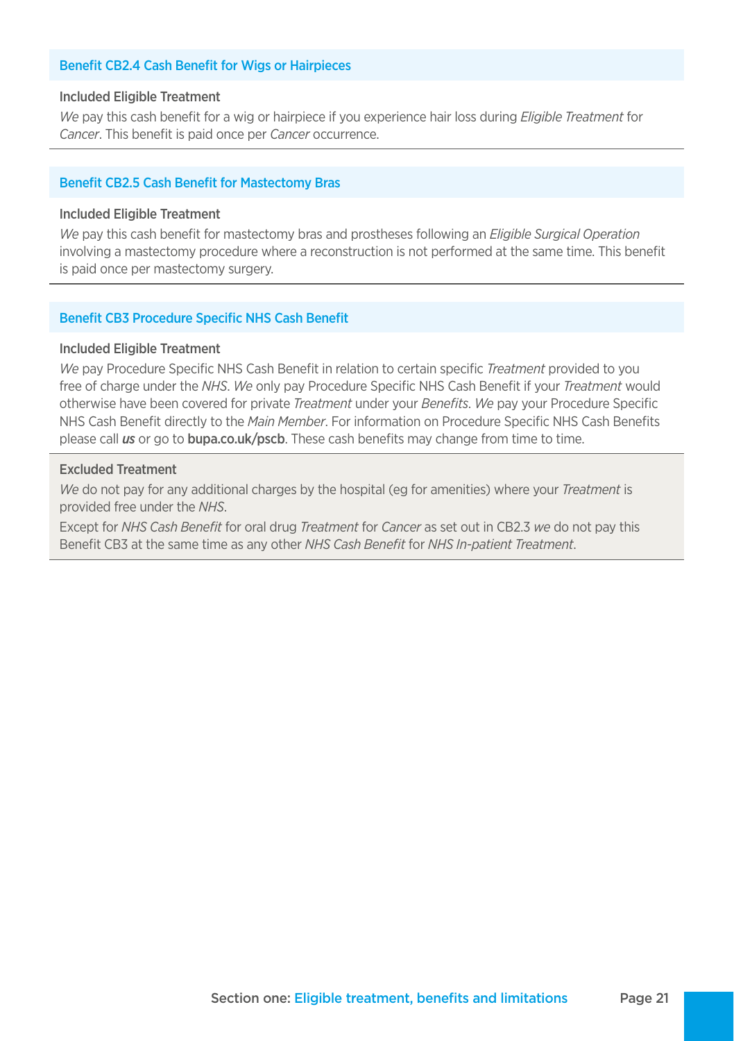### Benefit CB2.4 Cash Benefit for Wigs or Hairpieces

#### Included Eligible Treatment

*We* pay this cash benefit for a wig or hairpiece if you experience hair loss during *Eligible Treatment* for *Cancer*. This benefit is paid once per *Cancer* occurrence.

### Benefit CB2.5 Cash Benefit for Mastectomy Bras

#### Included Eligible Treatment

*We* pay this cash benefit for mastectomy bras and prostheses following an *Eligible Surgical Operation* involving a mastectomy procedure where a reconstruction is not performed at the same time. This benefit is paid once per mastectomy surgery.

### Benefit CB3 Procedure Specific NHS Cash Benefit

#### Included Eligible Treatment

*We* pay Procedure Specific NHS Cash Benefit in relation to certain specific *Treatment* provided to you free of charge under the *NHS*. *We* only pay Procedure Specific NHS Cash Benefit if your *Treatment* would otherwise have been covered for private *Treatment* under your *Benefits*. *We* pay your Procedure Specific NHS Cash Benefit directly to the *Main Member*. For information on Procedure Specific NHS Cash Benefits please call ***us*** or go to **bupa.co.uk/pscb**. These cash benefits may change from time to time.

#### Excluded Treatment

*We* do not pay for any additional charges by the hospital (eg for amenities) where your *Treatment* is provided free under the *NHS*.

Except for *NHS Cash Benefit* for oral drug *Treatment* for *Cancer* as set out in CB2.3 *we* do not pay this Benefit CB3 at the same time as any other *NHS Cash Benefit* for *NHS In-patient Treatment*.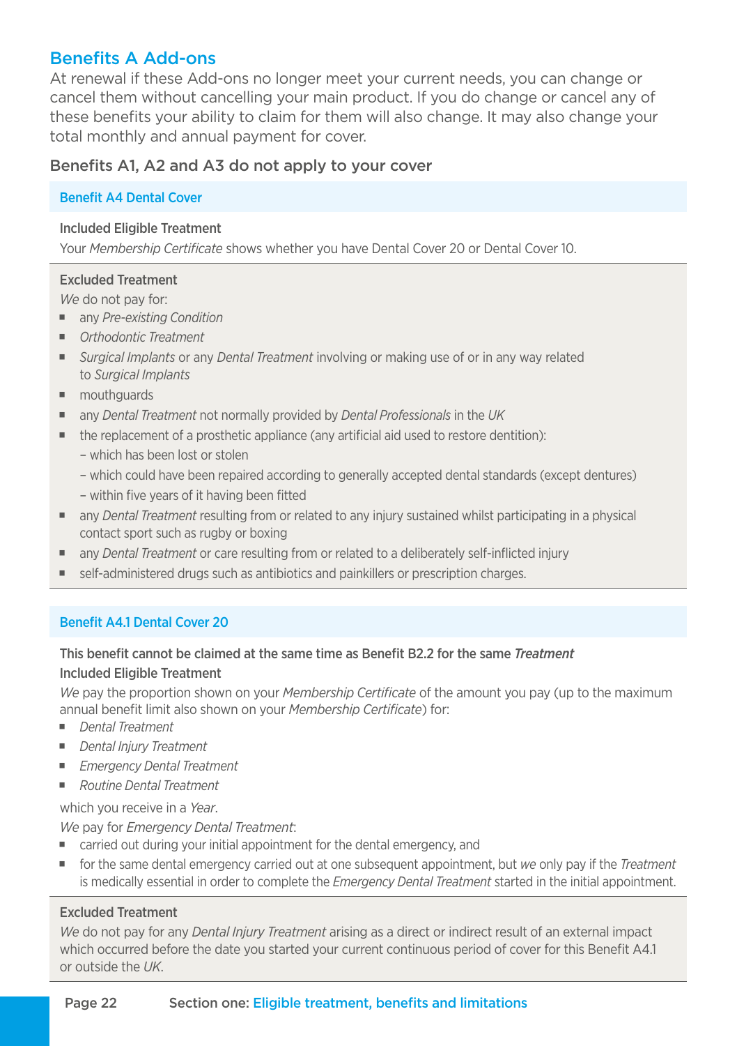## Benefits A Add-ons

At renewal if these Add-ons no longer meet your current needs, you can change or cancel them without cancelling your main product. If you do change or cancel any of these benefits your ability to claim for them will also change. It may also change your total monthly and annual payment for cover.

### Benefits A1, A2 and A3 do not apply to your cover

### Benefit A4 Dental Cover

**Included Eligible Treatment**

Your *Membership Certificate* shows whether you have Dental Cover 20 or Dental Cover 10.

**Excluded Treatment**

*We* do not pay for:

- any *Pre-existing Condition*
- *Orthodontic Treatment*
- *Surgical Implants* or any *Dental Treatment* involving or making use of or in any way related to *Surgical Implants*
- mouthguards
- any *Dental Treatment* not normally provided by *Dental Professionals* in the *UK*
- the replacement of a prosthetic appliance (any artificial aid used to restore dentition):
  - which has been lost or stolen
  - which could have been repaired according to generally accepted dental standards (except dentures)
  - within five years of it having been fitted
- any *Dental Treatment* resulting from or related to any injury sustained whilst participating in a physical contact sport such as rugby or boxing
- any *Dental Treatment* or care resulting from or related to a deliberately self-inflicted injury
- self-administered drugs such as antibiotics and painkillers or prescription charges.

### Benefit A4.1 Dental Cover 20

**This benefit cannot be claimed at the same time as Benefit B2.2 for the same *Treatment***

**Included Eligible Treatment**

*We* pay the proportion shown on your *Membership Certificate* of the amount you pay (up to the maximum annual benefit limit also shown on your *Membership Certificate*) for:

- *Dental Treatment*
- *Dental Injury Treatment*
- *Emergency Dental Treatment*
- *Routine Dental Treatment*

which you receive in a *Year*.

*We* pay for *Emergency Dental Treatment*:

- carried out during your initial appointment for the dental emergency, and
- for the same dental emergency carried out at one subsequent appointment, but *we* only pay if the *Treatment* is medically essential in order to complete the *Emergency Dental Treatment* started in the initial appointment.

**Excluded Treatment**

*We* do not pay for any *Dental Injury Treatment* arising as a direct or indirect result of an external impact which occurred before the date you started your current continuous period of cover for this Benefit A4.1 or outside the *UK*.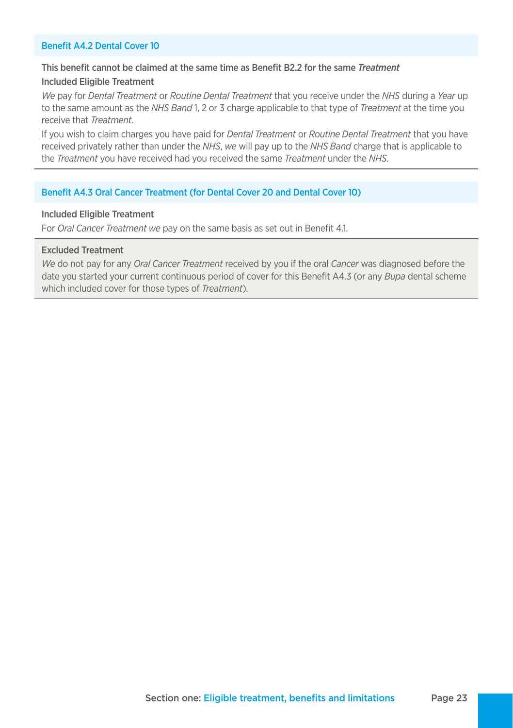### Benefit A4.2 Dental Cover 10

**This benefit cannot be claimed at the same time as Benefit B2.2 for the same *Treatment***

**Included Eligible Treatment**

*We* pay for *Dental Treatment* or *Routine Dental Treatment* that you receive under the *NHS* during a *Year* up to the same amount as the *NHS Band* 1, 2 or 3 charge applicable to that type of *Treatment* at the time you receive that *Treatment*.

If you wish to claim charges you have paid for *Dental Treatment* or *Routine Dental Treatment* that you have received privately rather than under the *NHS*, *we* will pay up to the *NHS Band* charge that is applicable to the *Treatment* you have received had you received the same *Treatment* under the *NHS*.

### Benefit A4.3 Oral Cancer Treatment (for Dental Cover 20 and Dental Cover 10)

**Included Eligible Treatment**

For *Oral Cancer Treatment we* pay on the same basis as set out in Benefit 4.1.

**Excluded Treatment**

*We* do not pay for any *Oral Cancer Treatment* received by you if the oral *Cancer* was diagnosed before the date you started your current continuous period of cover for this Benefit A4.3 (or any *Bupa* dental scheme which included cover for those types of *Treatment*).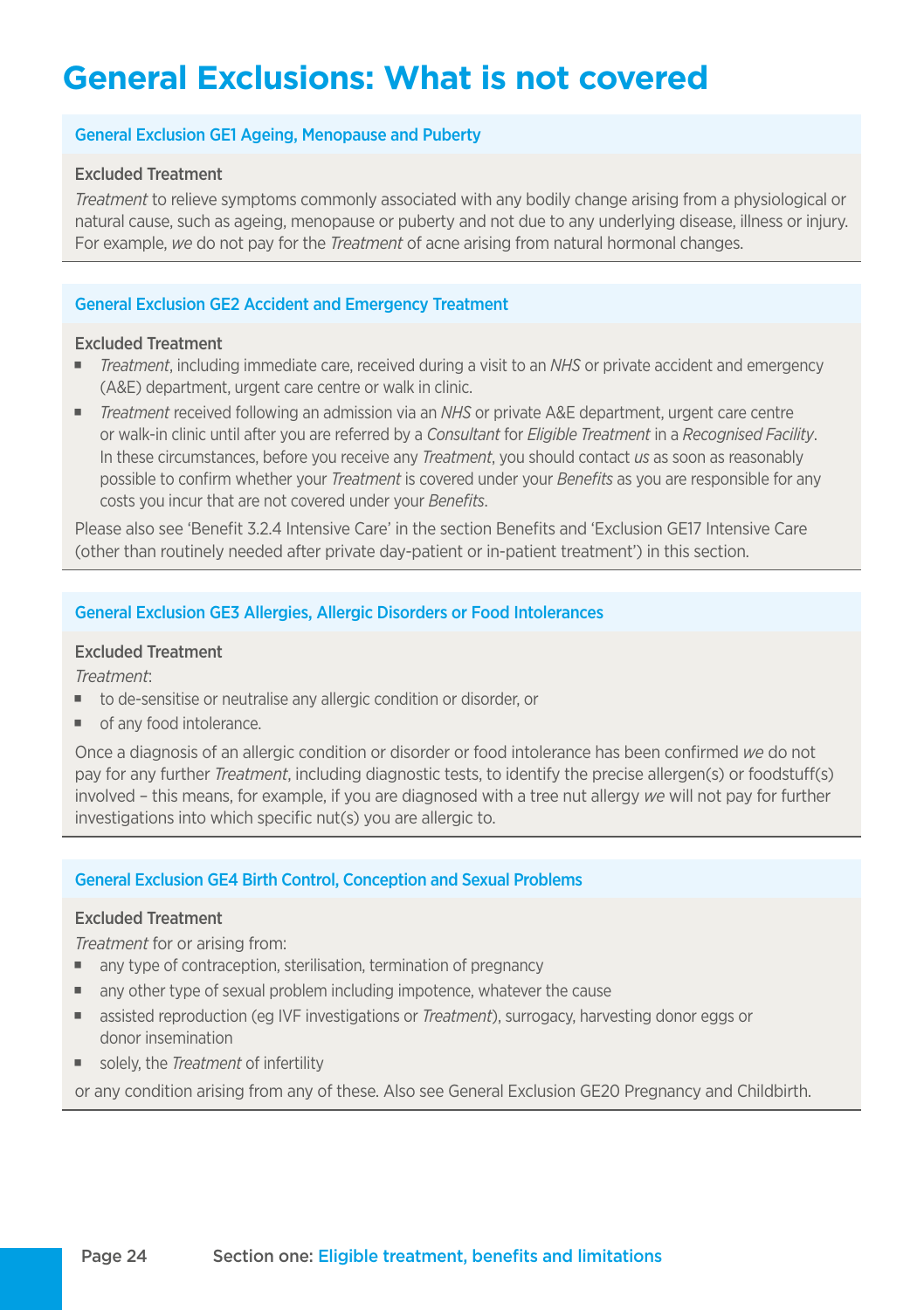# General Exclusions: What is not covered

## General Exclusion GE1 Ageing, Menopause and Puberty

### Excluded Treatment

*Treatment* to relieve symptoms commonly associated with any bodily change arising from a physiological or natural cause, such as ageing, menopause or puberty and not due to any underlying disease, illness or injury. For example, *we* do not pay for the *Treatment* of acne arising from natural hormonal changes.

## General Exclusion GE2 Accident and Emergency Treatment

### Excluded Treatment

- *Treatment*, including immediate care, received during a visit to an *NHS* or private accident and emergency (A&E) department, urgent care centre or walk in clinic.
- *Treatment* received following an admission via an *NHS* or private A&E department, urgent care centre or walk-in clinic until after you are referred by a *Consultant* for *Eligible Treatment* in a *Recognised Facility*. In these circumstances, before you receive any *Treatment*, you should contact *us* as soon as reasonably possible to confirm whether your *Treatment* is covered under your *Benefits* as you are responsible for any costs you incur that are not covered under your *Benefits*.

Please also see 'Benefit 3.2.4 Intensive Care' in the section Benefits and 'Exclusion GE17 Intensive Care (other than routinely needed after private day-patient or in-patient treatment)' in this section.

## General Exclusion GE3 Allergies, Allergic Disorders or Food Intolerances

### Excluded Treatment

*Treatment*:

- to de-sensitise or neutralise any allergic condition or disorder, or
- of any food intolerance.

Once a diagnosis of an allergic condition or disorder or food intolerance has been confirmed *we* do not pay for any further *Treatment*, including diagnostic tests, to identify the precise allergen(s) or foodstuff(s) involved – this means, for example, if you are diagnosed with a tree nut allergy *we* will not pay for further investigations into which specific nut(s) you are allergic to.

## General Exclusion GE4 Birth Control, Conception and Sexual Problems

### Excluded Treatment

*Treatment* for or arising from:

- any type of contraception, sterilisation, termination of pregnancy
- any other type of sexual problem including impotence, whatever the cause
- assisted reproduction (eg IVF investigations or *Treatment*), surrogacy, harvesting donor eggs or donor insemination
- solely, the *Treatment* of infertility

or any condition arising from any of these. Also see General Exclusion GE20 Pregnancy and Childbirth.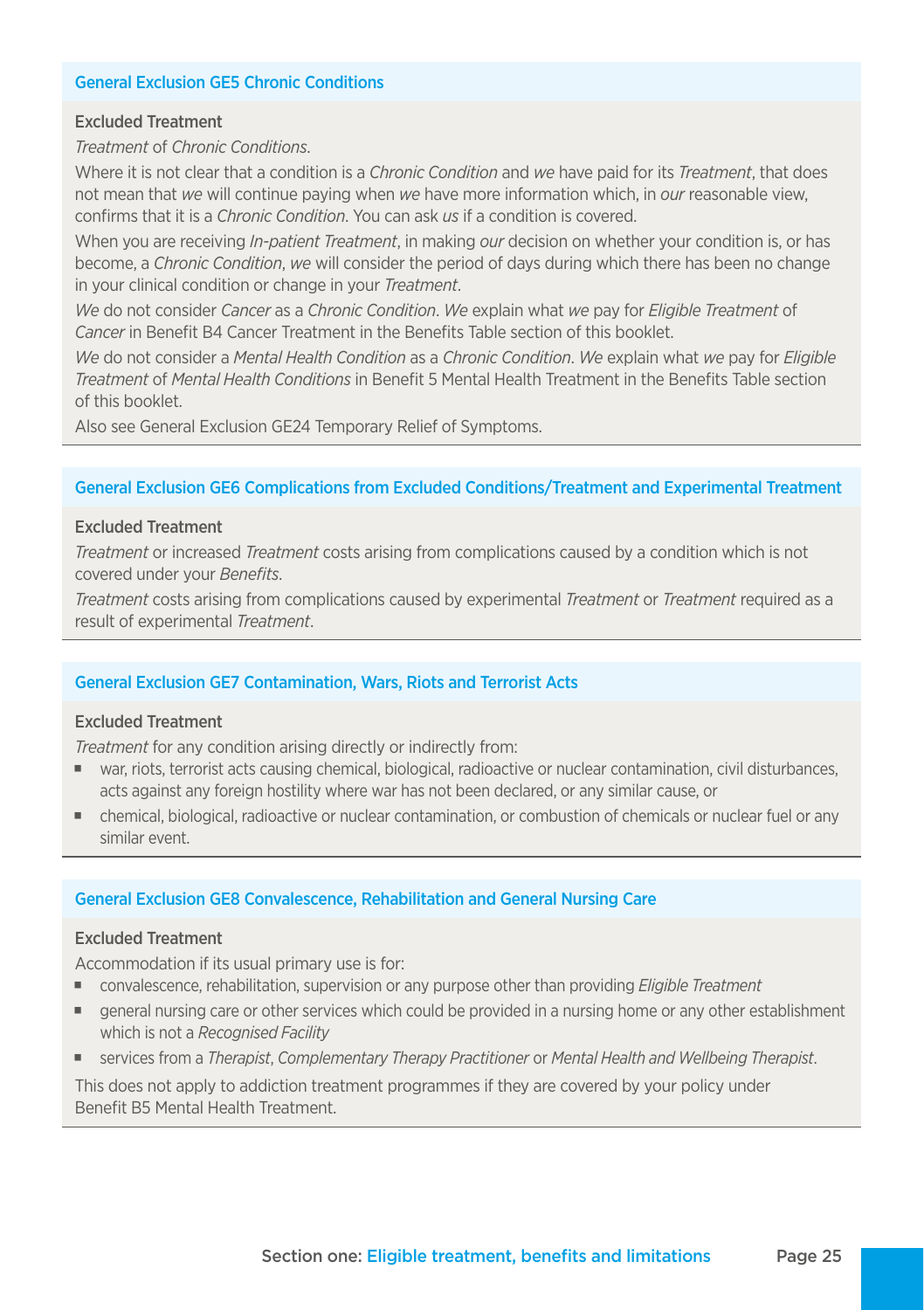### General Exclusion GE5 Chronic Conditions

**Excluded Treatment**

*Treatment* of *Chronic Conditions*.

Where it is not clear that a condition is a *Chronic Condition* and *we* have paid for its *Treatment*, that does not mean that *we* will continue paying when *we* have more information which, in *our* reasonable view, confirms that it is a *Chronic Condition*. You can ask *us* if a condition is covered.

When you are receiving *In-patient Treatment*, in making *our* decision on whether your condition is, or has become, a *Chronic Condition*, *we* will consider the period of days during which there has been no change in your clinical condition or change in your *Treatment*.

*We* do not consider *Cancer* as a *Chronic Condition*. *We* explain what *we* pay for *Eligible Treatment* of *Cancer* in Benefit B4 Cancer Treatment in the Benefits Table section of this booklet.

*We* do not consider a *Mental Health Condition* as a *Chronic Condition*. *We* explain what *we* pay for *Eligible Treatment* of *Mental Health Conditions* in Benefit 5 Mental Health Treatment in the Benefits Table section of this booklet.

Also see General Exclusion GE24 Temporary Relief of Symptoms.

### General Exclusion GE6 Complications from Excluded Conditions/Treatment and Experimental Treatment

**Excluded Treatment**

*Treatment* or increased *Treatment* costs arising from complications caused by a condition which is not covered under your *Benefits*.

*Treatment* costs arising from complications caused by experimental *Treatment* or *Treatment* required as a result of experimental *Treatment*.

### General Exclusion GE7 Contamination, Wars, Riots and Terrorist Acts

**Excluded Treatment**

*Treatment* for any condition arising directly or indirectly from:

- war, riots, terrorist acts causing chemical, biological, radioactive or nuclear contamination, civil disturbances, acts against any foreign hostility where war has not been declared, or any similar cause, or
- chemical, biological, radioactive or nuclear contamination, or combustion of chemicals or nuclear fuel or any similar event.

### General Exclusion GE8 Convalescence, Rehabilitation and General Nursing Care

**Excluded Treatment**

Accommodation if its usual primary use is for:

- convalescence, rehabilitation, supervision or any purpose other than providing *Eligible Treatment*
- general nursing care or other services which could be provided in a nursing home or any other establishment which is not a *Recognised Facility*
- services from a *Therapist*, *Complementary Therapy Practitioner* or *Mental Health and Wellbeing Therapist*.

This does not apply to addiction treatment programmes if they are covered by your policy under Benefit B5 Mental Health Treatment.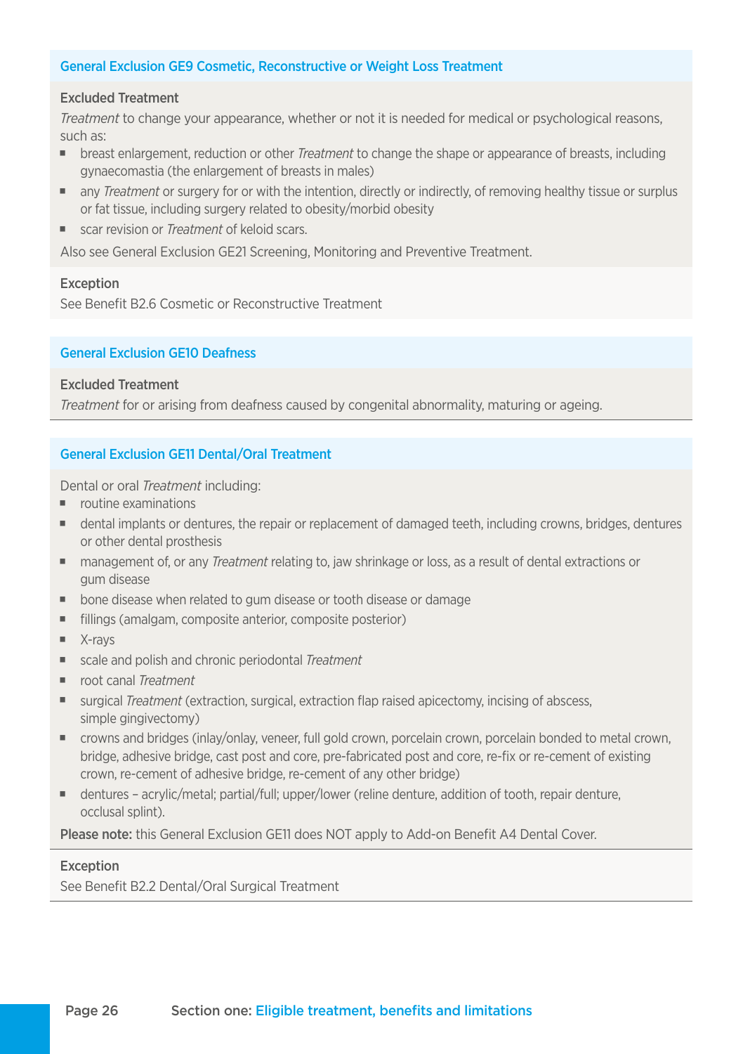### General Exclusion GE9 Cosmetic, Reconstructive or Weight Loss Treatment

**Excluded Treatment**

*Treatment* to change your appearance, whether or not it is needed for medical or psychological reasons, such as:

- breast enlargement, reduction or other *Treatment* to change the shape or appearance of breasts, including gynaecomastia (the enlargement of breasts in males)
- any *Treatment* or surgery for or with the intention, directly or indirectly, of removing healthy tissue or surplus or fat tissue, including surgery related to obesity/morbid obesity
- scar revision or *Treatment* of keloid scars.

Also see General Exclusion GE21 Screening, Monitoring and Preventive Treatment.

**Exception**

See Benefit B2.6 Cosmetic or Reconstructive Treatment

### General Exclusion GE10 Deafness

**Excluded Treatment**

*Treatment* for or arising from deafness caused by congenital abnormality, maturing or ageing.

### General Exclusion GE11 Dental/Oral Treatment

Dental or oral *Treatment* including:

- routine examinations
- dental implants or dentures, the repair or replacement of damaged teeth, including crowns, bridges, dentures or other dental prosthesis
- management of, or any *Treatment* relating to, jaw shrinkage or loss, as a result of dental extractions or gum disease
- bone disease when related to gum disease or tooth disease or damage
- fillings (amalgam, composite anterior, composite posterior)
- X-rays
- scale and polish and chronic periodontal *Treatment*
- root canal *Treatment*
- surgical *Treatment* (extraction, surgical, extraction flap raised apicectomy, incising of abscess, simple gingivectomy)
- crowns and bridges (inlay/onlay, veneer, full gold crown, porcelain crown, porcelain bonded to metal crown, bridge, adhesive bridge, cast post and core, pre-fabricated post and core, re-fix or re-cement of existing crown, re-cement of adhesive bridge, re-cement of any other bridge)
- dentures – acrylic/metal; partial/full; upper/lower (reline denture, addition of tooth, repair denture, occlusal splint).

**Please note:** this General Exclusion GE11 does NOT apply to Add-on Benefit A4 Dental Cover.

**Exception**

See Benefit B2.2 Dental/Oral Surgical Treatment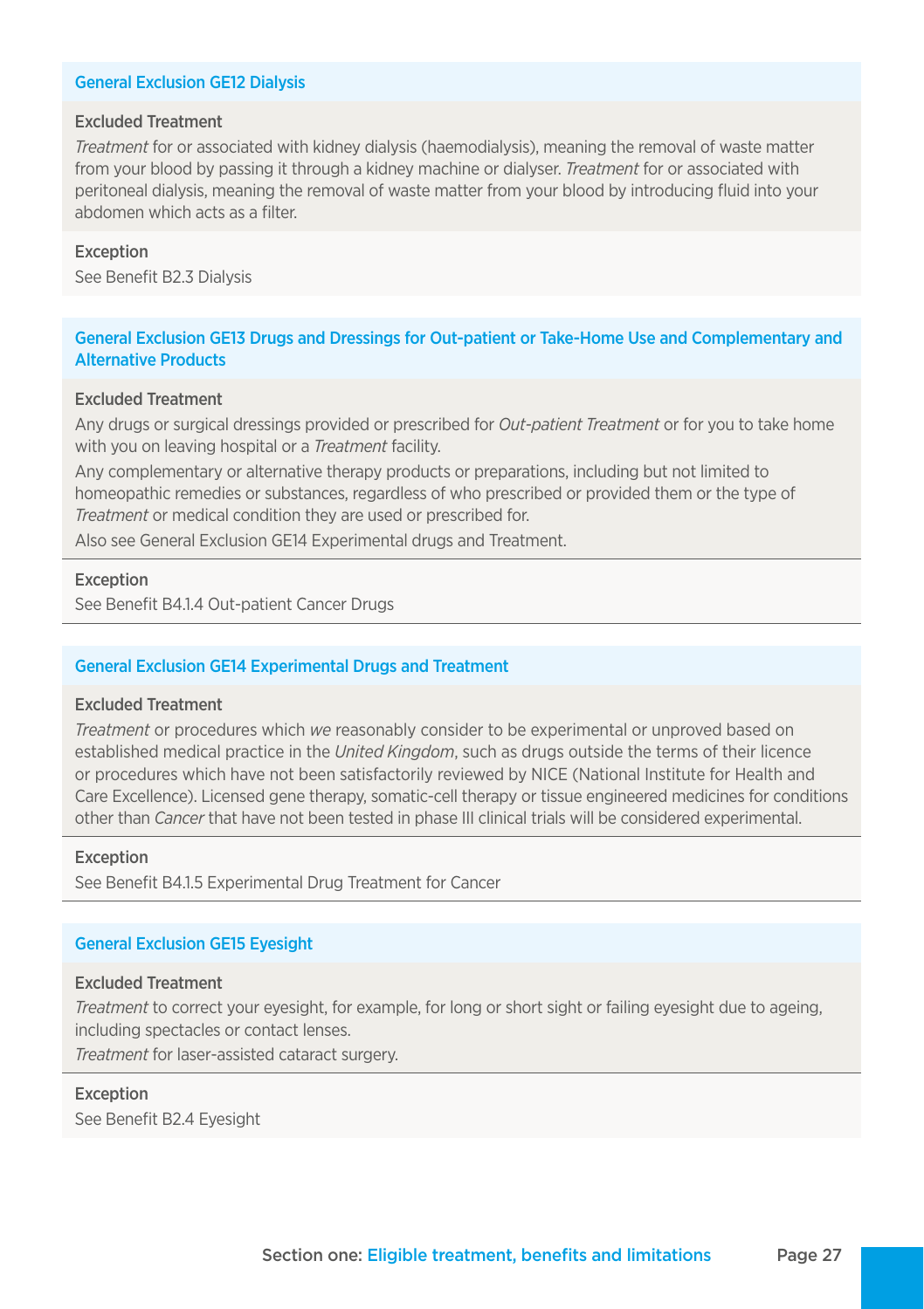### General Exclusion GE12 Dialysis

**Excluded Treatment**

*Treatment* for or associated with kidney dialysis (haemodialysis), meaning the removal of waste matter from your blood by passing it through a kidney machine or dialyser. *Treatment* for or associated with peritoneal dialysis, meaning the removal of waste matter from your blood by introducing fluid into your abdomen which acts as a filter.

**Exception**

See Benefit B2.3 Dialysis

### General Exclusion GE13 Drugs and Dressings for Out-patient or Take-Home Use and Complementary and Alternative Products

**Excluded Treatment**

Any drugs or surgical dressings provided or prescribed for *Out-patient Treatment* or for you to take home with you on leaving hospital or a *Treatment* facility.

Any complementary or alternative therapy products or preparations, including but not limited to homeopathic remedies or substances, regardless of who prescribed or provided them or the type of *Treatment* or medical condition they are used or prescribed for.

Also see General Exclusion GE14 Experimental drugs and Treatment.

**Exception**

See Benefit B4.1.4 Out-patient Cancer Drugs

### General Exclusion GE14 Experimental Drugs and Treatment

**Excluded Treatment**

*Treatment* or procedures which *we* reasonably consider to be experimental or unproved based on established medical practice in the *United Kingdom*, such as drugs outside the terms of their licence or procedures which have not been satisfactorily reviewed by NICE (National Institute for Health and Care Excellence). Licensed gene therapy, somatic-cell therapy or tissue engineered medicines for conditions other than *Cancer* that have not been tested in phase III clinical trials will be considered experimental.

**Exception**

See Benefit B4.1.5 Experimental Drug Treatment for Cancer

### General Exclusion GE15 Eyesight

**Excluded Treatment**

*Treatment* to correct your eyesight, for example, for long or short sight or failing eyesight due to ageing, including spectacles or contact lenses.

*Treatment* for laser-assisted cataract surgery.

**Exception**

See Benefit B2.4 Eyesight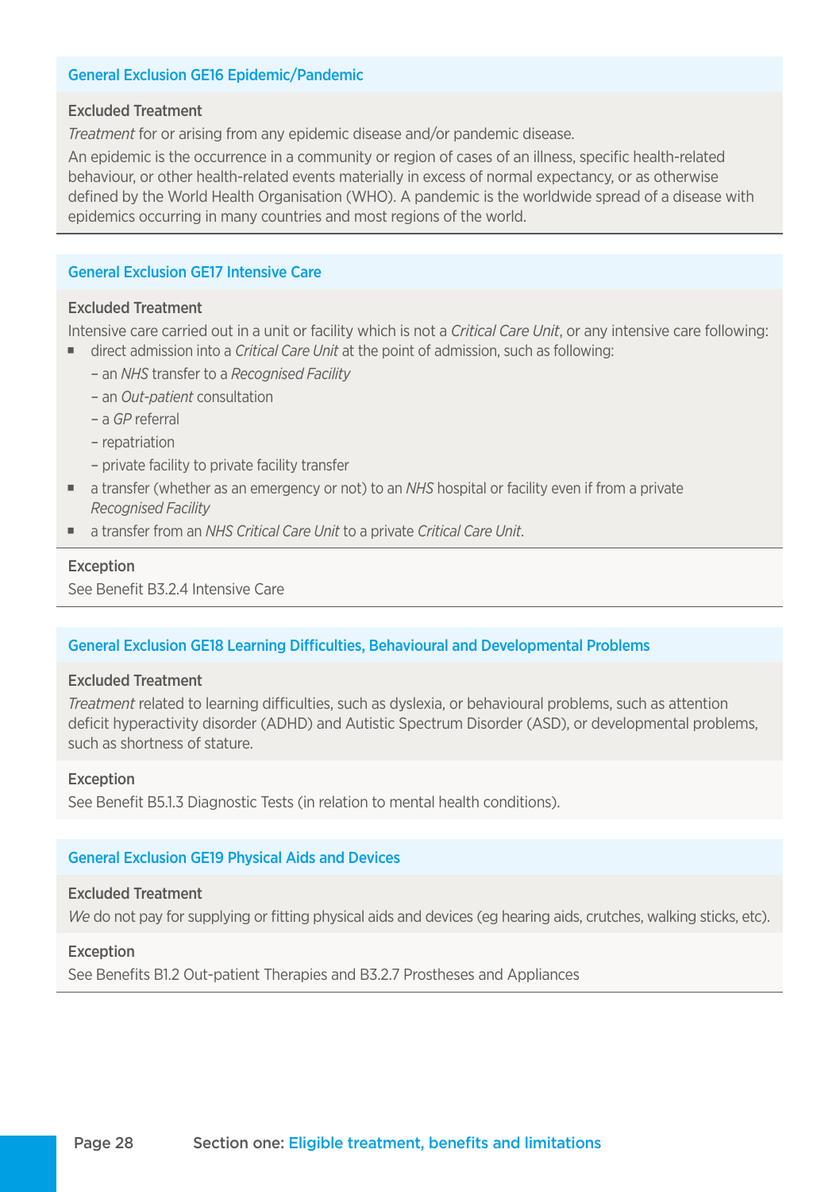### General Exclusion GE16 Epidemic/Pandemic

**Excluded Treatment**

*Treatment* for or arising from any epidemic disease and/or pandemic disease.

An epidemic is the occurrence in a community or region of cases of an illness, specific health-related behaviour, or other health-related events materially in excess of normal expectancy, or as otherwise defined by the World Health Organisation (WHO). A pandemic is the worldwide spread of a disease with epidemics occurring in many countries and most regions of the world.

### General Exclusion GE17 Intensive Care

**Excluded Treatment**

Intensive care carried out in a unit or facility which is not a *Critical Care Unit*, or any intensive care following:

- direct admission into a *Critical Care Unit* at the point of admission, such as following:
  - an *NHS* transfer to a *Recognised Facility*
  - an *Out-patient* consultation
  - a *GP* referral
  - repatriation
  - private facility to private facility transfer
- a transfer (whether as an emergency or not) to an *NHS* hospital or facility even if from a private *Recognised Facility*
- a transfer from an *NHS Critical Care Unit* to a private *Critical Care Unit*.

**Exception**

See Benefit B3.2.4 Intensive Care

### General Exclusion GE18 Learning Difficulties, Behavioural and Developmental Problems

**Excluded Treatment**

*Treatment* related to learning difficulties, such as dyslexia, or behavioural problems, such as attention deficit hyperactivity disorder (ADHD) and Autistic Spectrum Disorder (ASD), or developmental problems, such as shortness of stature.

**Exception**

See Benefit B5.1.3 Diagnostic Tests (in relation to mental health conditions).

### General Exclusion GE19 Physical Aids and Devices

**Excluded Treatment**

*We* do not pay for supplying or fitting physical aids and devices (eg hearing aids, crutches, walking sticks, etc).

**Exception**

See Benefits B1.2 Out-patient Therapies and B3.2.7 Prostheses and Appliances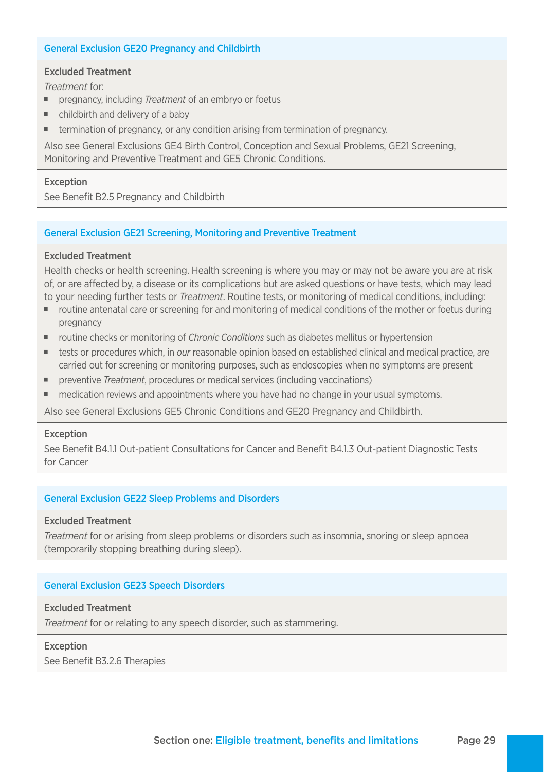### General Exclusion GE20 Pregnancy and Childbirth

**Excluded Treatment**

*Treatment* for:

- pregnancy, including *Treatment* of an embryo or foetus
- childbirth and delivery of a baby
- termination of pregnancy, or any condition arising from termination of pregnancy.

Also see General Exclusions GE4 Birth Control, Conception and Sexual Problems, GE21 Screening, Monitoring and Preventive Treatment and GE5 Chronic Conditions.

**Exception**

See Benefit B2.5 Pregnancy and Childbirth

### General Exclusion GE21 Screening, Monitoring and Preventive Treatment

**Excluded Treatment**

Health checks or health screening. Health screening is where you may or may not be aware you are at risk of, or are affected by, a disease or its complications but are asked questions or have tests, which may lead to your needing further tests or *Treatment*. Routine tests, or monitoring of medical conditions, including:

- routine antenatal care or screening for and monitoring of medical conditions of the mother or foetus during pregnancy
- routine checks or monitoring of *Chronic Conditions* such as diabetes mellitus or hypertension
- tests or procedures which, in *our* reasonable opinion based on established clinical and medical practice, are carried out for screening or monitoring purposes, such as endoscopies when no symptoms are present
- preventive *Treatment*, procedures or medical services (including vaccinations)
- medication reviews and appointments where you have had no change in your usual symptoms.

Also see General Exclusions GE5 Chronic Conditions and GE20 Pregnancy and Childbirth.

**Exception**

See Benefit B4.1.1 Out-patient Consultations for Cancer and Benefit B4.1.3 Out-patient Diagnostic Tests for Cancer

### General Exclusion GE22 Sleep Problems and Disorders

**Excluded Treatment**

*Treatment* for or arising from sleep problems or disorders such as insomnia, snoring or sleep apnoea (temporarily stopping breathing during sleep).

### General Exclusion GE23 Speech Disorders

**Excluded Treatment**

*Treatment* for or relating to any speech disorder, such as stammering.

**Exception**

See Benefit B3.2.6 Therapies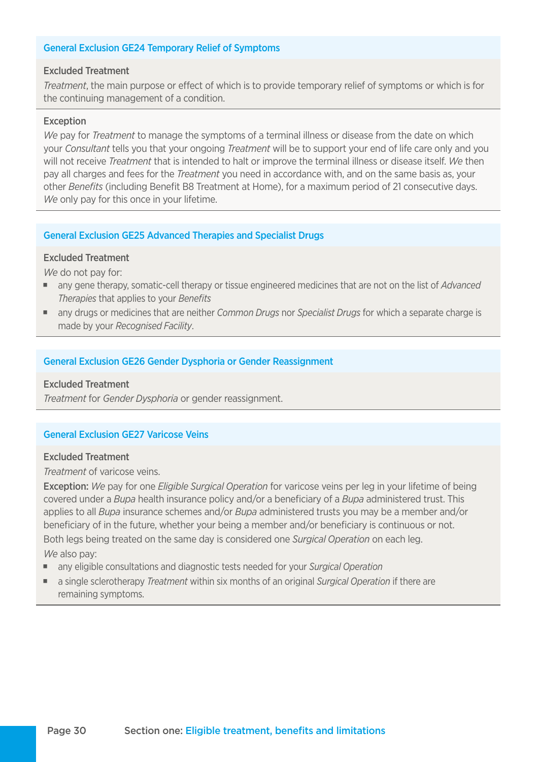### General Exclusion GE24 Temporary Relief of Symptoms

**Excluded Treatment**

*Treatment*, the main purpose or effect of which is to provide temporary relief of symptoms or which is for the continuing management of a condition.

**Exception**

*We* pay for *Treatment* to manage the symptoms of a terminal illness or disease from the date on which your *Consultant* tells you that your ongoing *Treatment* will be to support your end of life care only and you will not receive *Treatment* that is intended to halt or improve the terminal illness or disease itself. *We* then pay all charges and fees for the *Treatment* you need in accordance with, and on the same basis as, your other *Benefits* (including Benefit B8 Treatment at Home), for a maximum period of 21 consecutive days. *We* only pay for this once in your lifetime.

### General Exclusion GE25 Advanced Therapies and Specialist Drugs

**Excluded Treatment**

*We* do not pay for:

- any gene therapy, somatic-cell therapy or tissue engineered medicines that are not on the list of *Advanced Therapies* that applies to your *Benefits*
- any drugs or medicines that are neither *Common Drugs* nor *Specialist Drugs* for which a separate charge is made by your *Recognised Facility*.

### General Exclusion GE26 Gender Dysphoria or Gender Reassignment

**Excluded Treatment**

*Treatment* for *Gender Dysphoria* or gender reassignment.

### General Exclusion GE27 Varicose Veins

**Excluded Treatment**

*Treatment* of varicose veins.

**Exception:** *We* pay for one *Eligible Surgical Operation* for varicose veins per leg in your lifetime of being covered under a *Bupa* health insurance policy and/or a beneficiary of a *Bupa* administered trust. This applies to all *Bupa* insurance schemes and/or *Bupa* administered trusts you may be a member and/or beneficiary of in the future, whether your being a member and/or beneficiary is continuous or not.

Both legs being treated on the same day is considered one *Surgical Operation* on each leg.

*We* also pay:

- any eligible consultations and diagnostic tests needed for your *Surgical Operation*
- a single sclerotherapy *Treatment* within six months of an original *Surgical Operation* if there are remaining symptoms.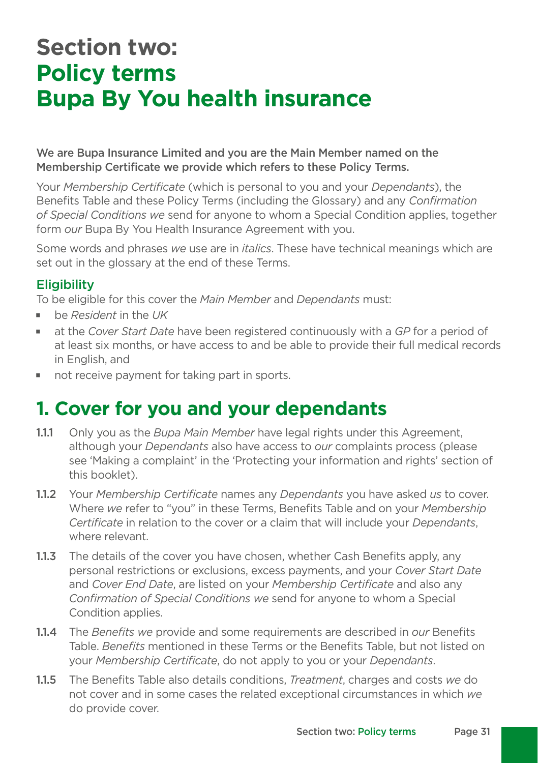# Section two: Policy terms Bupa By You health insurance

**We are Bupa Insurance Limited and you are the Main Member named on the Membership Certificate we provide which refers to these Policy Terms.**

Your *Membership Certificate* (which is personal to you and your *Dependants*), the Benefits Table and these Policy Terms (including the Glossary) and any *Confirmation of Special Conditions we* send for anyone to whom a Special Condition applies, together form *our* Bupa By You Health Insurance Agreement with you.

Some words and phrases *we* use are in *italics*. These have technical meanings which are set out in the glossary at the end of these Terms.

### Eligibility

To be eligible for this cover the *Main Member* and *Dependants* must:

- be *Resident* in the *UK*
- at the *Cover Start Date* have been registered continuously with a *GP* for a period of at least six months, or have access to and be able to provide their full medical records in English, and
- not receive payment for taking part in sports.

## 1. Cover for you and your dependants

**1.1.1** Only you as the *Bupa Main Member* have legal rights under this Agreement, although your *Dependants* also have access to *our* complaints process (please see 'Making a complaint' in the 'Protecting your information and rights' section of this booklet).

**1.1.2** Your *Membership Certificate* names any *Dependants* you have asked *us* to cover. Where *we* refer to "you" in these Terms, Benefits Table and on your *Membership Certificate* in relation to the cover or a claim that will include your *Dependants*, where relevant.

**1.1.3** The details of the cover you have chosen, whether Cash Benefits apply, any personal restrictions or exclusions, excess payments, and your *Cover Start Date* and *Cover End Date*, are listed on your *Membership Certificate* and also any *Confirmation of Special Conditions we* send for anyone to whom a Special Condition applies.

**1.1.4** The *Benefits we* provide and some requirements are described in *our* Benefits Table. *Benefits* mentioned in these Terms or the Benefits Table, but not listed on your *Membership Certificate*, do not apply to you or your *Dependants*.

**1.1.5** The Benefits Table also details conditions, *Treatment*, charges and costs *we* do not cover and in some cases the related exceptional circumstances in which *we* do provide cover.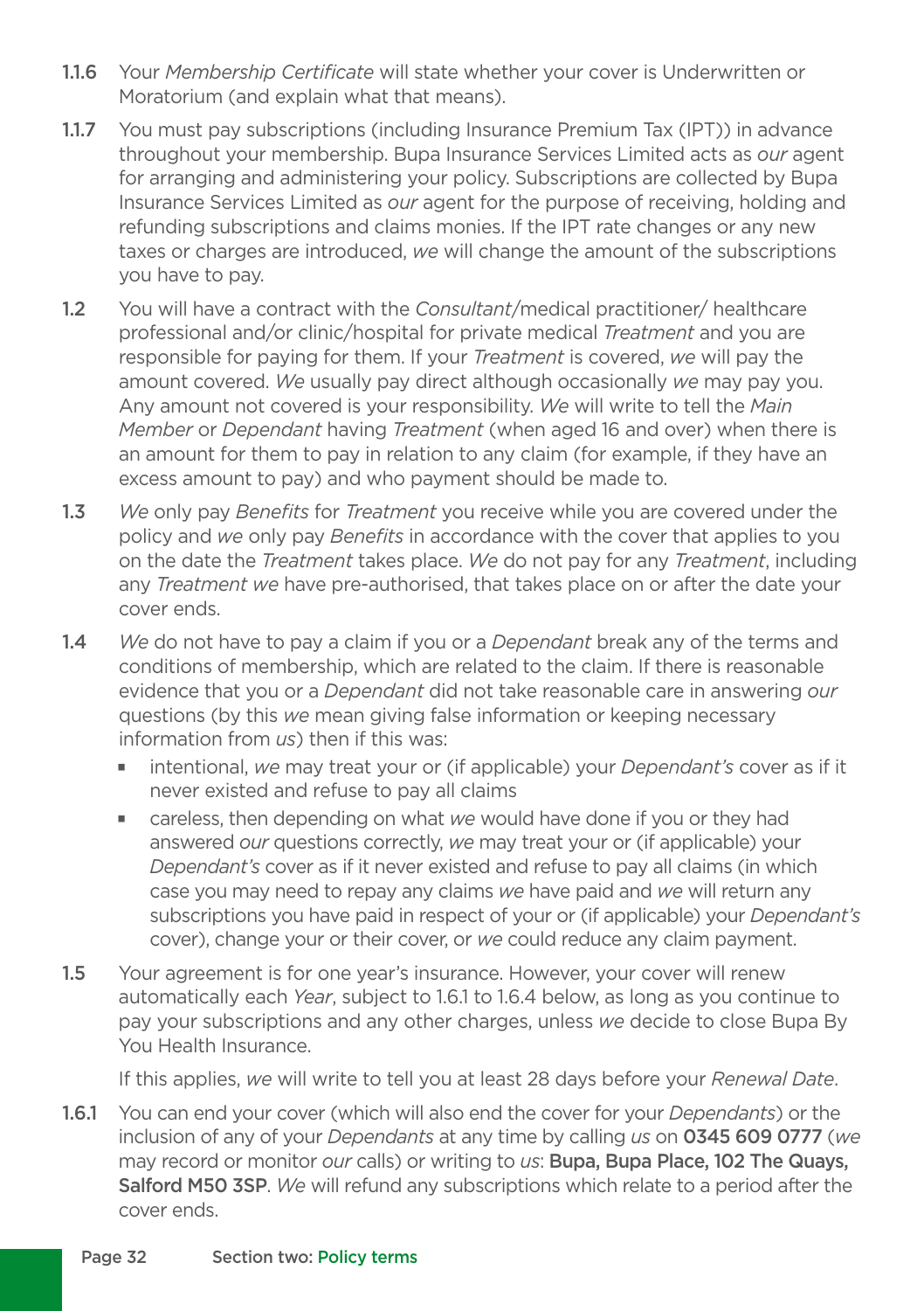1.1.6 Your *Membership Certificate* will state whether your cover is Underwritten or Moratorium (and explain what that means).

1.1.7 You must pay subscriptions (including Insurance Premium Tax (IPT)) in advance throughout your membership. Bupa Insurance Services Limited acts as *our* agent for arranging and administering your policy. Subscriptions are collected by Bupa Insurance Services Limited as *our* agent for the purpose of receiving, holding and refunding subscriptions and claims monies. If the IPT rate changes or any new taxes or charges are introduced, *we* will change the amount of the subscriptions you have to pay.

1.2 You will have a contract with the *Consultant*/medical practitioner/ healthcare professional and/or clinic/hospital for private medical *Treatment* and you are responsible for paying for them. If your *Treatment* is covered, *we* will pay the amount covered. *We* usually pay direct although occasionally *we* may pay you. Any amount not covered is your responsibility. *We* will write to tell the *Main Member* or *Dependant* having *Treatment* (when aged 16 and over) when there is an amount for them to pay in relation to any claim (for example, if they have an excess amount to pay) and who payment should be made to.

1.3 *We* only pay *Benefits* for *Treatment* you receive while you are covered under the policy and *we* only pay *Benefits* in accordance with the cover that applies to you on the date the *Treatment* takes place. *We* do not pay for any *Treatment*, including any *Treatment we* have pre-authorised, that takes place on or after the date your cover ends.

1.4 *We* do not have to pay a claim if you or a *Dependant* break any of the terms and conditions of membership, which are related to the claim. If there is reasonable evidence that you or a *Dependant* did not take reasonable care in answering *our* questions (by this *we* mean giving false information or keeping necessary information from *us*) then if this was:

- intentional, *we* may treat your or (if applicable) your *Dependant's* cover as if it never existed and refuse to pay all claims
- careless, then depending on what *we* would have done if you or they had answered *our* questions correctly, *we* may treat your or (if applicable) your *Dependant's* cover as if it never existed and refuse to pay all claims (in which case you may need to repay any claims *we* have paid and *we* will return any subscriptions you have paid in respect of your or (if applicable) your *Dependant's* cover), change your or their cover, or *we* could reduce any claim payment.

1.5 Your agreement is for one year's insurance. However, your cover will renew automatically each *Year*, subject to 1.6.1 to 1.6.4 below, as long as you continue to pay your subscriptions and any other charges, unless *we* decide to close Bupa By You Health Insurance.

If this applies, *we* will write to tell you at least 28 days before your *Renewal Date*.

1.6.1 You can end your cover (which will also end the cover for your *Dependants*) or the inclusion of any of your *Dependants* at any time by calling *us* on **0345 609 0777** (*we* may record or monitor *our* calls) or writing to *us*: **Bupa, Bupa Place, 102 The Quays, Salford M50 3SP**. *We* will refund any subscriptions which relate to a period after the cover ends.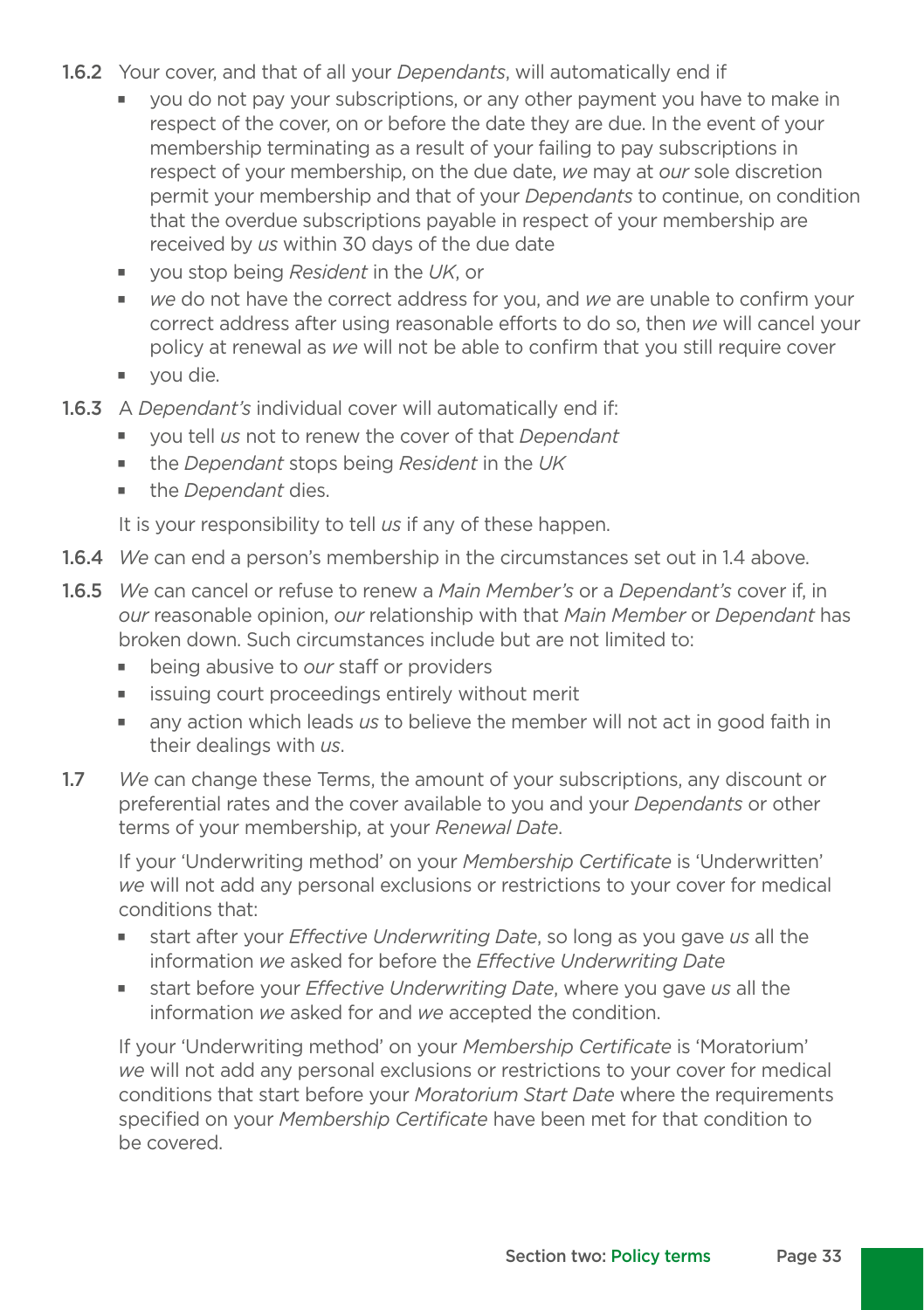**1.6.2** Your cover, and that of all your *Dependants*, will automatically end if

- you do not pay your subscriptions, or any other payment you have to make in respect of the cover, on or before the date they are due. In the event of your membership terminating as a result of your failing to pay subscriptions in respect of your membership, on the due date, *we* may at *our* sole discretion permit your membership and that of your *Dependants* to continue, on condition that the overdue subscriptions payable in respect of your membership are received by *us* within 30 days of the due date
- you stop being *Resident* in the *UK*, or
- *we* do not have the correct address for you, and *we* are unable to confirm your correct address after using reasonable efforts to do so, then *we* will cancel your policy at renewal as *we* will not be able to confirm that you still require cover
- you die.

**1.6.3** A *Dependant's* individual cover will automatically end if:

- you tell *us* not to renew the cover of that *Dependant*
- the *Dependant* stops being *Resident* in the *UK*
- the *Dependant* dies.

It is your responsibility to tell *us* if any of these happen.

**1.6.4** *We* can end a person's membership in the circumstances set out in 1.4 above.

**1.6.5** *We* can cancel or refuse to renew a *Main Member's* or a *Dependant's* cover if, in *our* reasonable opinion, *our* relationship with that *Main Member* or *Dependant* has broken down. Such circumstances include but are not limited to:

- being abusive to *our* staff or providers
- issuing court proceedings entirely without merit
- any action which leads *us* to believe the member will not act in good faith in their dealings with *us*.

**1.7** *We* can change these Terms, the amount of your subscriptions, any discount or preferential rates and the cover available to you and your *Dependants* or other terms of your membership, at your *Renewal Date*.

If your 'Underwriting method' on your *Membership Certificate* is 'Underwritten' *we* will not add any personal exclusions or restrictions to your cover for medical conditions that:

- start after your *Effective Underwriting Date*, so long as you gave *us* all the information *we* asked for before the *Effective Underwriting Date*
- start before your *Effective Underwriting Date*, where you gave *us* all the information *we* asked for and *we* accepted the condition.

If your 'Underwriting method' on your *Membership Certificate* is 'Moratorium' *we* will not add any personal exclusions or restrictions to your cover for medical conditions that start before your *Moratorium Start Date* where the requirements specified on your *Membership Certificate* have been met for that condition to be covered.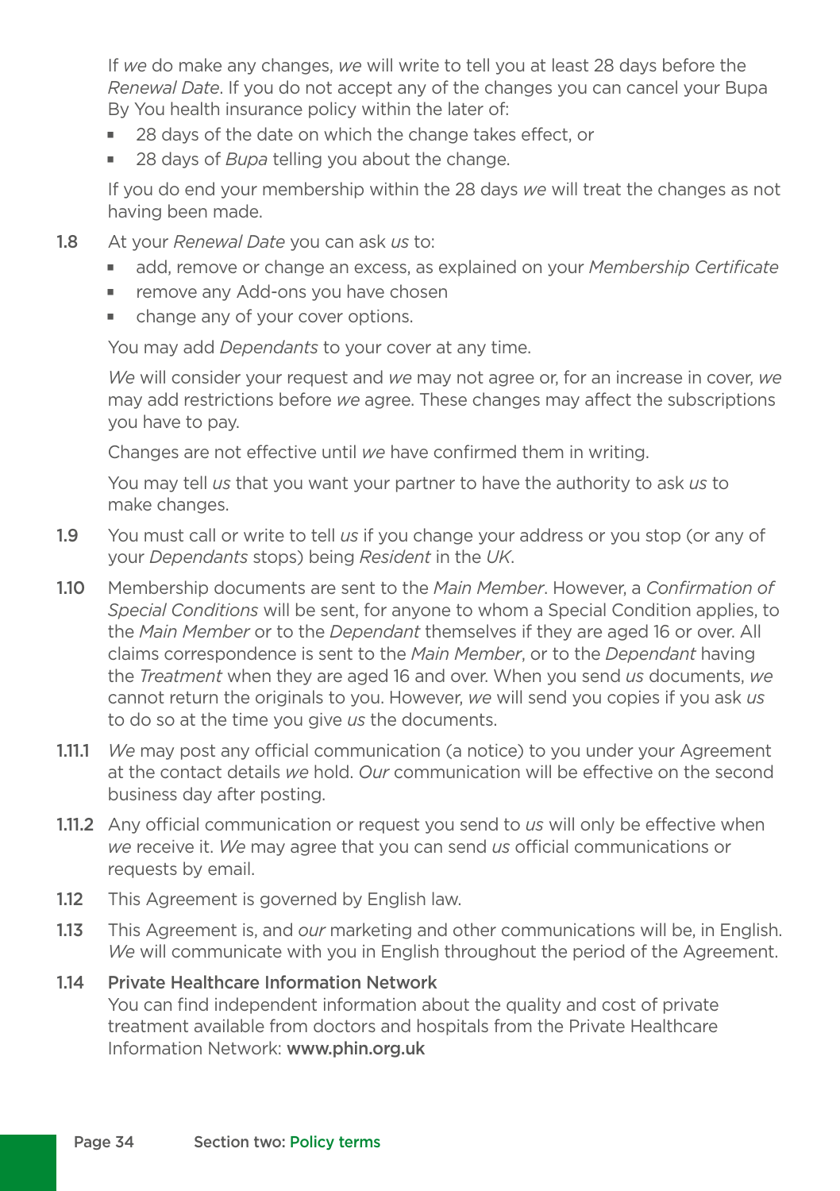If *we* do make any changes, *we* will write to tell you at least 28 days before the *Renewal Date*. If you do not accept any of the changes you can cancel your Bupa By You health insurance policy within the later of:

- 28 days of the date on which the change takes effect, or
- 28 days of *Bupa* telling you about the change.

If you do end your membership within the 28 days *we* will treat the changes as not having been made.

1.8 At your *Renewal Date* you can ask *us* to:

- add, remove or change an excess, as explained on your *Membership Certificate*
- remove any Add-ons you have chosen
- change any of your cover options.

You may add *Dependants* to your cover at any time.

*We* will consider your request and *we* may not agree or, for an increase in cover, *we* may add restrictions before *we* agree. These changes may affect the subscriptions you have to pay.

Changes are not effective until *we* have confirmed them in writing.

You may tell *us* that you want your partner to have the authority to ask *us* to make changes.

1.9 You must call or write to tell *us* if you change your address or you stop (or any of your *Dependants* stops) being *Resident* in the *UK*.

1.10 Membership documents are sent to the *Main Member*. However, a *Confirmation of Special Conditions* will be sent, for anyone to whom a Special Condition applies, to the *Main Member* or to the *Dependant* themselves if they are aged 16 or over. All claims correspondence is sent to the *Main Member*, or to the *Dependant* having the *Treatment* when they are aged 16 and over. When you send *us* documents, *we* cannot return the originals to you. However, *we* will send you copies if you ask *us* to do so at the time you give *us* the documents.

1.11.1 *We* may post any official communication (a notice) to you under your Agreement at the contact details *we* hold. *Our* communication will be effective on the second business day after posting.

1.11.2 Any official communication or request you send to *us* will only be effective when *we* receive it. *We* may agree that you can send *us* official communications or requests by email.

1.12 This Agreement is governed by English law.

1.13 This Agreement is, and *our* marketing and other communications will be, in English. *We* will communicate with you in English throughout the period of the Agreement.

1.14 **Private Healthcare Information Network**
You can find independent information about the quality and cost of private treatment available from doctors and hospitals from the Private Healthcare Information Network: **www.phin.org.uk**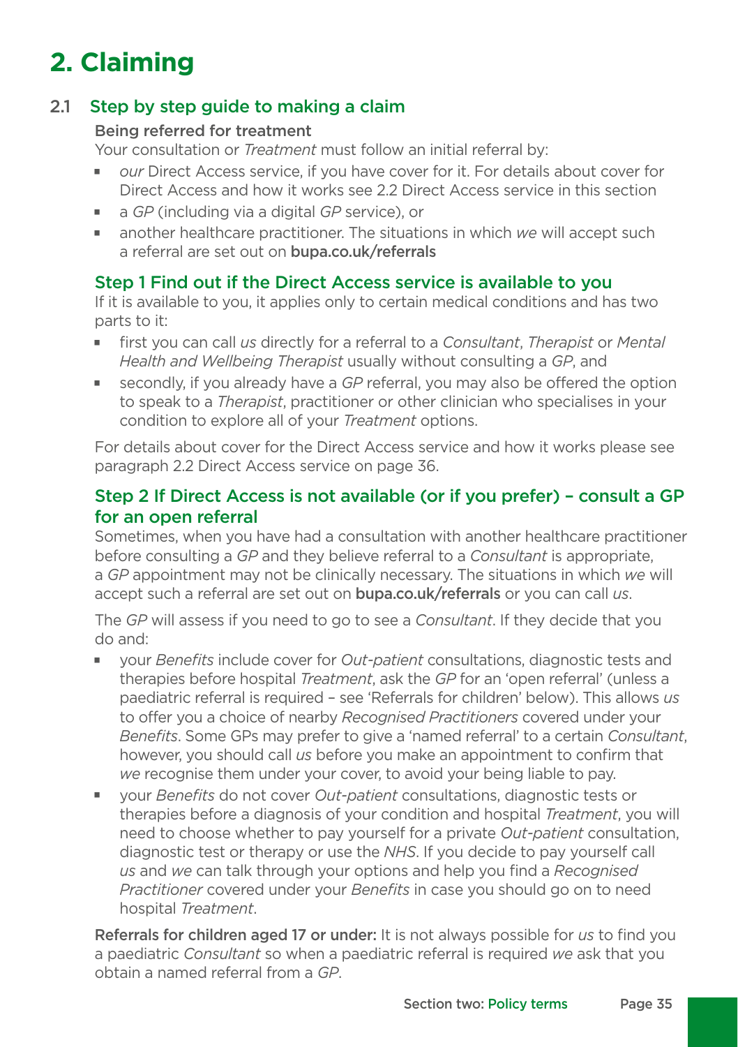# 2. Claiming

## 2.1 Step by step guide to making a claim

**Being referred for treatment**

Your consultation or *Treatment* must follow an initial referral by:

- *our* Direct Access service, if you have cover for it. For details about cover for Direct Access and how it works see 2.2 Direct Access service in this section
- a *GP* (including via a digital *GP* service), or
- another healthcare practitioner. The situations in which *we* will accept such a referral are set out on **bupa.co.uk/referrals**

### Step 1 Find out if the Direct Access service is available to you

If it is available to you, it applies only to certain medical conditions and has two parts to it:

- first you can call *us* directly for a referral to a *Consultant*, *Therapist* or *Mental Health and Wellbeing Therapist* usually without consulting a *GP*, and
- secondly, if you already have a *GP* referral, you may also be offered the option to speak to a *Therapist*, practitioner or other clinician who specialises in your condition to explore all of your *Treatment* options.

For details about cover for the Direct Access service and how it works please see paragraph 2.2 Direct Access service on page 36.

### Step 2 If Direct Access is not available (or if you prefer) – consult a GP for an open referral

Sometimes, when you have had a consultation with another healthcare practitioner before consulting a *GP* and they believe referral to a *Consultant* is appropriate, a *GP* appointment may not be clinically necessary. The situations in which *we* will accept such a referral are set out on **bupa.co.uk/referrals** or you can call *us*.

The *GP* will assess if you need to go to see a *Consultant*. If they decide that you do and:

- your *Benefits* include cover for *Out-patient* consultations, diagnostic tests and therapies before hospital *Treatment*, ask the *GP* for an 'open referral' (unless a paediatric referral is required – see 'Referrals for children' below). This allows *us* to offer you a choice of nearby *Recognised Practitioners* covered under your *Benefits*. Some GPs may prefer to give a 'named referral' to a certain *Consultant*, however, you should call *us* before you make an appointment to confirm that *we* recognise them under your cover, to avoid your being liable to pay.
- your *Benefits* do not cover *Out-patient* consultations, diagnostic tests or therapies before a diagnosis of your condition and hospital *Treatment*, you will need to choose whether to pay yourself for a private *Out-patient* consultation, diagnostic test or therapy or use the *NHS*. If you decide to pay yourself call *us* and *we* can talk through your options and help you find a *Recognised Practitioner* covered under your *Benefits* in case you should go on to need hospital *Treatment*.

**Referrals for children aged 17 or under:** It is not always possible for *us* to find you a paediatric *Consultant* so when a paediatric referral is required *we* ask that you obtain a named referral from a *GP*.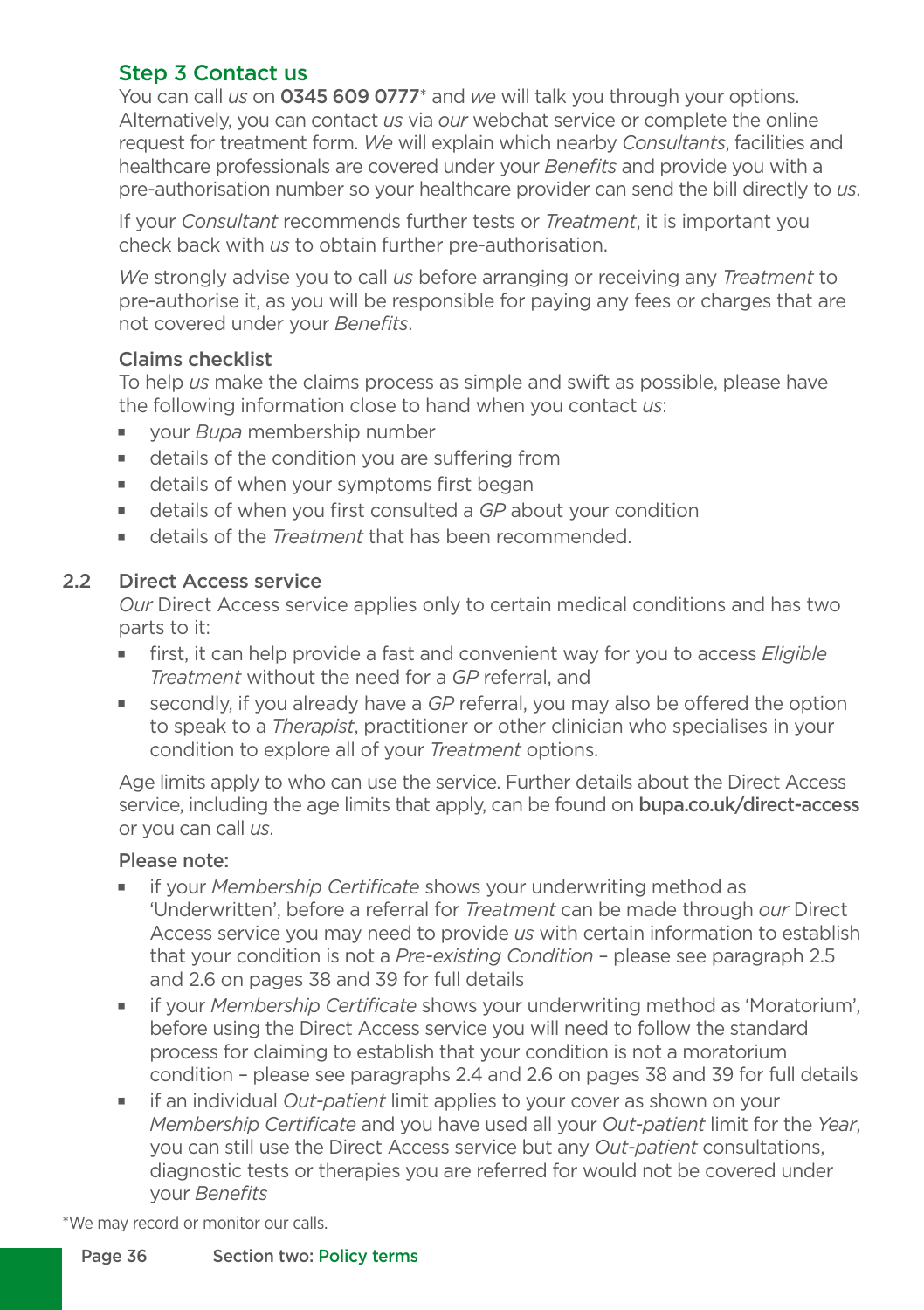### Step 3 Contact us

You can call *us* on **0345 609 0777*** and *we* will talk you through your options. Alternatively, you can contact *us* via *our* webchat service or complete the online request for treatment form. *We* will explain which nearby *Consultants*, facilities and healthcare professionals are covered under your *Benefits* and provide you with a pre-authorisation number so your healthcare provider can send the bill directly to *us*.

If your *Consultant* recommends further tests or *Treatment*, it is important you check back with *us* to obtain further pre-authorisation.

*We* strongly advise you to call *us* before arranging or receiving any *Treatment* to pre-authorise it, as you will be responsible for paying any fees or charges that are not covered under your *Benefits*.

#### Claims checklist

To help *us* make the claims process as simple and swift as possible, please have the following information close to hand when you contact *us*:

- your *Bupa* membership number
- details of the condition you are suffering from
- details of when your symptoms first began
- details of when you first consulted a *GP* about your condition
- details of the *Treatment* that has been recommended.

### 2.2 Direct Access service

*Our* Direct Access service applies only to certain medical conditions and has two parts to it:

- first, it can help provide a fast and convenient way for you to access *Eligible Treatment* without the need for a *GP* referral, and
- secondly, if you already have a *GP* referral, you may also be offered the option to speak to a *Therapist*, practitioner or other clinician who specialises in your condition to explore all of your *Treatment* options.

Age limits apply to who can use the service. Further details about the Direct Access service, including the age limits that apply, can be found on **bupa.co.uk/direct-access** or you can call *us*.

**Please note:**

- if your *Membership Certificate* shows your underwriting method as 'Underwritten', before a referral for *Treatment* can be made through *our* Direct Access service you may need to provide *us* with certain information to establish that your condition is not a *Pre-existing Condition* – please see paragraph 2.5 and 2.6 on pages 38 and 39 for full details
- if your *Membership Certificate* shows your underwriting method as 'Moratorium', before using the Direct Access service you will need to follow the standard process for claiming to establish that your condition is not a moratorium condition – please see paragraphs 2.4 and 2.6 on pages 38 and 39 for full details
- if an individual *Out-patient* limit applies to your cover as shown on your *Membership Certificate* and you have used all your *Out-patient* limit for the *Year*, you can still use the Direct Access service but any *Out-patient* consultations, diagnostic tests or therapies you are referred for would not be covered under your *Benefits*

*We may record or monitor our calls.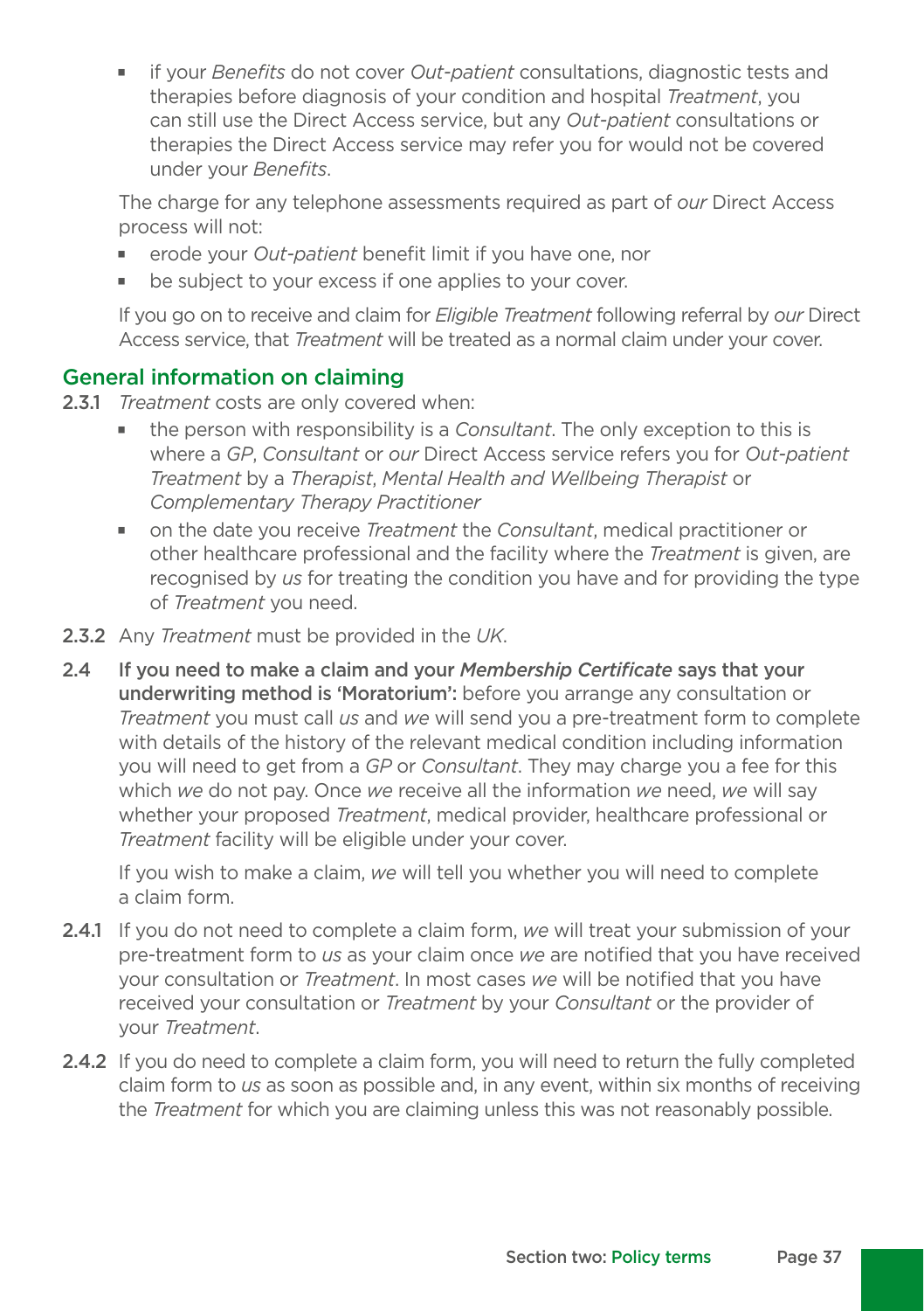- if your *Benefits* do not cover *Out-patient* consultations, diagnostic tests and therapies before diagnosis of your condition and hospital *Treatment*, you can still use the Direct Access service, but any *Out-patient* consultations or therapies the Direct Access service may refer you for would not be covered under your *Benefits*.

The charge for any telephone assessments required as part of *our* Direct Access process will not:

- erode your *Out-patient* benefit limit if you have one, nor
- be subject to your excess if one applies to your cover.

If you go on to receive and claim for *Eligible Treatment* following referral by *our* Direct Access service, that *Treatment* will be treated as a normal claim under your cover.

## General information on claiming

**2.3.1** *Treatment* costs are only covered when:

- the person with responsibility is a *Consultant*. The only exception to this is where a *GP*, *Consultant* or *our* Direct Access service refers you for *Out-patient Treatment* by a *Therapist*, *Mental Health and Wellbeing Therapist* or *Complementary Therapy Practitioner*
- on the date you receive *Treatment* the *Consultant*, medical practitioner or other healthcare professional and the facility where the *Treatment* is given, are recognised by *us* for treating the condition you have and for providing the type of *Treatment* you need.

**2.3.2** Any *Treatment* must be provided in the *UK*.

**2.4** **If you need to make a claim and your *Membership Certificate* says that your underwriting method is 'Moratorium':** before you arrange any consultation or *Treatment* you must call *us* and *we* will send you a pre-treatment form to complete with details of the history of the relevant medical condition including information you will need to get from a *GP* or *Consultant*. They may charge you a fee for this which *we* do not pay. Once *we* receive all the information *we* need, *we* will say whether your proposed *Treatment*, medical provider, healthcare professional or *Treatment* facility will be eligible under your cover.

If you wish to make a claim, *we* will tell you whether you will need to complete a claim form.

**2.4.1** If you do not need to complete a claim form, *we* will treat your submission of your pre-treatment form to *us* as your claim once *we* are notified that you have received your consultation or *Treatment*. In most cases *we* will be notified that you have received your consultation or *Treatment* by your *Consultant* or the provider of your *Treatment*.

**2.4.2** If you do need to complete a claim form, you will need to return the fully completed claim form to *us* as soon as possible and, in any event, within six months of receiving the *Treatment* for which you are claiming unless this was not reasonably possible.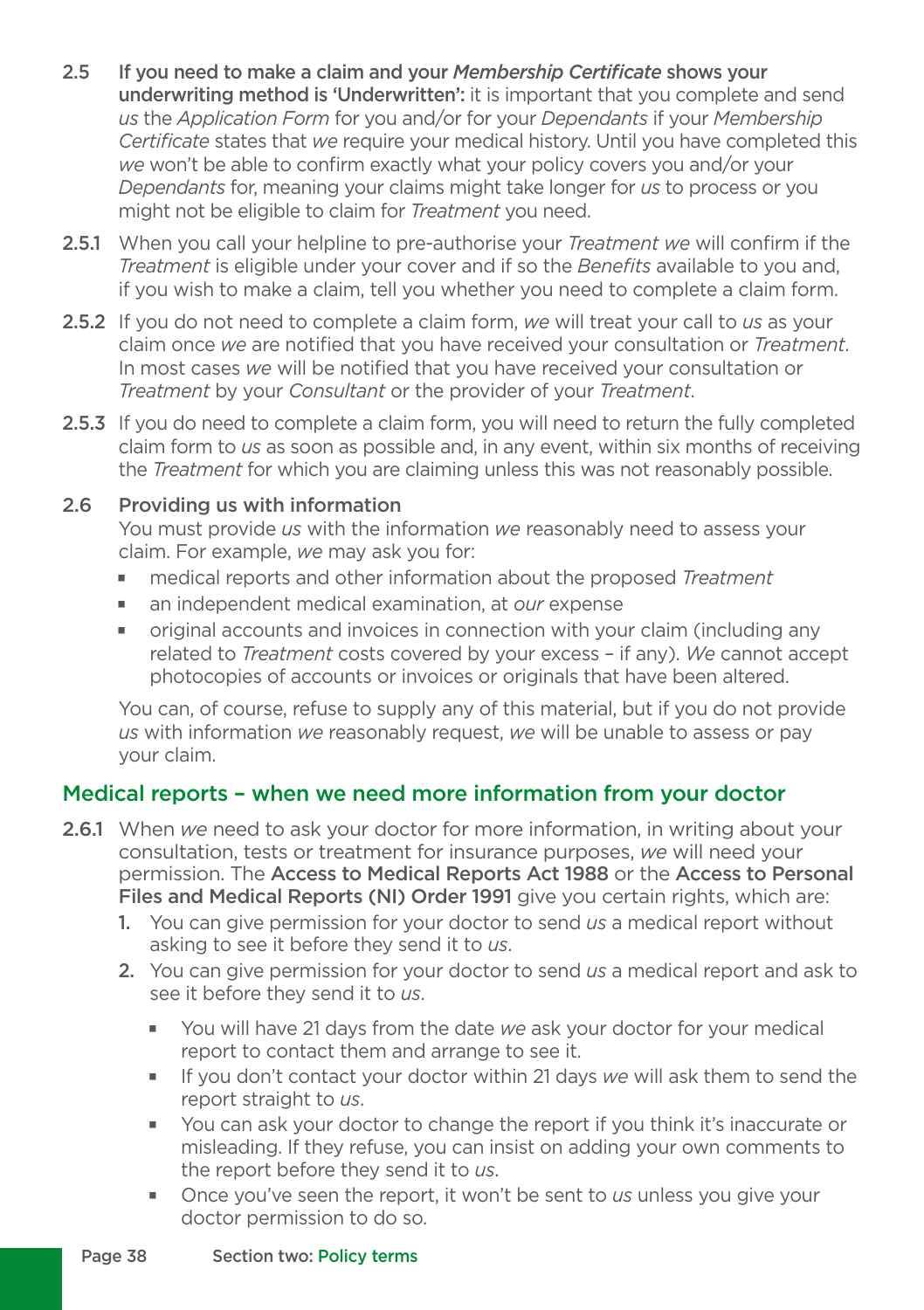**2.5 If you need to make a claim and your *Membership Certificate* shows your underwriting method is 'Underwritten':** it is important that you complete and send *us* the *Application Form* for you and/or for your *Dependants* if your *Membership Certificate* states that *we* require your medical history. Until you have completed this *we* won't be able to confirm exactly what your policy covers you and/or your *Dependants* for, meaning your claims might take longer for *us* to process or you might not be eligible to claim for *Treatment* you need.

**2.5.1** When you call your helpline to pre-authorise your *Treatment* *we* will confirm if the *Treatment* is eligible under your cover and if so the *Benefits* available to you and, if you wish to make a claim, tell you whether you need to complete a claim form.

**2.5.2** If you do not need to complete a claim form, *we* will treat your call to *us* as your claim once *we* are notified that you have received your consultation or *Treatment*. In most cases *we* will be notified that you have received your consultation or *Treatment* by your *Consultant* or the provider of your *Treatment*.

**2.5.3** If you do need to complete a claim form, you will need to return the fully completed claim form to *us* as soon as possible and, in any event, within six months of receiving the *Treatment* for which you are claiming unless this was not reasonably possible.

**2.6 Providing us with information**

You must provide *us* with the information *we* reasonably need to assess your claim. For example, *we* may ask you for:

- medical reports and other information about the proposed *Treatment*
- an independent medical examination, at *our* expense
- original accounts and invoices in connection with your claim (including any related to *Treatment* costs covered by your excess – if any). *We* cannot accept photocopies of accounts or invoices or originals that have been altered.

You can, of course, refuse to supply any of this material, but if you do not provide *us* with information *we* reasonably request, *we* will be unable to assess or pay your claim.

## Medical reports – when we need more information from your doctor

**2.6.1** When *we* need to ask your doctor for more information, in writing about your consultation, tests or treatment for insurance purposes, *we* will need your permission. The **Access to Medical Reports Act 1988** or the **Access to Personal Files and Medical Reports (NI) Order 1991** give you certain rights, which are:

1. You can give permission for your doctor to send *us* a medical report without asking to see it before they send it to *us*.
2. You can give permission for your doctor to send *us* a medical report and ask to see it before they send it to *us*.
   - You will have 21 days from the date *we* ask your doctor for your medical report to contact them and arrange to see it.
   - If you don't contact your doctor within 21 days *we* will ask them to send the report straight to *us*.
   - You can ask your doctor to change the report if you think it's inaccurate or misleading. If they refuse, you can insist on adding your own comments to the report before they send it to *us*.
   - Once you've seen the report, it won't be sent to *us* unless you give your doctor permission to do so.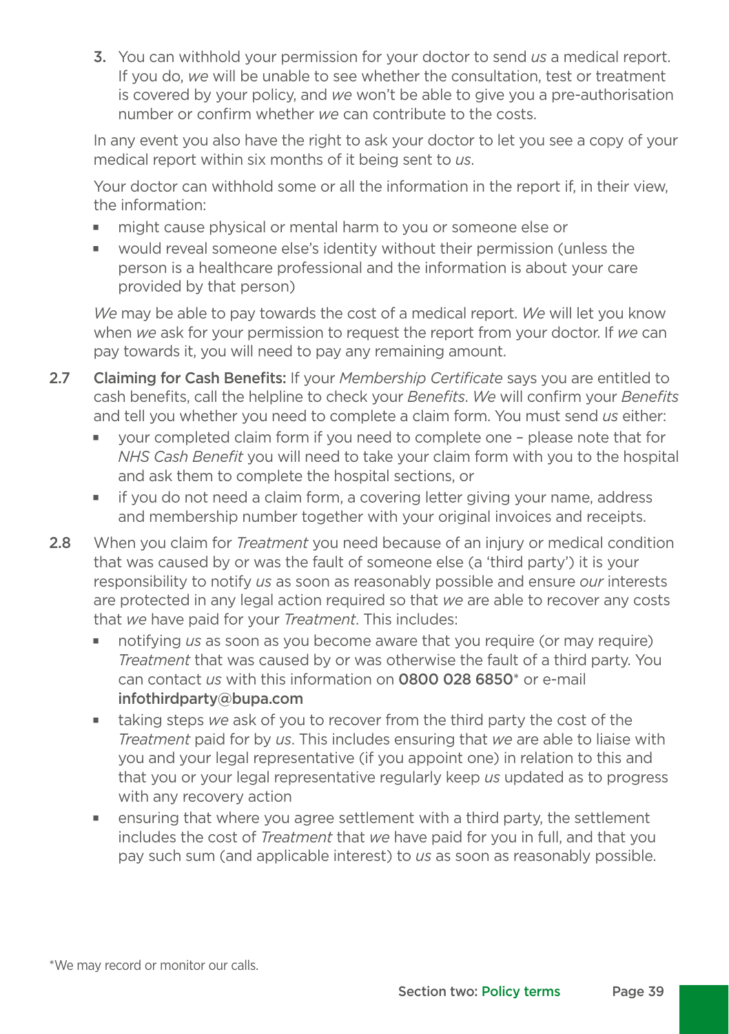3. You can withhold your permission for your doctor to send *us* a medical report. If you do, *we* will be unable to see whether the consultation, test or treatment is covered by your policy, and *we* won't be able to give you a pre-authorisation number or confirm whether *we* can contribute to the costs.

   In any event you also have the right to ask your doctor to let you see a copy of your medical report within six months of it being sent to *us*.

   Your doctor can withhold some or all the information in the report if, in their view, the information:

   - might cause physical or mental harm to you or someone else or
   - would reveal someone else's identity without their permission (unless the person is a healthcare professional and the information is about your care provided by that person)

   *We* may be able to pay towards the cost of a medical report. *We* will let you know when *we* ask for your permission to request the report from your doctor. If *we* can pay towards it, you will need to pay any remaining amount.

**2.7** **Claiming for Cash Benefits:** If your *Membership Certificate* says you are entitled to cash benefits, call the helpline to check your *Benefits*. *We* will confirm your *Benefits* and tell you whether you need to complete a claim form. You must send *us* either:

- your completed claim form if you need to complete one – please note that for *NHS Cash Benefit* you will need to take your claim form with you to the hospital and ask them to complete the hospital sections, or
- if you do not need a claim form, a covering letter giving your name, address and membership number together with your original invoices and receipts.

**2.8** When you claim for *Treatment* you need because of an injury or medical condition that was caused by or was the fault of someone else (a 'third party') it is your responsibility to notify *us* as soon as reasonably possible and ensure *our* interests are protected in any legal action required so that *we* are able to recover any costs that *we* have paid for your *Treatment*. This includes:

- notifying *us* as soon as you become aware that you require (or may require) *Treatment* that was caused by or was otherwise the fault of a third party. You can contact *us* with this information on **0800 028 6850**\* or e-mail **infothirdparty@bupa.com**
- taking steps *we* ask of you to recover from the third party the cost of the *Treatment* paid for by *us*. This includes ensuring that *we* are able to liaise with you and your legal representative (if you appoint one) in relation to this and that you or your legal representative regularly keep *us* updated as to progress with any recovery action
- ensuring that where you agree settlement with a third party, the settlement includes the cost of *Treatment* that *we* have paid for you in full, and that you pay such sum (and applicable interest) to *us* as soon as reasonably possible.

\*We may record or monitor our calls.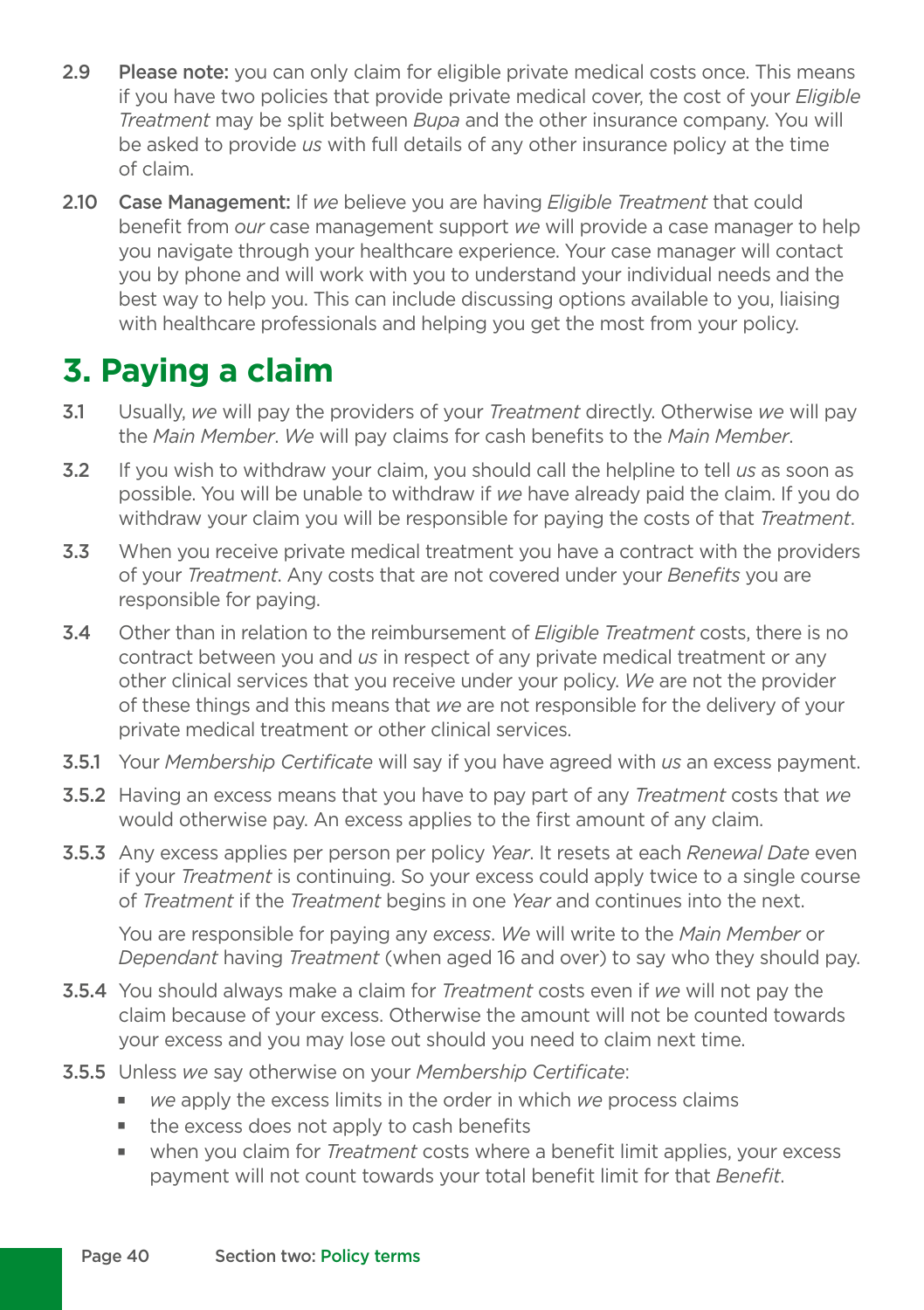2.9 **Please note:** you can only claim for eligible private medical costs once. This means if you have two policies that provide private medical cover, the cost of your *Eligible Treatment* may be split between *Bupa* and the other insurance company. You will be asked to provide *us* with full details of any other insurance policy at the time of claim.

2.10 **Case Management:** If *we* believe you are having *Eligible Treatment* that could benefit from *our* case management support *we* will provide a case manager to help you navigate through your healthcare experience. Your case manager will contact you by phone and will work with you to understand your individual needs and the best way to help you. This can include discussing options available to you, liaising with healthcare professionals and helping you get the most from your policy.

# 3. Paying a claim

3.1 Usually, *we* will pay the providers of your *Treatment* directly. Otherwise *we* will pay the *Main Member*. *We* will pay claims for cash benefits to the *Main Member*.

3.2 If you wish to withdraw your claim, you should call the helpline to tell *us* as soon as possible. You will be unable to withdraw if *we* have already paid the claim. If you do withdraw your claim you will be responsible for paying the costs of that *Treatment*.

3.3 When you receive private medical treatment you have a contract with the providers of your *Treatment*. Any costs that are not covered under your *Benefits* you are responsible for paying.

3.4 Other than in relation to the reimbursement of *Eligible Treatment* costs, there is no contract between you and *us* in respect of any private medical treatment or any other clinical services that you receive under your policy. *We* are not the provider of these things and this means that *we* are not responsible for the delivery of your private medical treatment or other clinical services.

3.5.1 Your *Membership Certificate* will say if you have agreed with *us* an excess payment.

3.5.2 Having an excess means that you have to pay part of any *Treatment* costs that *we* would otherwise pay. An excess applies to the first amount of any claim.

3.5.3 Any excess applies per person per policy *Year*. It resets at each *Renewal Date* even if your *Treatment* is continuing. So your excess could apply twice to a single course of *Treatment* if the *Treatment* begins in one *Year* and continues into the next.

You are responsible for paying any *excess*. *We* will write to the *Main Member* or *Dependant* having *Treatment* (when aged 16 and over) to say who they should pay.

3.5.4 You should always make a claim for *Treatment* costs even if *we* will not pay the claim because of your excess. Otherwise the amount will not be counted towards your excess and you may lose out should you need to claim next time.

3.5.5 Unless *we* say otherwise on your *Membership Certificate*:

- *we* apply the excess limits in the order in which *we* process claims
- the excess does not apply to cash benefits
- when you claim for *Treatment* costs where a benefit limit applies, your excess payment will not count towards your total benefit limit for that *Benefit*.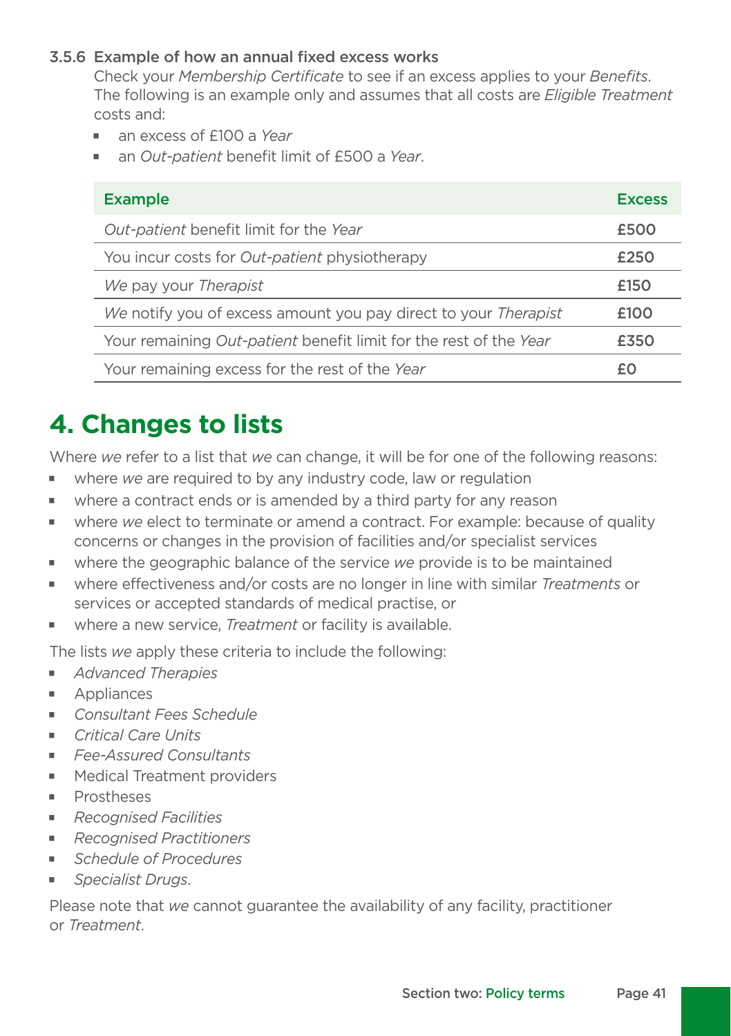### 3.5.6 Example of how an annual fixed excess works

Check your *Membership Certificate* to see if an excess applies to your *Benefits*. The following is an example only and assumes that all costs are *Eligible Treatment* costs and:

- an excess of £100 a *Year*
- an *Out-patient* benefit limit of £500 a *Year*.

| Example | Excess |
|---|---|
| *Out-patient* benefit limit for the *Year* | £500 |
| You incur costs for *Out-patient* physiotherapy | £250 |
| *We* pay your *Therapist* | £150 |
| *We* notify you of excess amount you pay direct to your *Therapist* | £100 |
| Your remaining *Out-patient* benefit limit for the rest of the *Year* | £350 |
| Your remaining excess for the rest of the *Year* | £0 |

# 4. Changes to lists

Where *we* refer to a list that *we* can change, it will be for one of the following reasons:

- where *we* are required to by any industry code, law or regulation
- where a contract ends or is amended by a third party for any reason
- where *we* elect to terminate or amend a contract. For example: because of quality concerns or changes in the provision of facilities and/or specialist services
- where the geographic balance of the service *we* provide is to be maintained
- where effectiveness and/or costs are no longer in line with similar *Treatments* or services or accepted standards of medical practise, or
- where a new service, *Treatment* or facility is available.

The lists *we* apply these criteria to include the following:

- *Advanced Therapies*
- Appliances
- *Consultant Fees Schedule*
- *Critical Care Units*
- *Fee-Assured Consultants*
- Medical Treatment providers
- Prostheses
- *Recognised Facilities*
- *Recognised Practitioners*
- *Schedule of Procedures*
- *Specialist Drugs*.

Please note that *we* cannot guarantee the availability of any facility, practitioner or *Treatment*.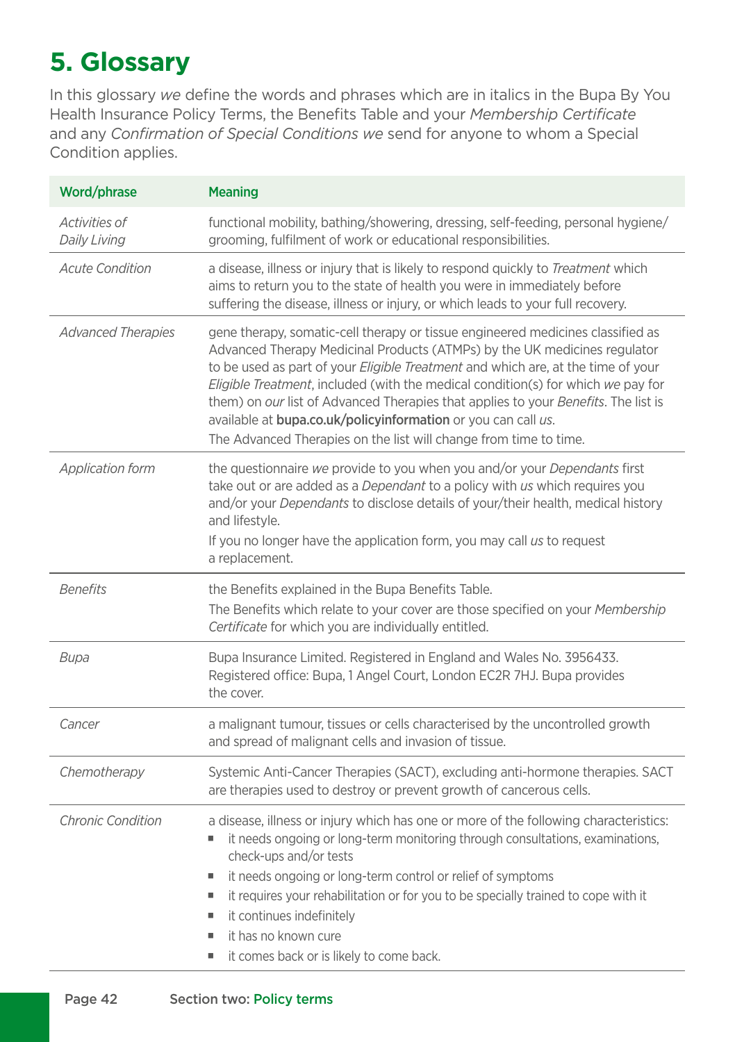# 5. Glossary

In this glossary *we* define the words and phrases which are in italics in the Bupa By You Health Insurance Policy Terms, the Benefits Table and your *Membership Certificate* and any *Confirmation of Special Conditions we* send for anyone to whom a Special Condition applies.

| Word/phrase | Meaning |
|---|---|
| *Activities of Daily Living* | functional mobility, bathing/showering, dressing, self-feeding, personal hygiene/grooming, fulfilment of work or educational responsibilities. |
| *Acute Condition* | a disease, illness or injury that is likely to respond quickly to *Treatment* which aims to return you to the state of health you were in immediately before suffering the disease, illness or injury, or which leads to your full recovery. |
| *Advanced Therapies* | gene therapy, somatic-cell therapy or tissue engineered medicines classified as Advanced Therapy Medicinal Products (ATMPs) by the UK medicines regulator to be used as part of your *Eligible Treatment* and which are, at the time of your *Eligible Treatment*, included (with the medical condition(s) for which *we* pay for them) on *our* list of Advanced Therapies that applies to your *Benefits*. The list is available at **bupa.co.uk/policyinformation** or you can call *us*.<br>The Advanced Therapies on the list will change from time to time. |
| *Application form* | the questionnaire *we* provide to you when you and/or your *Dependants* first take out or are added as a *Dependant* to a policy with *us* which requires you and/or your *Dependants* to disclose details of your/their health, medical history and lifestyle.<br>If you no longer have the application form, you may call *us* to request a replacement. |
| *Benefits* | the Benefits explained in the Bupa Benefits Table.<br>The Benefits which relate to your cover are those specified on your *Membership Certificate* for which you are individually entitled. |
| *Bupa* | Bupa Insurance Limited. Registered in England and Wales No. 3956433. Registered office: Bupa, 1 Angel Court, London EC2R 7HJ. Bupa provides the cover. |
| *Cancer* | a malignant tumour, tissues or cells characterised by the uncontrolled growth and spread of malignant cells and invasion of tissue. |
| *Chemotherapy* | Systemic Anti-Cancer Therapies (SACT), excluding anti-hormone therapies. SACT are therapies used to destroy or prevent growth of cancerous cells. |
| *Chronic Condition* | a disease, illness or injury which has one or more of the following characteristics:<br>▪ it needs ongoing or long-term monitoring through consultations, examinations, check-ups and/or tests<br>▪ it needs ongoing or long-term control or relief of symptoms<br>▪ it requires your rehabilitation or for you to be specially trained to cope with it<br>▪ it continues indefinitely<br>▪ it has no known cure<br>▪ it comes back or is likely to come back. |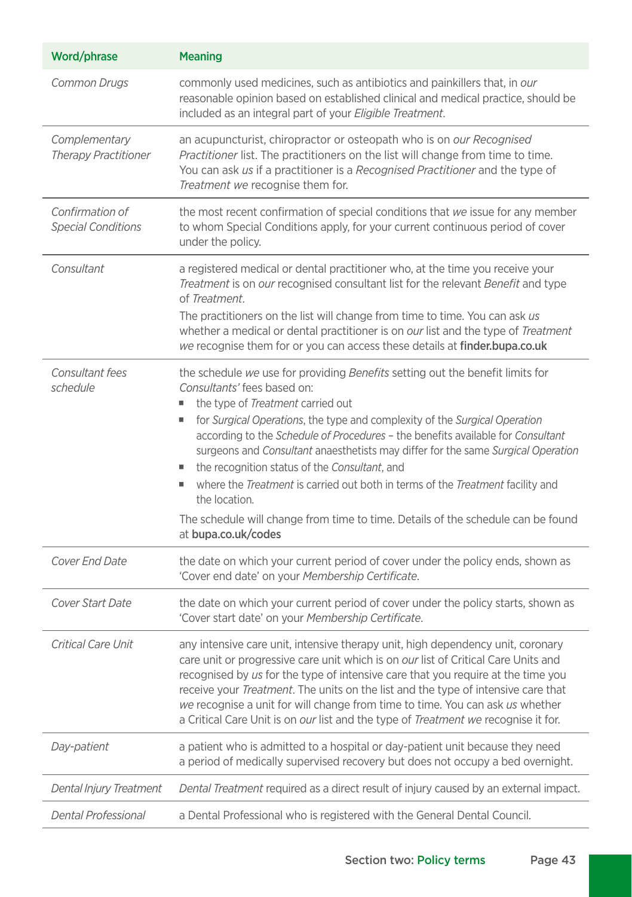| Word/phrase | Meaning |
|---|---|
| *Common Drugs* | commonly used medicines, such as antibiotics and painkillers that, in *our* reasonable opinion based on established clinical and medical practice, should be included as an integral part of your *Eligible Treatment*. |
| *Complementary Therapy Practitioner* | an acupuncturist, chiropractor or osteopath who is on *our Recognised Practitioner* list. The practitioners on the list will change from time to time. You can ask *us* if a practitioner is a *Recognised Practitioner* and the type of *Treatment we* recognise them for. |
| *Confirmation of Special Conditions* | the most recent confirmation of special conditions that *we* issue for any member to whom Special Conditions apply, for your current continuous period of cover under the policy. |
| *Consultant* | a registered medical or dental practitioner who, at the time you receive your *Treatment* is on *our* recognised consultant list for the relevant *Benefit* and type of *Treatment*.<br>The practitioners on the list will change from time to time. You can ask *us* whether a medical or dental practitioner is on *our* list and the type of *Treatment we* recognise them for or you can access these details at **finder.bupa.co.uk** |
| *Consultant fees schedule* | the schedule *we* use for providing *Benefits* setting out the benefit limits for *Consultants'* fees based on:<br>■ the type of *Treatment* carried out<br>■ for *Surgical Operations*, the type and complexity of the *Surgical Operation* according to the *Schedule of Procedures* – the benefits available for *Consultant* surgeons and *Consultant* anaesthetists may differ for the same *Surgical Operation*<br>■ the recognition status of the *Consultant*, and<br>■ where the *Treatment* is carried out both in terms of the *Treatment* facility and the location.<br>The schedule will change from time to time. Details of the schedule can be found at **bupa.co.uk/codes** |
| *Cover End Date* | the date on which your current period of cover under the policy ends, shown as 'Cover end date' on your *Membership Certificate*. |
| *Cover Start Date* | the date on which your current period of cover under the policy starts, shown as 'Cover start date' on your *Membership Certificate*. |
| *Critical Care Unit* | any intensive care unit, intensive therapy unit, high dependency unit, coronary care unit or progressive care unit which is on *our* list of Critical Care Units and recognised by *us* for the type of intensive care that you require at the time you receive your *Treatment*. The units on the list and the type of intensive care that *we* recognise a unit for will change from time to time. You can ask *us* whether a Critical Care Unit is on *our* list and the type of *Treatment we* recognise it for. |
| *Day-patient* | a patient who is admitted to a hospital or day-patient unit because they need a period of medically supervised recovery but does not occupy a bed overnight. |
| *Dental Injury Treatment* | *Dental Treatment* required as a direct result of injury caused by an external impact. |
| *Dental Professional* | a Dental Professional who is registered with the General Dental Council. |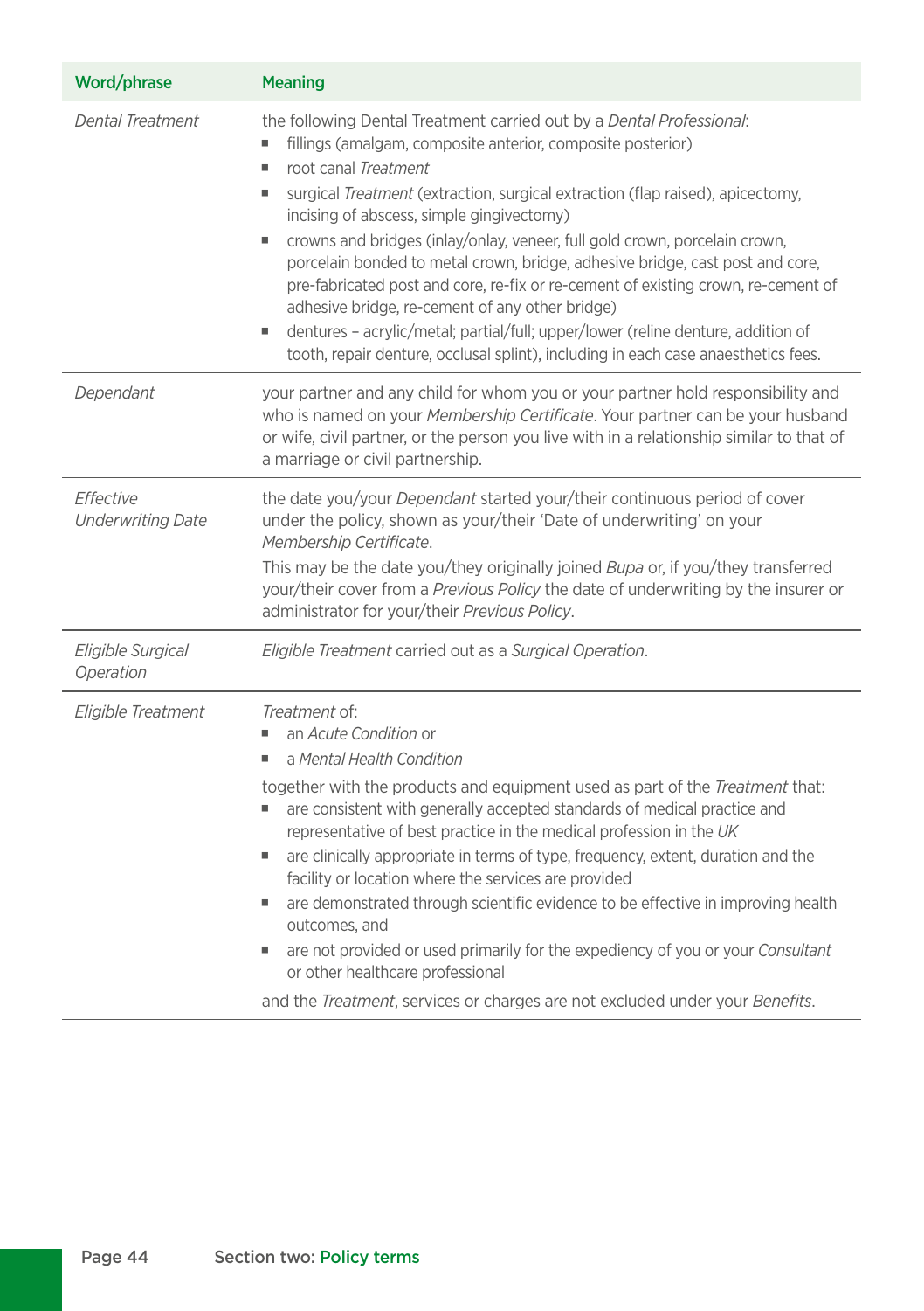| Word/phrase | Meaning |
|---|---|
| *Dental Treatment* | the following Dental Treatment carried out by a *Dental Professional*:<br>■ fillings (amalgam, composite anterior, composite posterior)<br>■ root canal *Treatment*<br>■ surgical *Treatment* (extraction, surgical extraction (flap raised), apicectomy, incising of abscess, simple gingivectomy)<br>■ crowns and bridges (inlay/onlay, veneer, full gold crown, porcelain crown, porcelain bonded to metal crown, bridge, adhesive bridge, cast post and core, pre-fabricated post and core, re-fix or re-cement of existing crown, re-cement of adhesive bridge, re-cement of any other bridge)<br>■ dentures – acrylic/metal; partial/full; upper/lower (reline denture, addition of tooth, repair denture, occlusal splint), including in each case anaesthetics fees. |
| *Dependant* | your partner and any child for whom you or your partner hold responsibility and who is named on your *Membership Certificate*. Your partner can be your husband or wife, civil partner, or the person you live with in a relationship similar to that of a marriage or civil partnership. |
| *Effective Underwriting Date* | the date you/your *Dependant* started your/their continuous period of cover under the policy, shown as your/their 'Date of underwriting' on your *Membership Certificate*.<br>This may be the date you/they originally joined *Bupa* or, if you/they transferred your/their cover from a *Previous Policy* the date of underwriting by the insurer or administrator for your/their *Previous Policy*. |
| *Eligible Surgical Operation* | *Eligible Treatment* carried out as a *Surgical Operation*. |
| *Eligible Treatment* | *Treatment* of:<br>■ an *Acute Condition* or<br>■ a *Mental Health Condition*<br>together with the products and equipment used as part of the *Treatment* that:<br>■ are consistent with generally accepted standards of medical practice and representative of best practice in the medical profession in the *UK*<br>■ are clinically appropriate in terms of type, frequency, extent, duration and the facility or location where the services are provided<br>■ are demonstrated through scientific evidence to be effective in improving health outcomes, and<br>■ are not provided or used primarily for the expediency of you or your *Consultant* or other healthcare professional<br>and the *Treatment*, services or charges are not excluded under your *Benefits*. |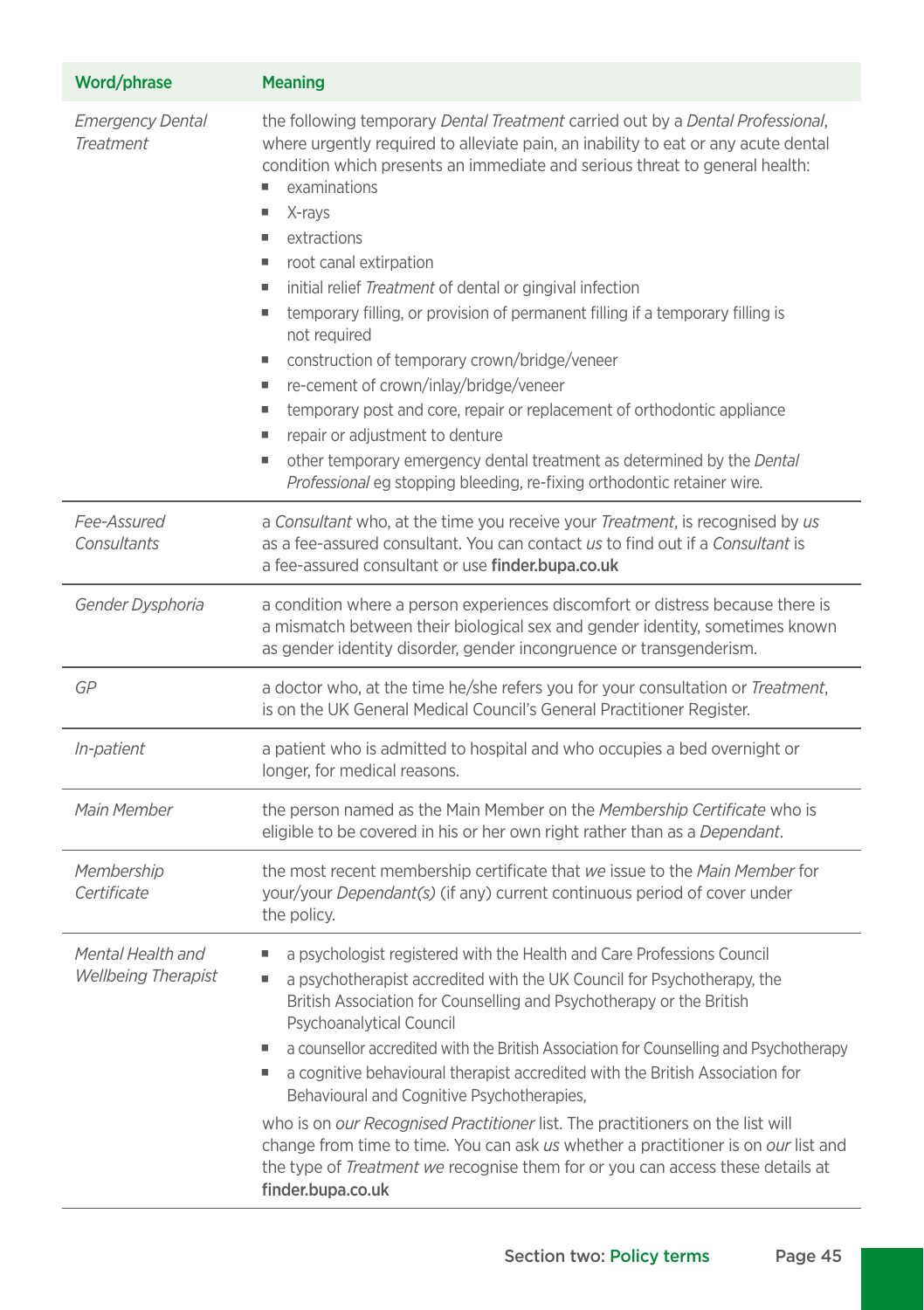| Word/phrase | Meaning |
|---|---|
| *Emergency Dental Treatment* | the following temporary *Dental Treatment* carried out by a *Dental Professional*, where urgently required to alleviate pain, an inability to eat or any acute dental condition which presents an immediate and serious threat to general health:<br>■ examinations<br>■ X-rays<br>■ extractions<br>■ root canal extirpation<br>■ initial relief *Treatment* of dental or gingival infection<br>■ temporary filling, or provision of permanent filling if a temporary filling is not required<br>■ construction of temporary crown/bridge/veneer<br>■ re-cement of crown/inlay/bridge/veneer<br>■ temporary post and core, repair or replacement of orthodontic appliance<br>■ repair or adjustment to denture<br>■ other temporary emergency dental treatment as determined by the *Dental Professional* eg stopping bleeding, re-fixing orthodontic retainer wire. |
| *Fee-Assured Consultants* | a *Consultant* who, at the time you receive your *Treatment*, is recognised by *us* as a fee-assured consultant. You can contact *us* to find out if a *Consultant* is a fee-assured consultant or use **finder.bupa.co.uk** |
| *Gender Dysphoria* | a condition where a person experiences discomfort or distress because there is a mismatch between their biological sex and gender identity, sometimes known as gender identity disorder, gender incongruence or transgenderism. |
| *GP* | a doctor who, at the time he/she refers you for your consultation or *Treatment*, is on the UK General Medical Council's General Practitioner Register. |
| *In-patient* | a patient who is admitted to hospital and who occupies a bed overnight or longer, for medical reasons. |
| *Main Member* | the person named as the Main Member on the *Membership Certificate* who is eligible to be covered in his or her own right rather than as a *Dependant*. |
| *Membership Certificate* | the most recent membership certificate that *we* issue to the *Main Member* for your/your *Dependant(s)* (if any) current continuous period of cover under the policy. |
| *Mental Health and Wellbeing Therapist* | ■ a psychologist registered with the Health and Care Professions Council<br>■ a psychotherapist accredited with the UK Council for Psychotherapy, the British Association for Counselling and Psychotherapy or the British Psychoanalytical Council<br>■ a counsellor accredited with the British Association for Counselling and Psychotherapy<br>■ a cognitive behavioural therapist accredited with the British Association for Behavioural and Cognitive Psychotherapies,<br><br>who is on *our Recognised Practitioner* list. The practitioners on the list will change from time to time. You can ask *us* whether a practitioner is on *our* list and the type of *Treatment we* recognise them for or you can access these details at **finder.bupa.co.uk** |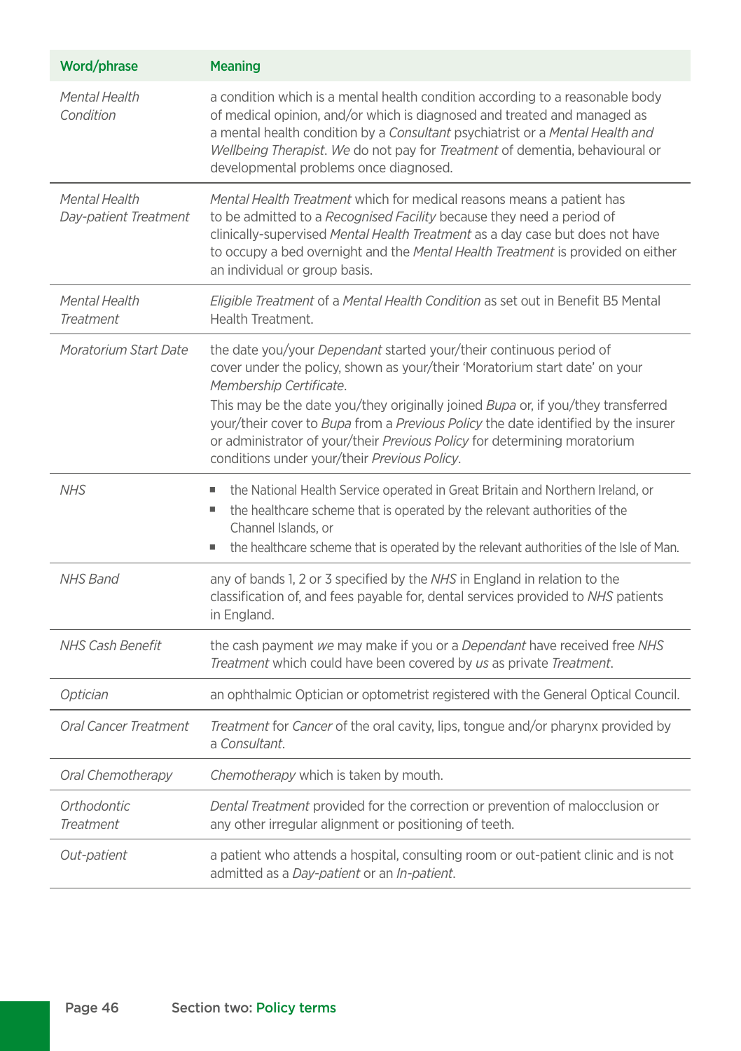| Word/phrase | Meaning |
|---|---|
| *Mental Health Condition* | a condition which is a mental health condition according to a reasonable body of medical opinion, and/or which is diagnosed and treated and managed as a mental health condition by a *Consultant* psychiatrist or a *Mental Health and Wellbeing Therapist*. *We* do not pay for *Treatment* of dementia, behavioural or developmental problems once diagnosed. |
| *Mental Health Day-patient Treatment* | *Mental Health Treatment* which for medical reasons means a patient has to be admitted to a *Recognised Facility* because they need a period of clinically-supervised *Mental Health Treatment* as a day case but does not have to occupy a bed overnight and the *Mental Health Treatment* is provided on either an individual or group basis. |
| *Mental Health Treatment* | *Eligible Treatment* of a *Mental Health Condition* as set out in Benefit B5 Mental Health Treatment. |
| *Moratorium Start Date* | the date you/your *Dependant* started your/their continuous period of cover under the policy, shown as your/their 'Moratorium start date' on your *Membership Certificate*.<br>This may be the date you/they originally joined *Bupa* or, if you/they transferred your/their cover to *Bupa* from a *Previous Policy* the date identified by the insurer or administrator of your/their *Previous Policy* for determining moratorium conditions under your/their *Previous Policy*. |
| *NHS* | ■ the National Health Service operated in Great Britain and Northern Ireland, or<br>■ the healthcare scheme that is operated by the relevant authorities of the Channel Islands, or<br>■ the healthcare scheme that is operated by the relevant authorities of the Isle of Man. |
| *NHS Band* | any of bands 1, 2 or 3 specified by the *NHS* in England in relation to the classification of, and fees payable for, dental services provided to *NHS* patients in England. |
| *NHS Cash Benefit* | the cash payment *we* may make if you or a *Dependant* have received free *NHS Treatment* which could have been covered by *us* as private *Treatment*. |
| *Optician* | an ophthalmic Optician or optometrist registered with the General Optical Council. |
| *Oral Cancer Treatment* | *Treatment* for *Cancer* of the oral cavity, lips, tongue and/or pharynx provided by a *Consultant*. |
| *Oral Chemotherapy* | *Chemotherapy* which is taken by mouth. |
| *Orthodontic Treatment* | *Dental Treatment* provided for the correction or prevention of malocclusion or any other irregular alignment or positioning of teeth. |
| *Out-patient* | a patient who attends a hospital, consulting room or out-patient clinic and is not admitted as a *Day-patient* or an *In-patient*. |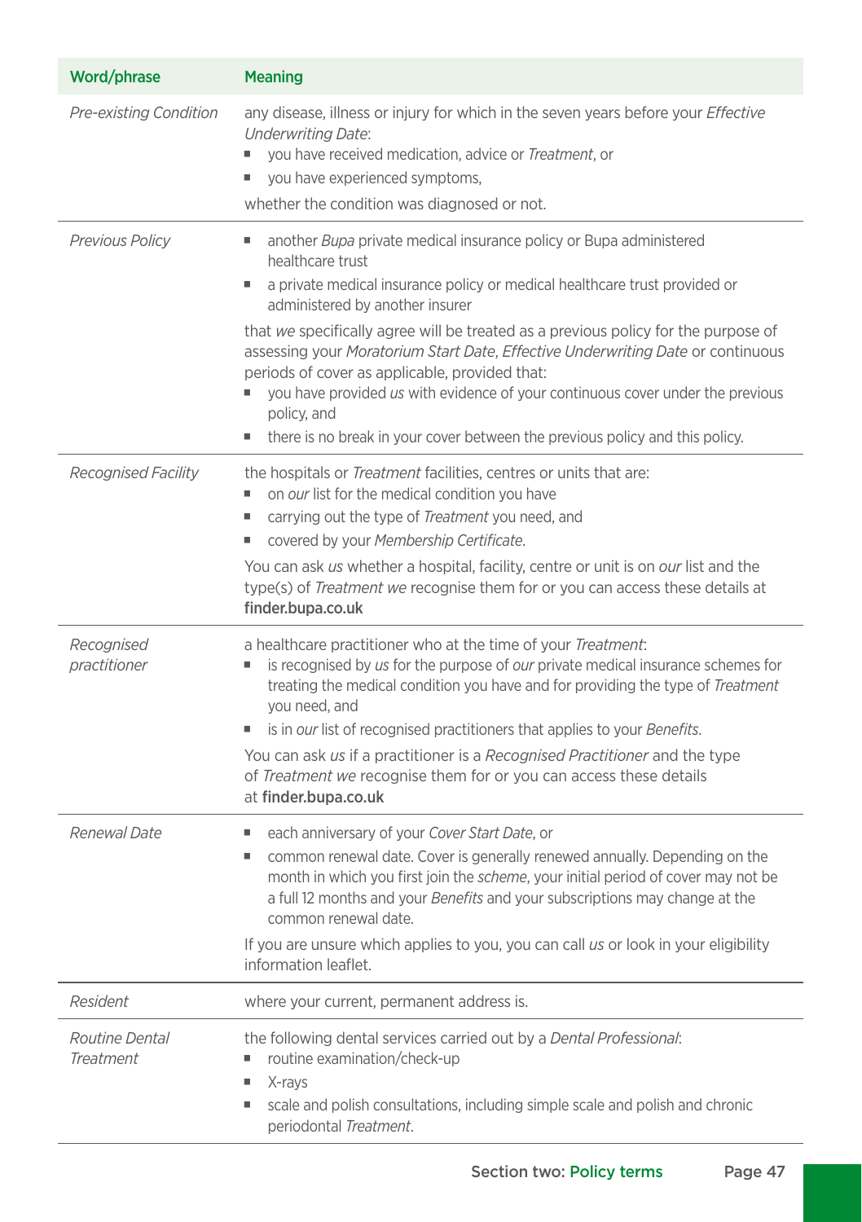| Word/phrase | Meaning |
|---|---|
| *Pre-existing Condition* | any disease, illness or injury for which in the seven years before your *Effective Underwriting Date*:<br>■ you have received medication, advice or *Treatment*, or<br>■ you have experienced symptoms,<br>whether the condition was diagnosed or not. |
| *Previous Policy* | ■ another *Bupa* private medical insurance policy or Bupa administered healthcare trust<br>■ a private medical insurance policy or medical healthcare trust provided or administered by another insurer<br>that *we* specifically agree will be treated as a previous policy for the purpose of assessing your *Moratorium Start Date*, *Effective Underwriting Date* or continuous periods of cover as applicable, provided that:<br>■ you have provided *us* with evidence of your continuous cover under the previous policy, and<br>■ there is no break in your cover between the previous policy and this policy. |
| *Recognised Facility* | the hospitals or *Treatment* facilities, centres or units that are:<br>■ on *our* list for the medical condition you have<br>■ carrying out the type of *Treatment* you need, and<br>■ covered by your *Membership Certificate*.<br>You can ask *us* whether a hospital, facility, centre or unit is on *our* list and the type(s) of *Treatment we* recognise them for or you can access these details at **finder.bupa.co.uk** |
| *Recognised practitioner* | a healthcare practitioner who at the time of your *Treatment*:<br>■ is recognised by *us* for the purpose of *our* private medical insurance schemes for treating the medical condition you have and for providing the type of *Treatment* you need, and<br>■ is in *our* list of recognised practitioners that applies to your *Benefits*.<br>You can ask *us* if a practitioner is a *Recognised Practitioner* and the type of *Treatment we* recognise them for or you can access these details at **finder.bupa.co.uk** |
| *Renewal Date* | ■ each anniversary of your *Cover Start Date*, or<br>■ common renewal date. Cover is generally renewed annually. Depending on the month in which you first join the *scheme*, your initial period of cover may not be a full 12 months and your *Benefits* and your subscriptions may change at the common renewal date.<br>If you are unsure which applies to you, you can call *us* or look in your eligibility information leaflet. |
| *Resident* | where your current, permanent address is. |
| *Routine Dental Treatment* | the following dental services carried out by a *Dental Professional*:<br>■ routine examination/check-up<br>■ X-rays<br>■ scale and polish consultations, including simple scale and polish and chronic periodontal *Treatment*. |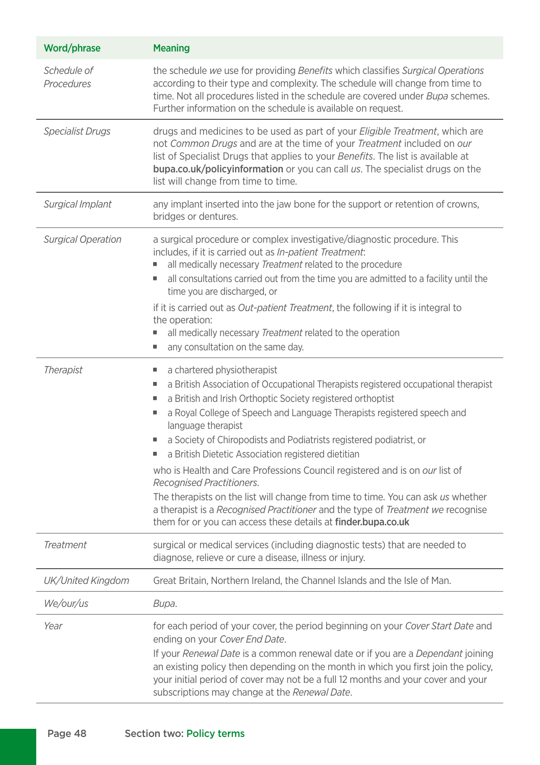| Word/phrase | Meaning |
|---|---|
| *Schedule of Procedures* | the schedule *we* use for providing *Benefits* which classifies *Surgical Operations* according to their type and complexity. The schedule will change from time to time. Not all procedures listed in the schedule are covered under *Bupa* schemes. Further information on the schedule is available on request. |
| *Specialist Drugs* | drugs and medicines to be used as part of your *Eligible Treatment*, which are not *Common Drugs* and are at the time of your *Treatment* included on *our* list of Specialist Drugs that applies to your *Benefits*. The list is available at **bupa.co.uk/policyinformation** or you can call *us*. The specialist drugs on the list will change from time to time. |
| *Surgical Implant* | any implant inserted into the jaw bone for the support or retention of crowns, bridges or dentures. |
| *Surgical Operation* | a surgical procedure or complex investigative/diagnostic procedure. This includes, if it is carried out as *In-patient Treatment*:<br>▪ all medically necessary *Treatment* related to the procedure<br>▪ all consultations carried out from the time you are admitted to a facility until the time you are discharged, or<br><br>if it is carried out as *Out-patient Treatment*, the following if it is integral to the operation:<br>▪ all medically necessary *Treatment* related to the operation<br>▪ any consultation on the same day. |
| *Therapist* | ▪ a chartered physiotherapist<br>▪ a British Association of Occupational Therapists registered occupational therapist<br>▪ a British and Irish Orthoptic Society registered orthoptist<br>▪ a Royal College of Speech and Language Therapists registered speech and language therapist<br>▪ a Society of Chiropodists and Podiatrists registered podiatrist, or<br>▪ a British Dietetic Association registered dietitian<br><br>who is Health and Care Professions Council registered and is on *our* list of *Recognised Practitioners*.<br>The therapists on the list will change from time to time. You can ask *us* whether a therapist is a *Recognised Practitioner* and the type of *Treatment we* recognise them for or you can access these details at **finder.bupa.co.uk** |
| *Treatment* | surgical or medical services (including diagnostic tests) that are needed to diagnose, relieve or cure a disease, illness or injury. |
| *UK/United Kingdom* | Great Britain, Northern Ireland, the Channel Islands and the Isle of Man. |
| *We/our/us* | *Bupa*. |
| *Year* | for each period of your cover, the period beginning on your *Cover Start Date* and ending on your *Cover End Date*.<br>If your *Renewal Date* is a common renewal date or if you are a *Dependant* joining an existing policy then depending on the month in which you first join the policy, your initial period of cover may not be a full 12 months and your cover and your subscriptions may change at the *Renewal Date*. |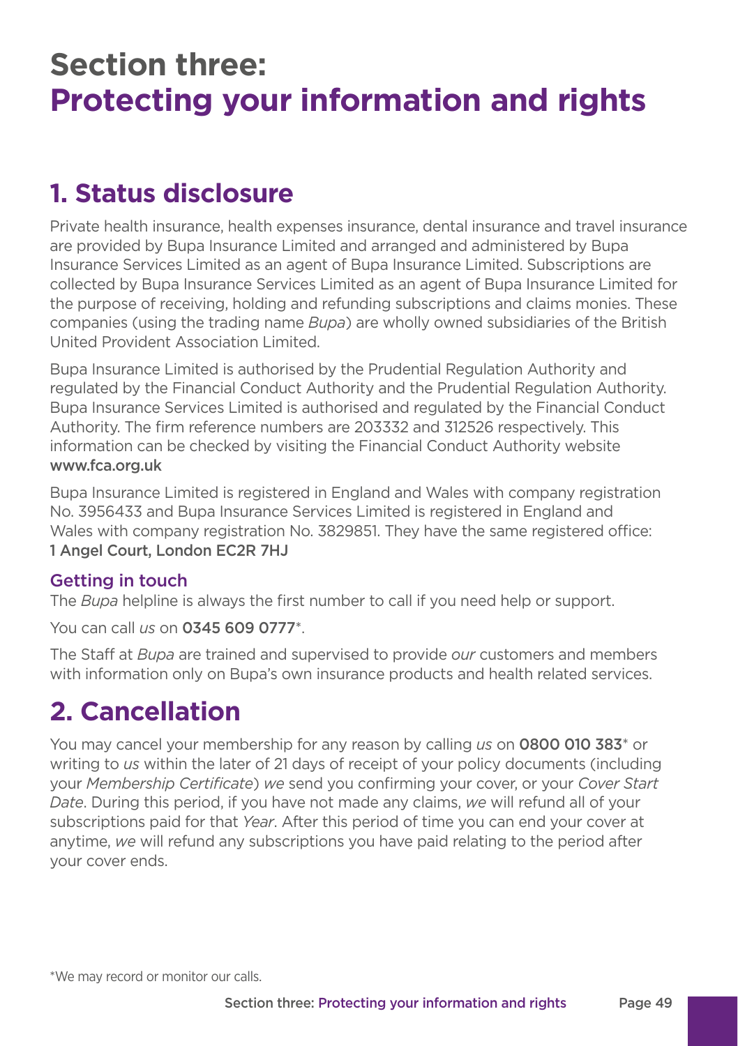# Section three: Protecting your information and rights

## 1. Status disclosure

Private health insurance, health expenses insurance, dental insurance and travel insurance are provided by Bupa Insurance Limited and arranged and administered by Bupa Insurance Services Limited as an agent of Bupa Insurance Limited. Subscriptions are collected by Bupa Insurance Services Limited as an agent of Bupa Insurance Limited for the purpose of receiving, holding and refunding subscriptions and claims monies. These companies (using the trading name *Bupa*) are wholly owned subsidiaries of the British United Provident Association Limited.

Bupa Insurance Limited is authorised by the Prudential Regulation Authority and regulated by the Financial Conduct Authority and the Prudential Regulation Authority. Bupa Insurance Services Limited is authorised and regulated by the Financial Conduct Authority. The firm reference numbers are 203332 and 312526 respectively. This information can be checked by visiting the Financial Conduct Authority website **www.fca.org.uk**

Bupa Insurance Limited is registered in England and Wales with company registration No. 3956433 and Bupa Insurance Services Limited is registered in England and Wales with company registration No. 3829851. They have the same registered office: **1 Angel Court, London EC2R 7HJ**

### Getting in touch

The *Bupa* helpline is always the first number to call if you need help or support.

You can call *us* on **0345 609 0777***.

The Staff at *Bupa* are trained and supervised to provide *our* customers and members with information only on Bupa's own insurance products and health related services.

## 2. Cancellation

You may cancel your membership for any reason by calling *us* on **0800 010 383*** or writing to *us* within the later of 21 days of receipt of your policy documents (including your *Membership Certificate*) *we* send you confirming your cover, or your *Cover Start Date*. During this period, if you have not made any claims, *we* will refund all of your subscriptions paid for that *Year*. After this period of time you can end your cover at anytime, *we* will refund any subscriptions you have paid relating to the period after your cover ends.

*We may record or monitor our calls.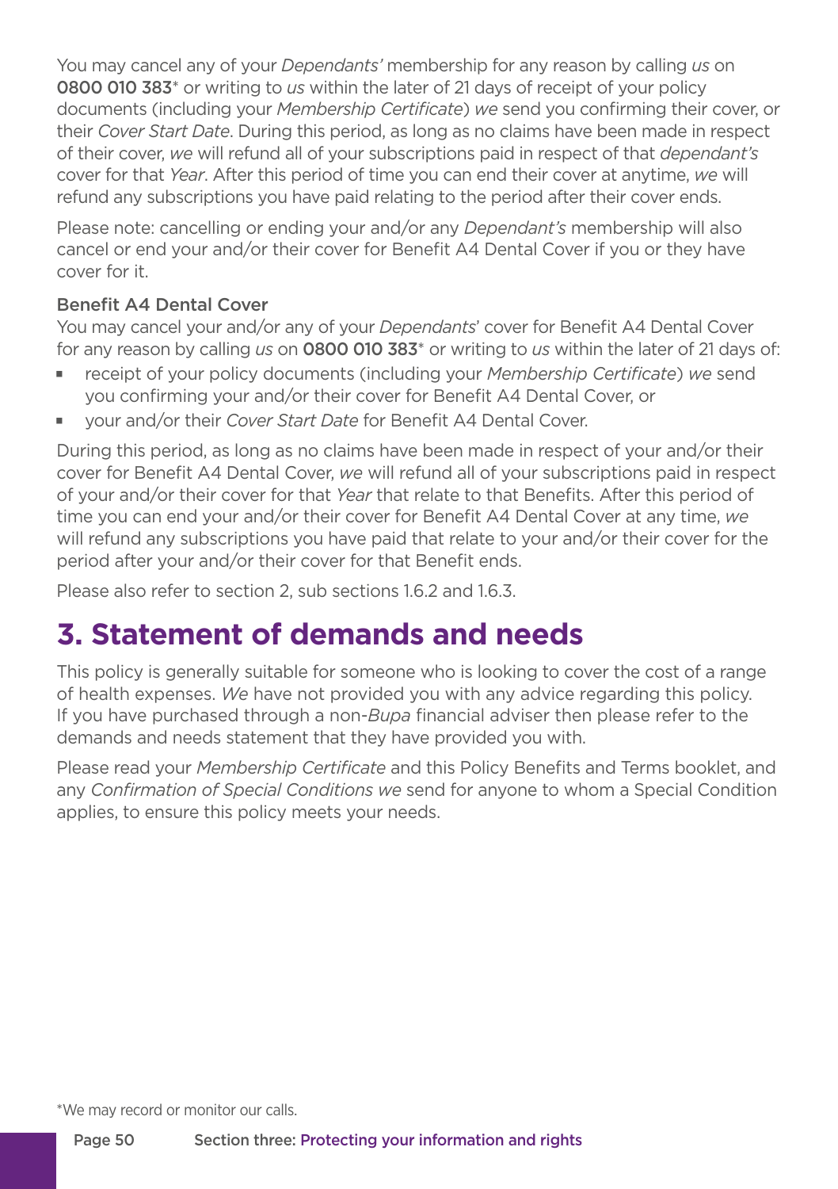You may cancel any of your *Dependants'* membership for any reason by calling *us* on **0800 010 383*** or writing to *us* within the later of 21 days of receipt of your policy documents (including your *Membership Certificate*) *we* send you confirming their cover, or their *Cover Start Date*. During this period, as long as no claims have been made in respect of their cover, *we* will refund all of your subscriptions paid in respect of that *dependant's* cover for that *Year*. After this period of time you can end their cover at anytime, *we* will refund any subscriptions you have paid relating to the period after their cover ends.

Please note: cancelling or ending your and/or any *Dependant's* membership will also cancel or end your and/or their cover for Benefit A4 Dental Cover if you or they have cover for it.

**Benefit A4 Dental Cover**

You may cancel your and/or any of your *Dependants*' cover for Benefit A4 Dental Cover for any reason by calling *us* on **0800 010 383*** or writing to *us* within the later of 21 days of:

- receipt of your policy documents (including your *Membership Certificate*) *we* send you confirming your and/or their cover for Benefit A4 Dental Cover, or
- your and/or their *Cover Start Date* for Benefit A4 Dental Cover.

During this period, as long as no claims have been made in respect of your and/or their cover for Benefit A4 Dental Cover, *we* will refund all of your subscriptions paid in respect of your and/or their cover for that *Year* that relate to that Benefits. After this period of time you can end your and/or their cover for Benefit A4 Dental Cover at any time, *we* will refund any subscriptions you have paid that relate to your and/or their cover for the period after your and/or their cover for that Benefit ends.

Please also refer to section 2, sub sections 1.6.2 and 1.6.3.

# 3. Statement of demands and needs

This policy is generally suitable for someone who is looking to cover the cost of a range of health expenses. *We* have not provided you with any advice regarding this policy. If you have purchased through a non-*Bupa* financial adviser then please refer to the demands and needs statement that they have provided you with.

Please read your *Membership Certificate* and this Policy Benefits and Terms booklet, and any *Confirmation of Special Conditions we* send for anyone to whom a Special Condition applies, to ensure this policy meets your needs.

*We may record or monitor our calls.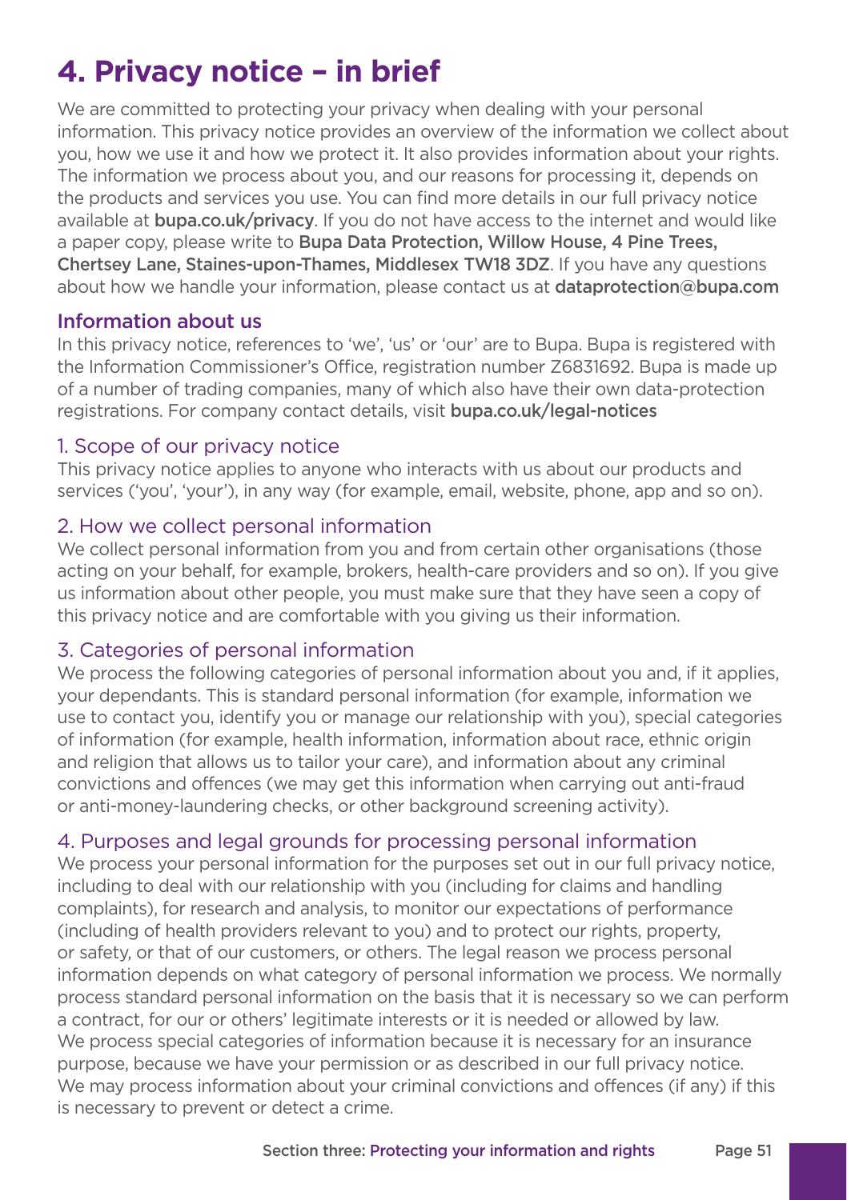# 4. Privacy notice – in brief

We are committed to protecting your privacy when dealing with your personal information. This privacy notice provides an overview of the information we collect about you, how we use it and how we protect it. It also provides information about your rights. The information we process about you, and our reasons for processing it, depends on the products and services you use. You can find more details in our full privacy notice available at **bupa.co.uk/privacy**. If you do not have access to the internet and would like a paper copy, please write to **Bupa Data Protection, Willow House, 4 Pine Trees, Chertsey Lane, Staines-upon-Thames, Middlesex TW18 3DZ**. If you have any questions about how we handle your information, please contact us at **dataprotection@bupa.com**

## Information about us

In this privacy notice, references to 'we', 'us' or 'our' are to Bupa. Bupa is registered with the Information Commissioner's Office, registration number Z6831692. Bupa is made up of a number of trading companies, many of which also have their own data-protection registrations. For company contact details, visit **bupa.co.uk/legal-notices**

### 1. Scope of our privacy notice

This privacy notice applies to anyone who interacts with us about our products and services ('you', 'your'), in any way (for example, email, website, phone, app and so on).

### 2. How we collect personal information

We collect personal information from you and from certain other organisations (those acting on your behalf, for example, brokers, health-care providers and so on). If you give us information about other people, you must make sure that they have seen a copy of this privacy notice and are comfortable with you giving us their information.

### 3. Categories of personal information

We process the following categories of personal information about you and, if it applies, your dependants. This is standard personal information (for example, information we use to contact you, identify you or manage our relationship with you), special categories of information (for example, health information, information about race, ethnic origin and religion that allows us to tailor your care), and information about any criminal convictions and offences (we may get this information when carrying out anti-fraud or anti-money-laundering checks, or other background screening activity).

### 4. Purposes and legal grounds for processing personal information

We process your personal information for the purposes set out in our full privacy notice, including to deal with our relationship with you (including for claims and handling complaints), for research and analysis, to monitor our expectations of performance (including of health providers relevant to you) and to protect our rights, property, or safety, or that of our customers, or others. The legal reason we process personal information depends on what category of personal information we process. We normally process standard personal information on the basis that it is necessary so we can perform a contract, for our or others' legitimate interests or it is needed or allowed by law. We process special categories of information because it is necessary for an insurance purpose, because we have your permission or as described in our full privacy notice. We may process information about your criminal convictions and offences (if any) if this is necessary to prevent or detect a crime.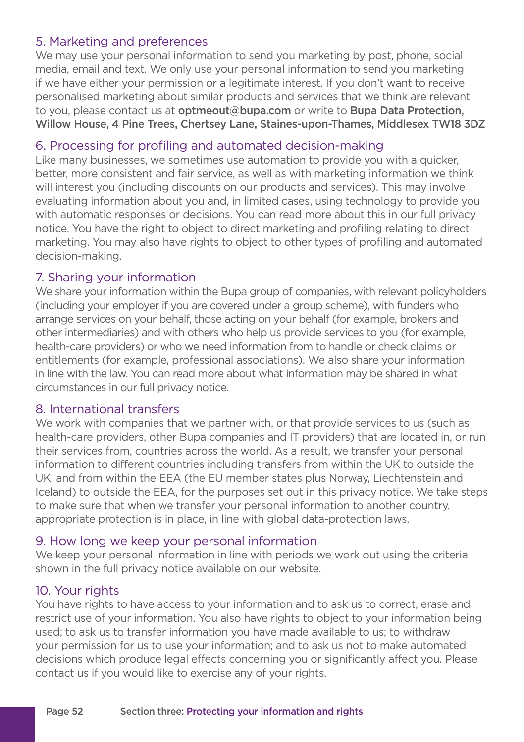## 5. Marketing and preferences

We may use your personal information to send you marketing by post, phone, social media, email and text. We only use your personal information to send you marketing if we have either your permission or a legitimate interest. If you don't want to receive personalised marketing about similar products and services that we think are relevant to you, please contact us at **optmeout@bupa.com** or write to **Bupa Data Protection, Willow House, 4 Pine Trees, Chertsey Lane, Staines-upon-Thames, Middlesex TW18 3DZ**

## 6. Processing for profiling and automated decision-making

Like many businesses, we sometimes use automation to provide you with a quicker, better, more consistent and fair service, as well as with marketing information we think will interest you (including discounts on our products and services). This may involve evaluating information about you and, in limited cases, using technology to provide you with automatic responses or decisions. You can read more about this in our full privacy notice. You have the right to object to direct marketing and profiling relating to direct marketing. You may also have rights to object to other types of profiling and automated decision-making.

## 7. Sharing your information

We share your information within the Bupa group of companies, with relevant policyholders (including your employer if you are covered under a group scheme), with funders who arrange services on your behalf, those acting on your behalf (for example, brokers and other intermediaries) and with others who help us provide services to you (for example, health-care providers) or who we need information from to handle or check claims or entitlements (for example, professional associations). We also share your information in line with the law. You can read more about what information may be shared in what circumstances in our full privacy notice.

## 8. International transfers

We work with companies that we partner with, or that provide services to us (such as health-care providers, other Bupa companies and IT providers) that are located in, or run their services from, countries across the world. As a result, we transfer your personal information to different countries including transfers from within the UK to outside the UK, and from within the EEA (the EU member states plus Norway, Liechtenstein and Iceland) to outside the EEA, for the purposes set out in this privacy notice. We take steps to make sure that when we transfer your personal information to another country, appropriate protection is in place, in line with global data-protection laws.

## 9. How long we keep your personal information

We keep your personal information in line with periods we work out using the criteria shown in the full privacy notice available on our website.

## 10. Your rights

You have rights to have access to your information and to ask us to correct, erase and restrict use of your information. You also have rights to object to your information being used; to ask us to transfer information you have made available to us; to withdraw your permission for us to use your information; and to ask us not to make automated decisions which produce legal effects concerning you or significantly affect you. Please contact us if you would like to exercise any of your rights.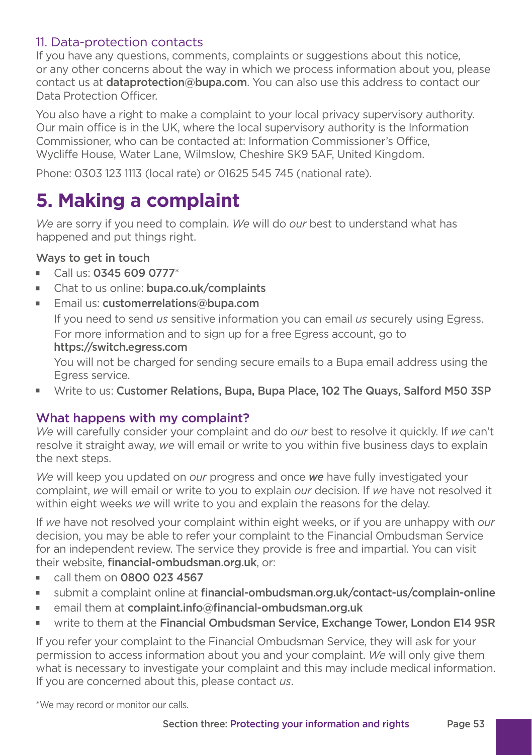### 11. Data-protection contacts

If you have any questions, comments, complaints or suggestions about this notice, or any other concerns about the way in which we process information about you, please contact us at **dataprotection@bupa.com**. You can also use this address to contact our Data Protection Officer.

You also have a right to make a complaint to your local privacy supervisory authority. Our main office is in the UK, where the local supervisory authority is the Information Commissioner, who can be contacted at: Information Commissioner's Office, Wycliffe House, Water Lane, Wilmslow, Cheshire SK9 5AF, United Kingdom.

Phone: 0303 123 1113 (local rate) or 01625 545 745 (national rate).

# 5. Making a complaint

*We* are sorry if you need to complain. *We* will do *our* best to understand what has happened and put things right.

**Ways to get in touch**

- Call us: **0345 609 0777***
- Chat to us online: **bupa.co.uk/complaints**
- Email us: **customerrelations@bupa.com**

  If you need to send *us* sensitive information you can email *us* securely using Egress. For more information and to sign up for a free Egress account, go to **https://switch.egress.com**

  You will not be charged for sending secure emails to a Bupa email address using the Egress service.
- Write to us: **Customer Relations, Bupa, Bupa Place, 102 The Quays, Salford M50 3SP**

## What happens with my complaint?

*We* will carefully consider your complaint and do *our* best to resolve it quickly. If *we* can't resolve it straight away, *we* will email or write to you within five business days to explain the next steps.

*We* will keep you updated on *our* progress and once ***we*** have fully investigated your complaint, *we* will email or write to you to explain *our* decision. If *we* have not resolved it within eight weeks *we* will write to you and explain the reasons for the delay.

If *we* have not resolved your complaint within eight weeks, or if you are unhappy with *our* decision, you may be able to refer your complaint to the Financial Ombudsman Service for an independent review. The service they provide is free and impartial. You can visit their website, **financial-ombudsman.org.uk**, or:

- call them on **0800 023 4567**
- submit a complaint online at **financial-ombudsman.org.uk/contact-us/complain-online**
- email them at **complaint.info@financial-ombudsman.org.uk**
- write to them at the **Financial Ombudsman Service, Exchange Tower, London E14 9SR**

If you refer your complaint to the Financial Ombudsman Service, they will ask for your permission to access information about you and your complaint. *We* will only give them what is necessary to investigate your complaint and this may include medical information. If you are concerned about this, please contact *us*.

*We may record or monitor our calls.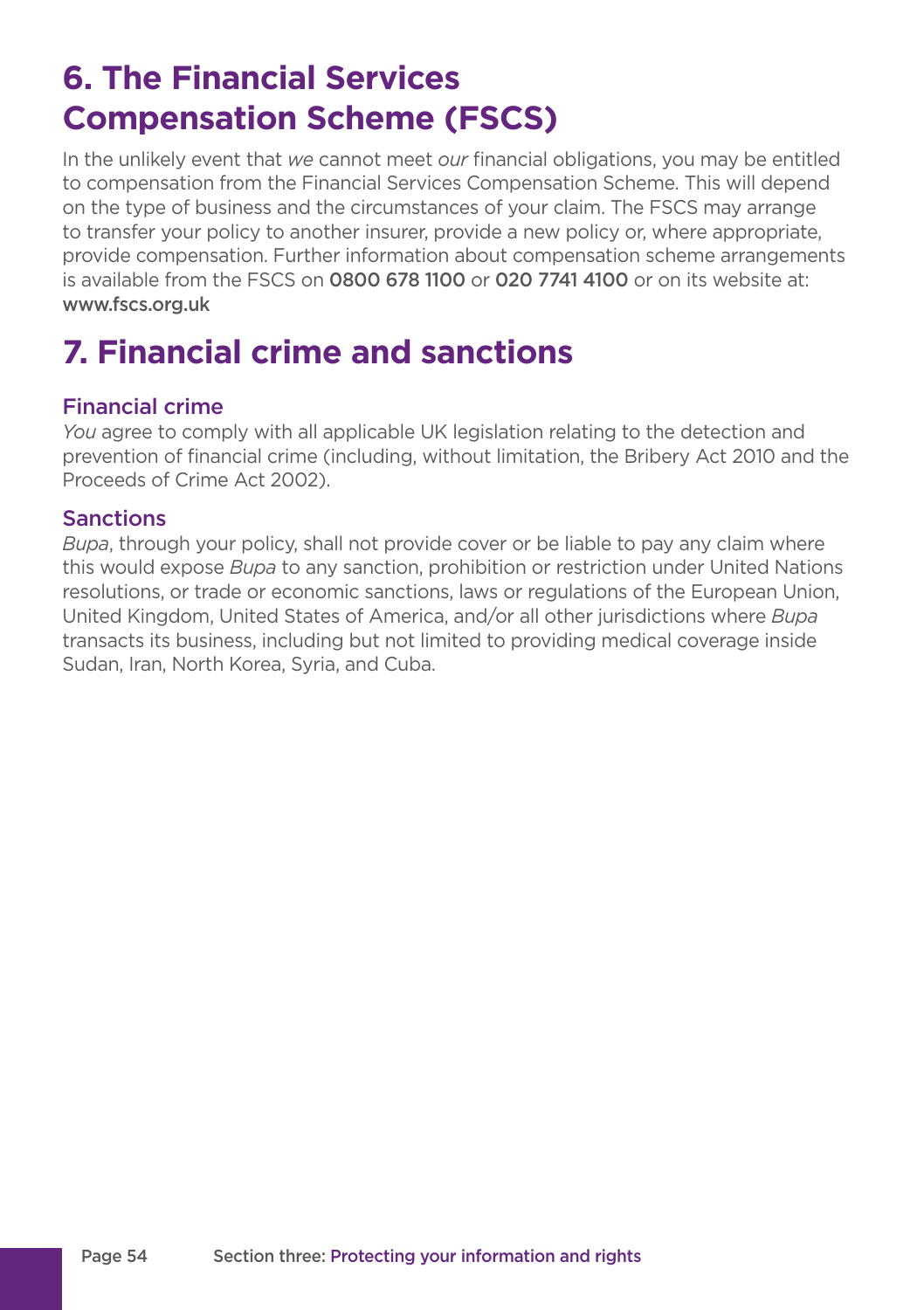# 6. The Financial Services Compensation Scheme (FSCS)

In the unlikely event that *we* cannot meet *our* financial obligations, you may be entitled to compensation from the Financial Services Compensation Scheme. This will depend on the type of business and the circumstances of your claim. The FSCS may arrange to transfer your policy to another insurer, provide a new policy or, where appropriate, provide compensation. Further information about compensation scheme arrangements is available from the FSCS on **0800 678 1100** or **020 7741 4100** or on its website at: **www.fscs.org.uk**

# 7. Financial crime and sanctions

## Financial crime

*You* agree to comply with all applicable UK legislation relating to the detection and prevention of financial crime (including, without limitation, the Bribery Act 2010 and the Proceeds of Crime Act 2002).

## Sanctions

*Bupa*, through your policy, shall not provide cover or be liable to pay any claim where this would expose *Bupa* to any sanction, prohibition or restriction under United Nations resolutions, or trade or economic sanctions, laws or regulations of the European Union, United Kingdom, United States of America, and/or all other jurisdictions where *Bupa* transacts its business, including but not limited to providing medical coverage inside Sudan, Iran, North Korea, Syria, and Cuba.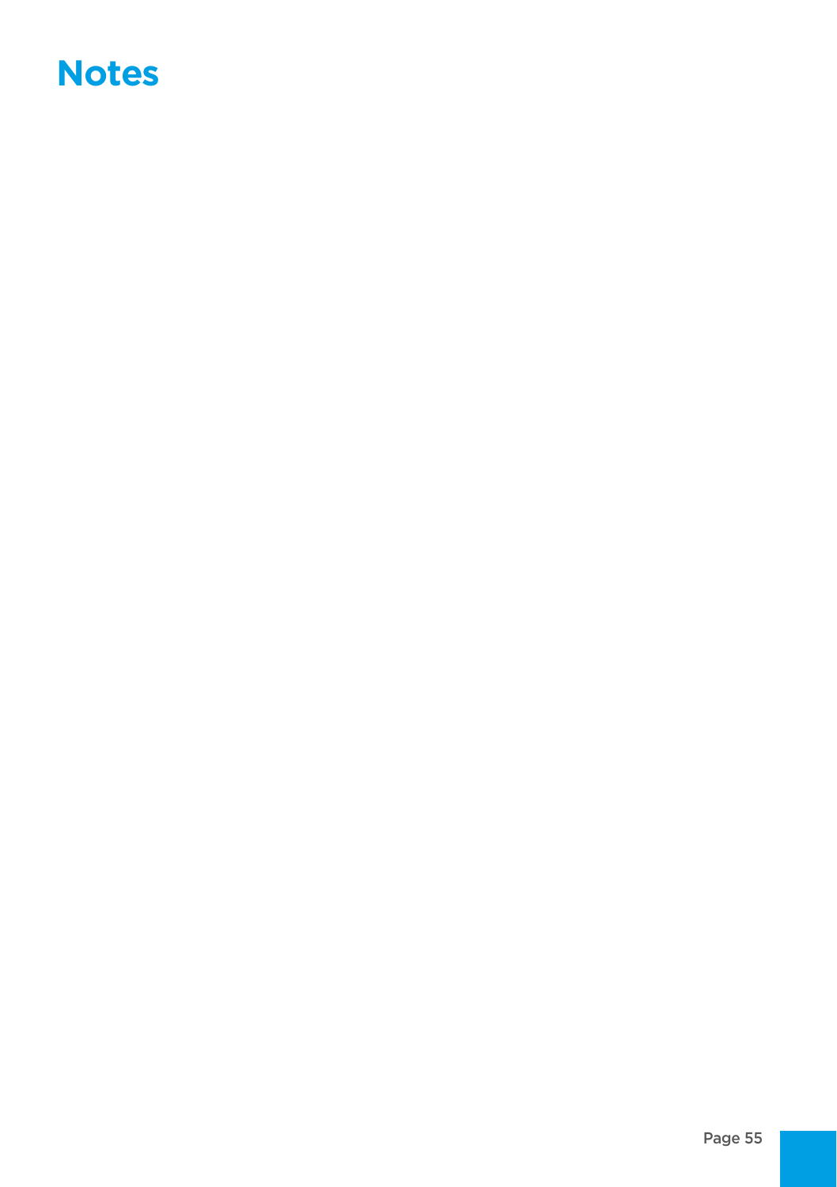# Notes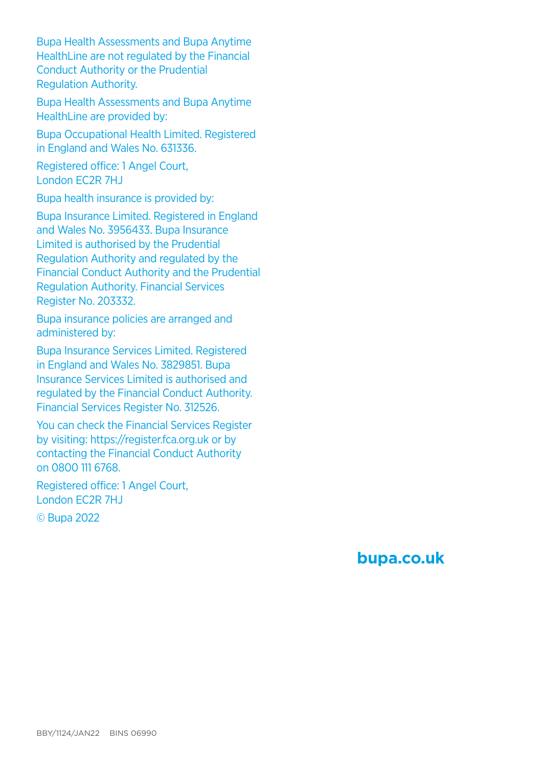Bupa Health Assessments and Bupa Anytime HealthLine are not regulated by the Financial Conduct Authority or the Prudential Regulation Authority.

Bupa Health Assessments and Bupa Anytime HealthLine are provided by:

Bupa Occupational Health Limited. Registered in England and Wales No. 631336.

Registered office: 1 Angel Court, London EC2R 7HJ

Bupa health insurance is provided by:

Bupa Insurance Limited. Registered in England and Wales No. 3956433. Bupa Insurance Limited is authorised by the Prudential Regulation Authority and regulated by the Financial Conduct Authority and the Prudential Regulation Authority. Financial Services Register No. 203332.

Bupa insurance policies are arranged and administered by:

Bupa Insurance Services Limited. Registered in England and Wales No. 3829851. Bupa Insurance Services Limited is authorised and regulated by the Financial Conduct Authority. Financial Services Register No. 312526.

You can check the Financial Services Register by visiting: https://register.fca.org.uk or by contacting the Financial Conduct Authority on 0800 111 6768.

Registered office: 1 Angel Court, London EC2R 7HJ

© Bupa 2022

**bupa.co.uk**

BBY/1124/JAN22 BINS 06990